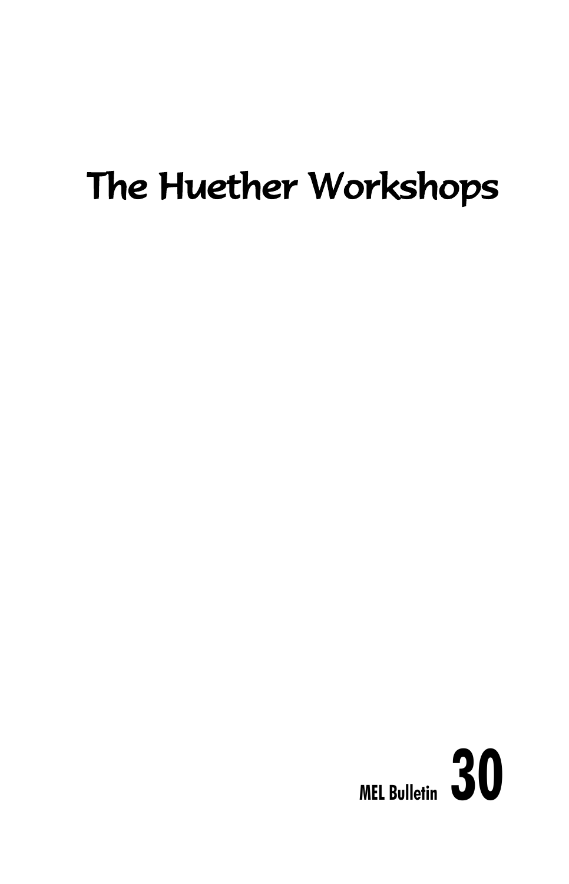# The Huether Workshops

MEL Bulletin **30**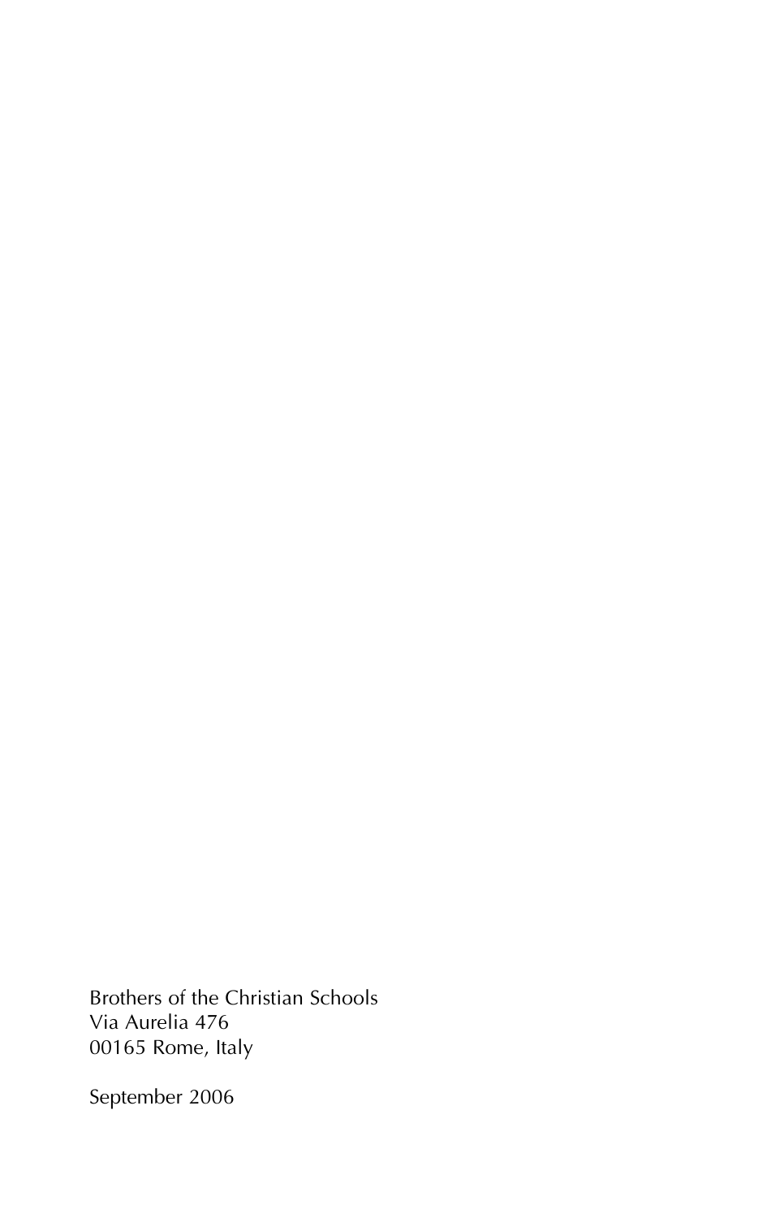Brothers of the Christian Schools
Via Aurelia 476
00165 Rome, Italy

September 2006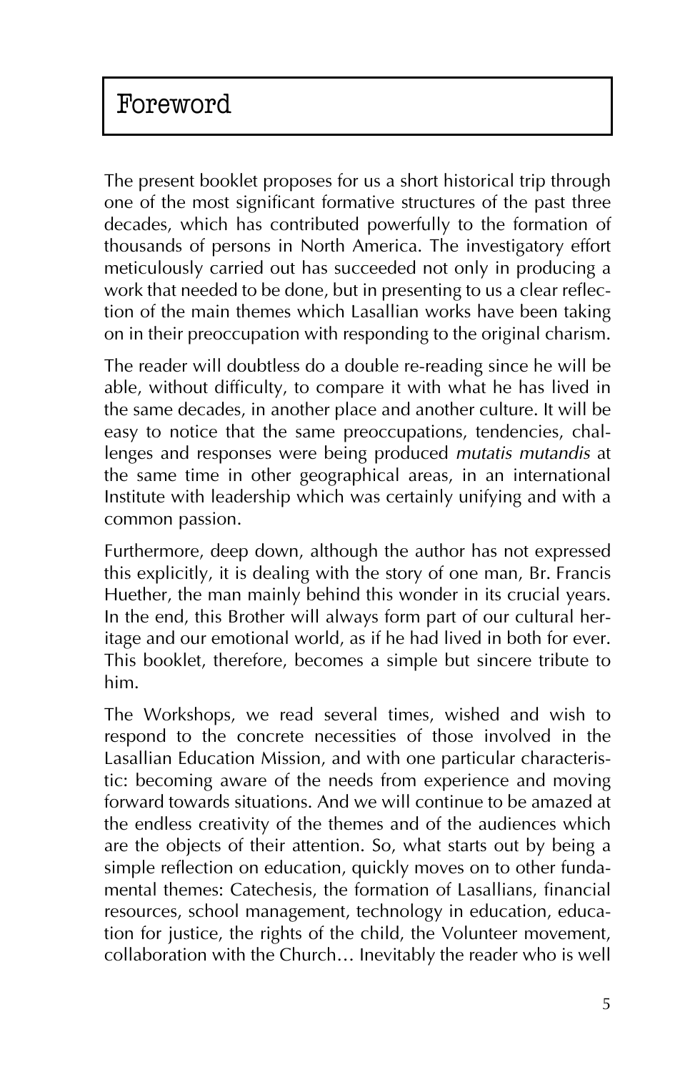# Foreword

The present booklet proposes for us a short historical trip through one of the most significant formative structures of the past three decades, which has contributed powerfully to the formation of thousands of persons in North America. The investigatory effort meticulously carried out has succeeded not only in producing a work that needed to be done, but in presenting to us a clear reflection of the main themes which Lasallian works have been taking on in their preoccupation with responding to the original charism.

The reader will doubtless do a double re-reading since he will be able, without difficulty, to compare it with what he has lived in the same decades, in another place and another culture. It will be easy to notice that the same preoccupations, tendencies, challenges and responses were being produced *mutatis mutandis* at the same time in other geographical areas, in an international Institute with leadership which was certainly unifying and with a common passion.

Furthermore, deep down, although the author has not expressed this explicitly, it is dealing with the story of one man, Br. Francis Huether, the man mainly behind this wonder in its crucial years. In the end, this Brother will always form part of our cultural heritage and our emotional world, as if he had lived in both for ever. This booklet, therefore, becomes a simple but sincere tribute to him.

The Workshops, we read several times, wished and wish to respond to the concrete necessities of those involved in the Lasallian Education Mission, and with one particular characteristic: becoming aware of the needs from experience and moving forward towards situations. And we will continue to be amazed at the endless creativity of the themes and of the audiences which are the objects of their attention. So, what starts out by being a simple reflection on education, quickly moves on to other fundamental themes: Catechesis, the formation of Lasallians, financial resources, school management, technology in education, education for justice, the rights of the child, the Volunteer movement, collaboration with the Church… Inevitably the reader who is well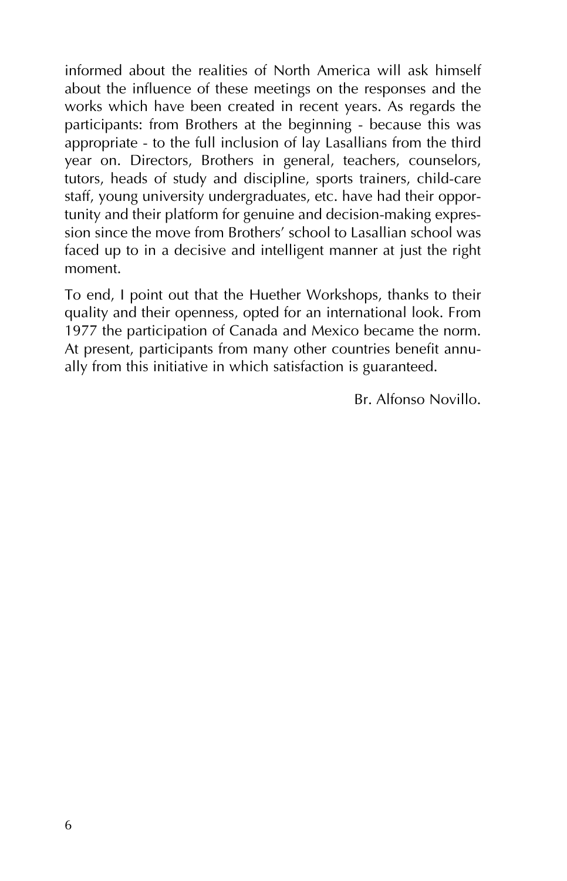informed about the realities of North America will ask himself about the influence of these meetings on the responses and the works which have been created in recent years. As regards the participants: from Brothers at the beginning - because this was appropriate - to the full inclusion of lay Lasallians from the third year on. Directors, Brothers in general, teachers, counselors, tutors, heads of study and discipline, sports trainers, child-care staff, young university undergraduates, etc. have had their opportunity and their platform for genuine and decision-making expression since the move from Brothers' school to Lasallian school was faced up to in a decisive and intelligent manner at just the right moment.

To end, I point out that the Huether Workshops, thanks to their quality and their openness, opted for an international look. From 1977 the participation of Canada and Mexico became the norm. At present, participants from many other countries benefit annually from this initiative in which satisfaction is guaranteed.

Br. Alfonso Novillo.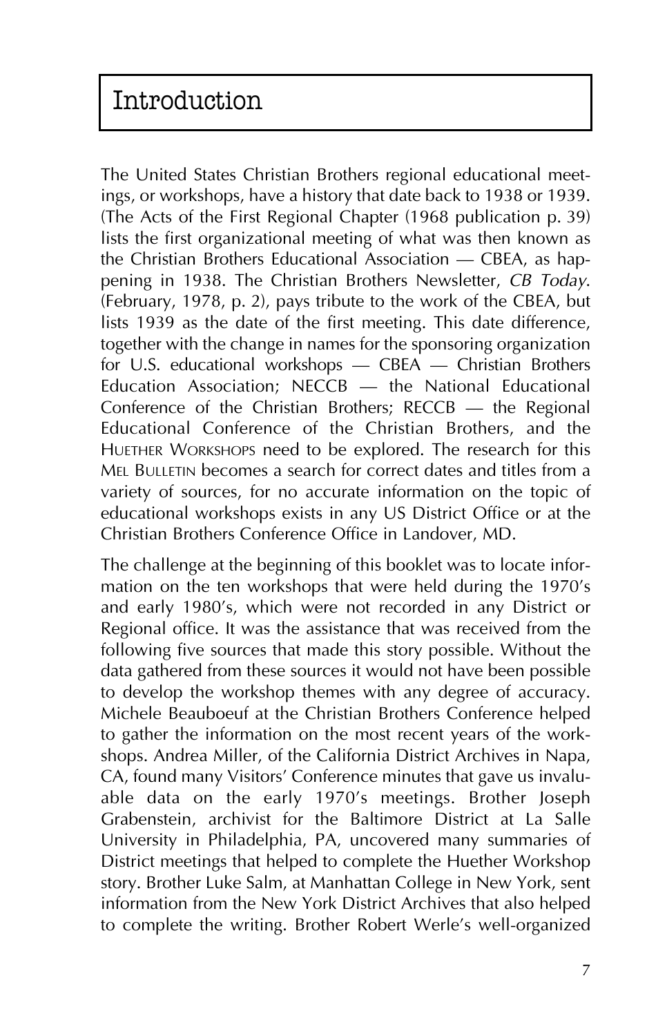# Introduction

The United States Christian Brothers regional educational meetings, or workshops, have a history that date back to 1938 or 1939. (The Acts of the First Regional Chapter (1968 publication p. 39) lists the first organizational meeting of what was then known as the Christian Brothers Educational Association — CBEA, as happening in 1938. The Christian Brothers Newsletter, *CB Today*. (February, 1978, p. 2), pays tribute to the work of the CBEA, but lists 1939 as the date of the first meeting. This date difference, together with the change in names for the sponsoring organization for U.S. educational workshops — CBEA — Christian Brothers Education Association; NECCB — the National Educational Conference of the Christian Brothers; RECCB — the Regional Educational Conference of the Christian Brothers, and the Huether Workshops need to be explored. The research for this Mel Bulletin becomes a search for correct dates and titles from a variety of sources, for no accurate information on the topic of educational workshops exists in any US District Office or at the Christian Brothers Conference Office in Landover, MD.

The challenge at the beginning of this booklet was to locate information on the ten workshops that were held during the 1970's and early 1980's, which were not recorded in any District or Regional office. It was the assistance that was received from the following five sources that made this story possible. Without the data gathered from these sources it would not have been possible to develop the workshop themes with any degree of accuracy. Michele Beauboeuf at the Christian Brothers Conference helped to gather the information on the most recent years of the workshops. Andrea Miller, of the California District Archives in Napa, CA, found many Visitors' Conference minutes that gave us invaluable data on the early 1970's meetings. Brother Joseph Grabenstein, archivist for the Baltimore District at La Salle University in Philadelphia, PA, uncovered many summaries of District meetings that helped to complete the Huether Workshop story. Brother Luke Salm, at Manhattan College in New York, sent information from the New York District Archives that also helped to complete the writing. Brother Robert Werle's well-organized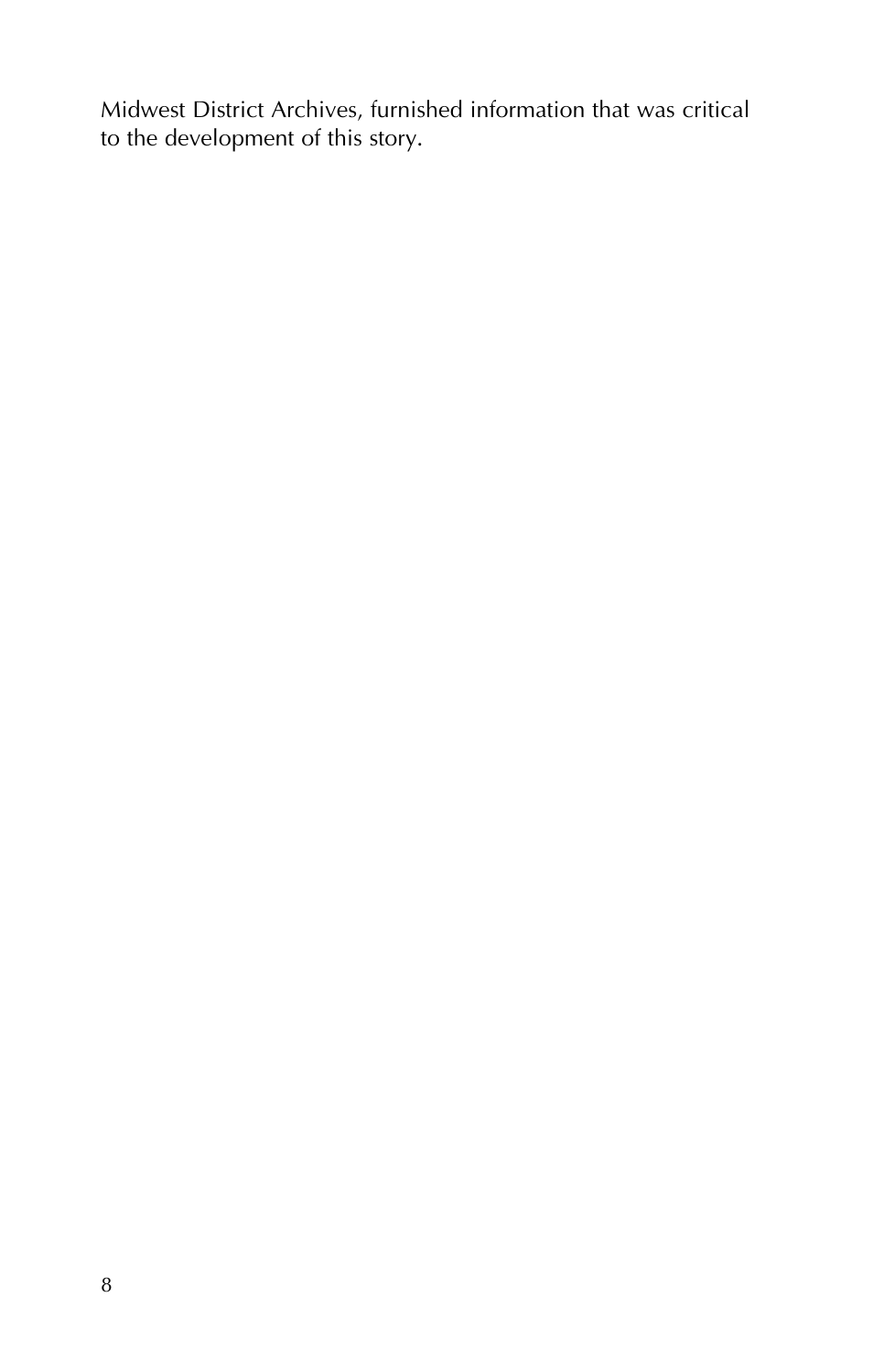Midwest District Archives, furnished information that was critical to the development of this story.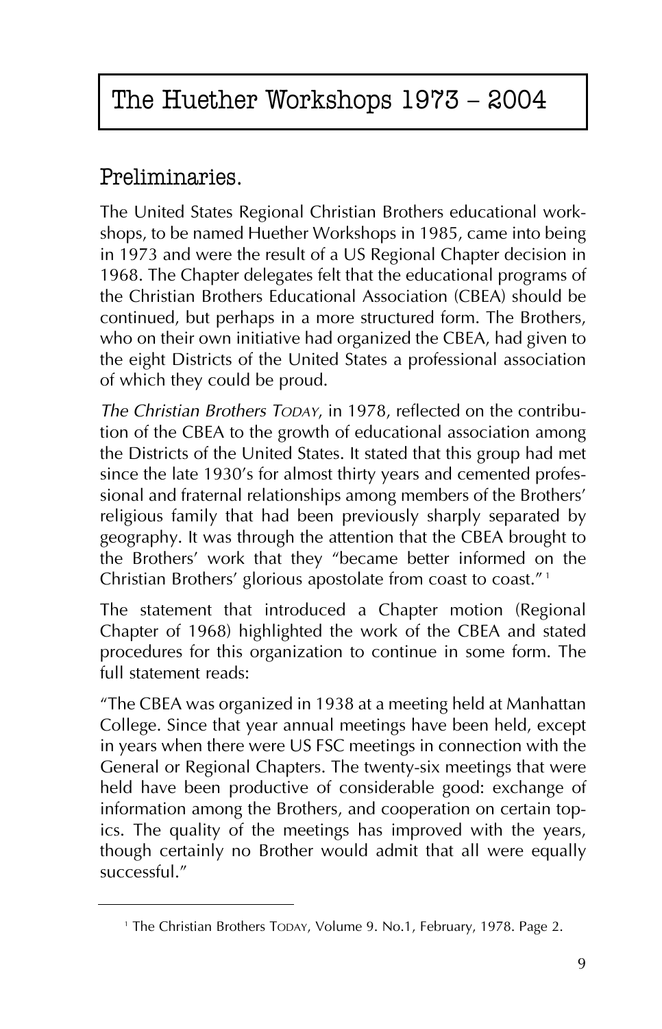# The Huether Workshops 1973 – 2004

## Preliminaries.

The United States Regional Christian Brothers educational workshops, to be named Huether Workshops in 1985, came into being in 1973 and were the result of a US Regional Chapter decision in 1968. The Chapter delegates felt that the educational programs of the Christian Brothers Educational Association (CBEA) should be continued, but perhaps in a more structured form. The Brothers, who on their own initiative had organized the CBEA, had given to the eight Districts of the United States a professional association of which they could be proud.

*The Christian Brothers Today*, in 1978, reflected on the contribution of the CBEA to the growth of educational association among the Districts of the United States. It stated that this group had met since the late 1930's for almost thirty years and cemented professional and fraternal relationships among members of the Brothers' religious family that had been previously sharply separated by geography. It was through the attention that the CBEA brought to the Brothers' work that they "became better informed on the Christian Brothers' glorious apostolate from coast to coast." [1]

The statement that introduced a Chapter motion (Regional Chapter of 1968) highlighted the work of the CBEA and stated procedures for this organization to continue in some form. The full statement reads:

"The CBEA was organized in 1938 at a meeting held at Manhattan College. Since that year annual meetings have been held, except in years when there were US FSC meetings in connection with the General or Regional Chapters. The twenty-six meetings that were held have been productive of considerable good: exchange of information among the Brothers, and cooperation on certain topics. The quality of the meetings has improved with the years, though certainly no Brother would admit that all were equally successful."

---

[1] The Christian Brothers Today, Volume 9. No.1, February, 1978. Page 2.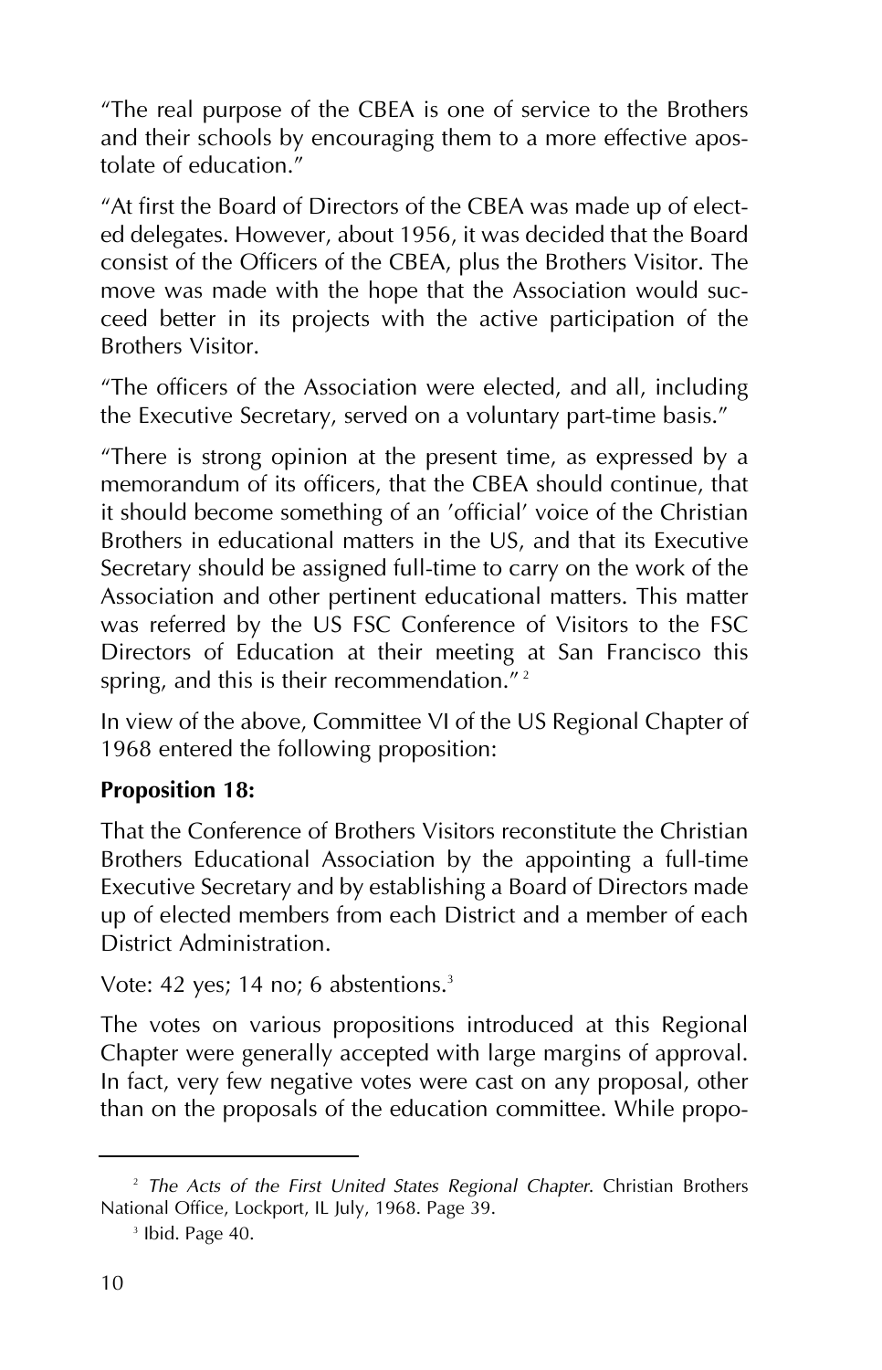"The real purpose of the CBEA is one of service to the Brothers and their schools by encouraging them to a more effective apostolate of education."

"At first the Board of Directors of the CBEA was made up of elected delegates. However, about 1956, it was decided that the Board consist of the Officers of the CBEA, plus the Brothers Visitor. The move was made with the hope that the Association would succeed better in its projects with the active participation of the Brothers Visitor.

"The officers of the Association were elected, and all, including the Executive Secretary, served on a voluntary part-time basis."

"There is strong opinion at the present time, as expressed by a memorandum of its officers, that the CBEA should continue, that it should become something of an 'official' voice of the Christian Brothers in educational matters in the US, and that its Executive Secretary should be assigned full-time to carry on the work of the Association and other pertinent educational matters. This matter was referred by the US FSC Conference of Visitors to the FSC Directors of Education at their meeting at San Francisco this spring, and this is their recommendation." [2]

In view of the above, Committee VI of the US Regional Chapter of 1968 entered the following proposition:

**Proposition 18:**

That the Conference of Brothers Visitors reconstitute the Christian Brothers Educational Association by the appointing a full-time Executive Secretary and by establishing a Board of Directors made up of elected members from each District and a member of each District Administration.

Vote: 42 yes; 14 no; 6 abstentions.[3]

The votes on various propositions introduced at this Regional Chapter were generally accepted with large margins of approval. In fact, very few negative votes were cast on any proposal, other than on the proposals of the education committee. While propo-

---

[2] *The Acts of the First United States Regional Chapter.* Christian Brothers National Office, Lockport, IL July, 1968. Page 39.

[3] Ibid. Page 40.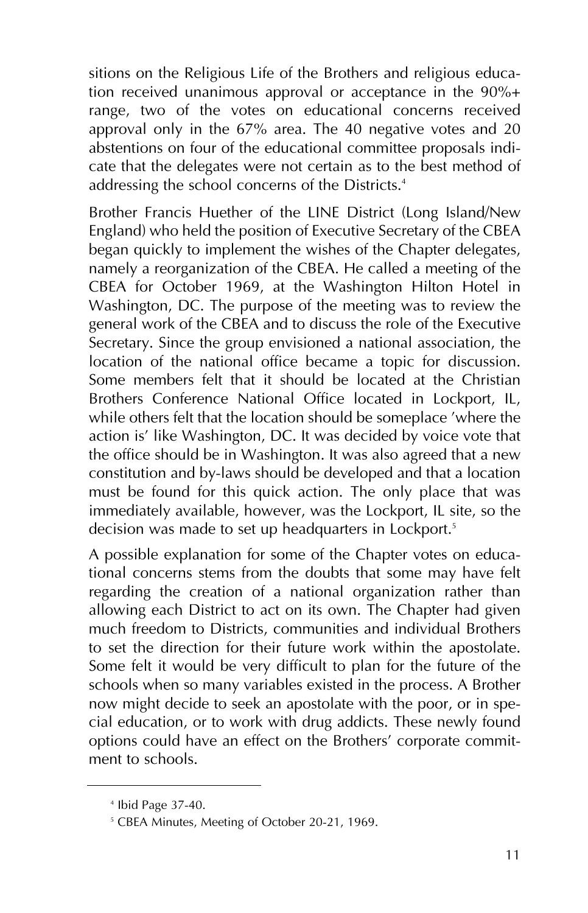sitions on the Religious Life of the Brothers and religious education received unanimous approval or acceptance in the 90%+ range, two of the votes on educational concerns received approval only in the 67% area. The 40 negative votes and 20 abstentions on four of the educational committee proposals indicate that the delegates were not certain as to the best method of addressing the school concerns of the Districts.[4]

Brother Francis Huether of the LINE District (Long Island/New England) who held the position of Executive Secretary of the CBEA began quickly to implement the wishes of the Chapter delegates, namely a reorganization of the CBEA. He called a meeting of the CBEA for October 1969, at the Washington Hilton Hotel in Washington, DC. The purpose of the meeting was to review the general work of the CBEA and to discuss the role of the Executive Secretary. Since the group envisioned a national association, the location of the national office became a topic for discussion. Some members felt that it should be located at the Christian Brothers Conference National Office located in Lockport, IL, while others felt that the location should be someplace 'where the action is' like Washington, DC. It was decided by voice vote that the office should be in Washington. It was also agreed that a new constitution and by-laws should be developed and that a location must be found for this quick action. The only place that was immediately available, however, was the Lockport, IL site, so the decision was made to set up headquarters in Lockport.[5]

A possible explanation for some of the Chapter votes on educational concerns stems from the doubts that some may have felt regarding the creation of a national organization rather than allowing each District to act on its own. The Chapter had given much freedom to Districts, communities and individual Brothers to set the direction for their future work within the apostolate. Some felt it would be very difficult to plan for the future of the schools when so many variables existed in the process. A Brother now might decide to seek an apostolate with the poor, or in special education, or to work with drug addicts. These newly found options could have an effect on the Brothers' corporate commitment to schools.

---

[4] Ibid Page 37-40.

[5] CBEA Minutes, Meeting of October 20-21, 1969.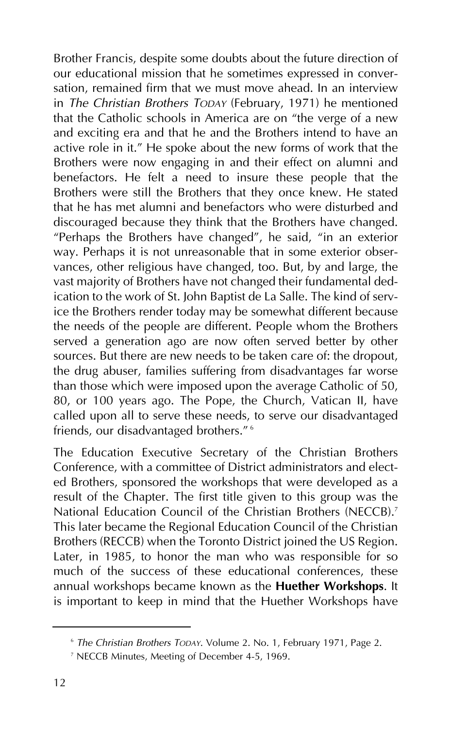Brother Francis, despite some doubts about the future direction of our educational mission that he sometimes expressed in conversation, remained firm that we must move ahead. In an interview in *The Christian Brothers TODAY* (February, 1971) he mentioned that the Catholic schools in America are on "the verge of a new and exciting era and that he and the Brothers intend to have an active role in it." He spoke about the new forms of work that the Brothers were now engaging in and their effect on alumni and benefactors. He felt a need to insure these people that the Brothers were still the Brothers that they once knew. He stated that he has met alumni and benefactors who were disturbed and discouraged because they think that the Brothers have changed. "Perhaps the Brothers have changed", he said, "in an exterior way. Perhaps it is not unreasonable that in some exterior observances, other religious have changed, too. But, by and large, the vast majority of Brothers have not changed their fundamental dedication to the work of St. John Baptist de La Salle. The kind of service the Brothers render today may be somewhat different because the needs of the people are different. People whom the Brothers served a generation ago are now often served better by other sources. But there are new needs to be taken care of: the dropout, the drug abuser, families suffering from disadvantages far worse than those which were imposed upon the average Catholic of 50, 80, or 100 years ago. The Pope, the Church, Vatican II, have called upon all to serve these needs, to serve our disadvantaged friends, our disadvantaged brothers." [6]

The Education Executive Secretary of the Christian Brothers Conference, with a committee of District administrators and elected Brothers, sponsored the workshops that were developed as a result of the Chapter. The first title given to this group was the National Education Council of the Christian Brothers (NECCB).[7] This later became the Regional Education Council of the Christian Brothers (RECCB) when the Toronto District joined the US Region. Later, in 1985, to honor the man who was responsible for so much of the success of these educational conferences, these annual workshops became known as the **Huether Workshops**. It is important to keep in mind that the Huether Workshops have

---

[6] *The Christian Brothers TODAY*. Volume 2. No. 1, February 1971, Page 2.

[7] NECCB Minutes, Meeting of December 4-5, 1969.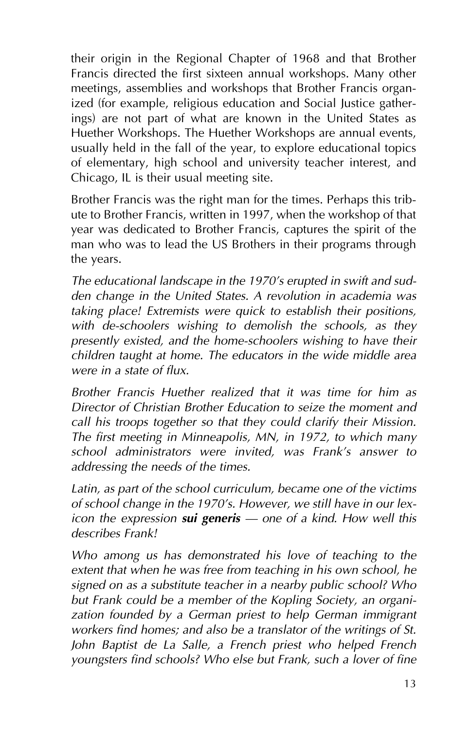their origin in the Regional Chapter of 1968 and that Brother Francis directed the first sixteen annual workshops. Many other meetings, assemblies and workshops that Brother Francis organized (for example, religious education and Social Justice gatherings) are not part of what are known in the United States as Huether Workshops. The Huether Workshops are annual events, usually held in the fall of the year, to explore educational topics of elementary, high school and university teacher interest, and Chicago, IL is their usual meeting site.

Brother Francis was the right man for the times. Perhaps this tribute to Brother Francis, written in 1997, when the workshop of that year was dedicated to Brother Francis, captures the spirit of the man who was to lead the US Brothers in their programs through the years.

*The educational landscape in the 1970's erupted in swift and sudden change in the United States. A revolution in academia was taking place! Extremists were quick to establish their positions, with de-schoolers wishing to demolish the schools, as they presently existed, and the home-schoolers wishing to have their children taught at home. The educators in the wide middle area were in a state of flux.*

*Brother Francis Huether realized that it was time for him as Director of Christian Brother Education to seize the moment and call his troops together so that they could clarify their Mission. The first meeting in Minneapolis, MN, in 1972, to which many school administrators were invited, was Frank's answer to addressing the needs of the times.*

*Latin, as part of the school curriculum, became one of the victims of school change in the 1970's. However, we still have in our lexicon the expression **sui generis** — one of a kind. How well this describes Frank!*

*Who among us has demonstrated his love of teaching to the extent that when he was free from teaching in his own school, he signed on as a substitute teacher in a nearby public school? Who but Frank could be a member of the Kopling Society, an organization founded by a German priest to help German immigrant workers find homes; and also be a translator of the writings of St. John Baptist de La Salle, a French priest who helped French youngsters find schools? Who else but Frank, such a lover of fine*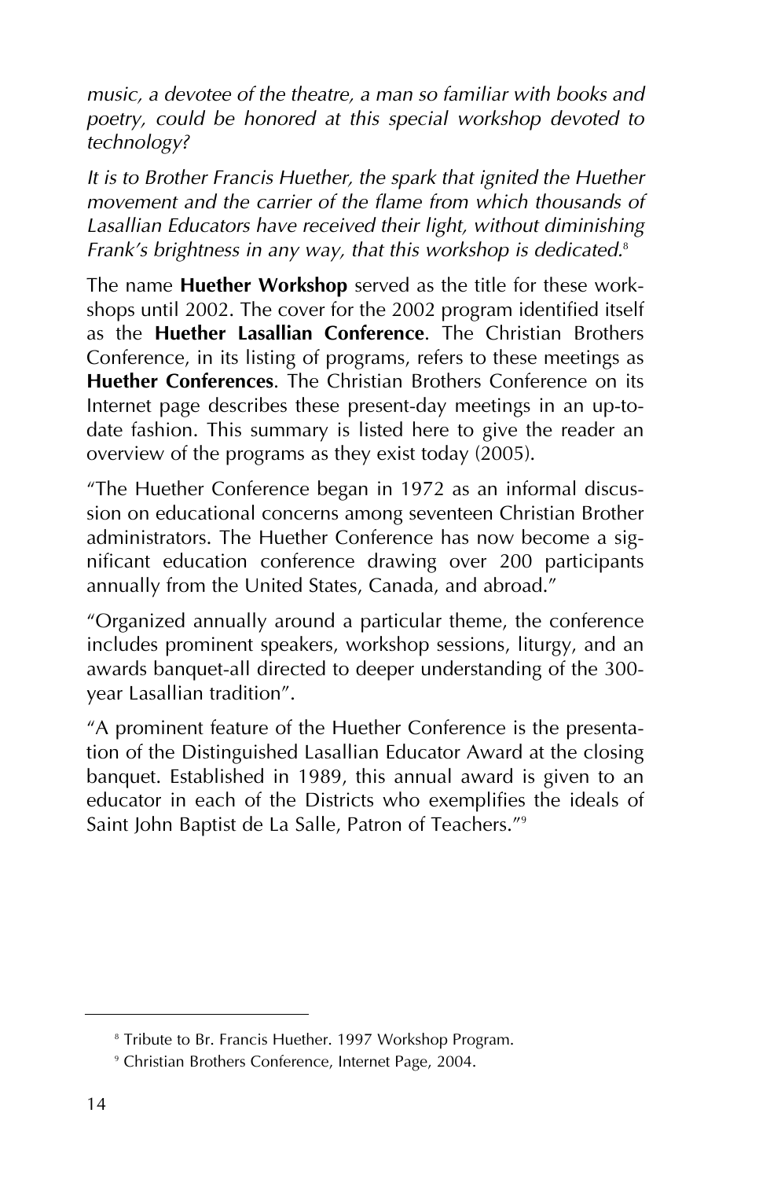*music, a devotee of the theatre, a man so familiar with books and poetry, could be honored at this special workshop devoted to technology?*

*It is to Brother Francis Huether, the spark that ignited the Huether movement and the carrier of the flame from which thousands of Lasallian Educators have received their light, without diminishing Frank's brightness in any way, that this workshop is dedicated.*[8]

The name **Huether Workshop** served as the title for these workshops until 2002. The cover for the 2002 program identified itself as the **Huether Lasallian Conference**. The Christian Brothers Conference, in its listing of programs, refers to these meetings as **Huether Conferences**. The Christian Brothers Conference on its Internet page describes these present-day meetings in an up-to-date fashion. This summary is listed here to give the reader an overview of the programs as they exist today (2005).

"The Huether Conference began in 1972 as an informal discussion on educational concerns among seventeen Christian Brother administrators. The Huether Conference has now become a significant education conference drawing over 200 participants annually from the United States, Canada, and abroad."

"Organized annually around a particular theme, the conference includes prominent speakers, workshop sessions, liturgy, and an awards banquet-all directed to deeper understanding of the 300-year Lasallian tradition".

"A prominent feature of the Huether Conference is the presentation of the Distinguished Lasallian Educator Award at the closing banquet. Established in 1989, this annual award is given to an educator in each of the Districts who exemplifies the ideals of Saint John Baptist de La Salle, Patron of Teachers."[9]

---

[8] Tribute to Br. Francis Huether. 1997 Workshop Program.

[9] Christian Brothers Conference, Internet Page, 2004.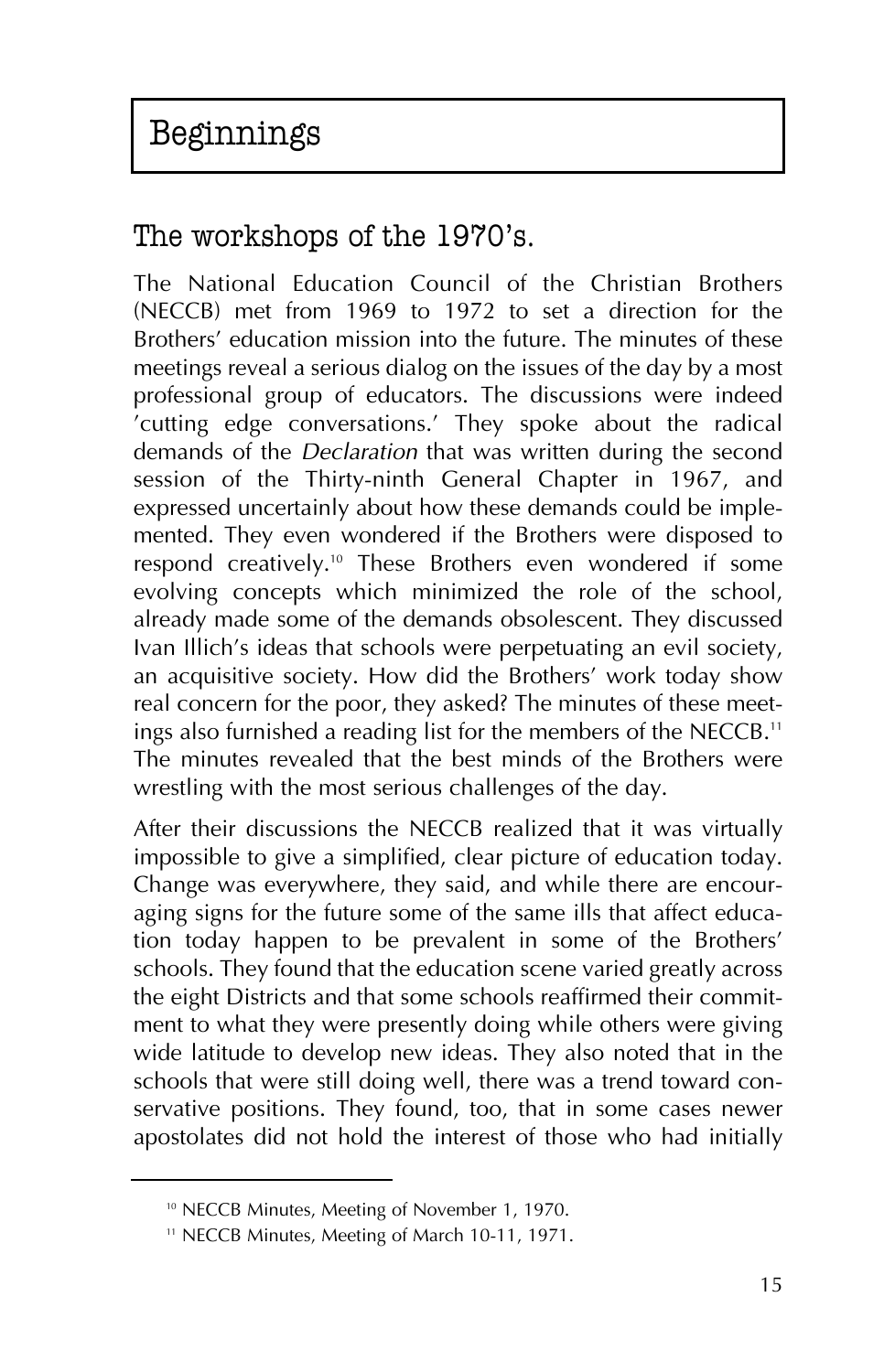# Beginnings

## The workshops of the 1970's.

The National Education Council of the Christian Brothers (NECCB) met from 1969 to 1972 to set a direction for the Brothers' education mission into the future. The minutes of these meetings reveal a serious dialog on the issues of the day by a most professional group of educators. The discussions were indeed 'cutting edge conversations.' They spoke about the radical demands of the *Declaration* that was written during the second session of the Thirty-ninth General Chapter in 1967, and expressed uncertainly about how these demands could be implemented. They even wondered if the Brothers were disposed to respond creatively.[10] These Brothers even wondered if some evolving concepts which minimized the role of the school, already made some of the demands obsolescent. They discussed Ivan Illich's ideas that schools were perpetuating an evil society, an acquisitive society. How did the Brothers' work today show real concern for the poor, they asked? The minutes of these meetings also furnished a reading list for the members of the NECCB.[11] The minutes revealed that the best minds of the Brothers were wrestling with the most serious challenges of the day.

After their discussions the NECCB realized that it was virtually impossible to give a simplified, clear picture of education today. Change was everywhere, they said, and while there are encouraging signs for the future some of the same ills that affect education today happen to be prevalent in some of the Brothers' schools. They found that the education scene varied greatly across the eight Districts and that some schools reaffirmed their commitment to what they were presently doing while others were giving wide latitude to develop new ideas. They also noted that in the schools that were still doing well, there was a trend toward conservative positions. They found, too, that in some cases newer apostolates did not hold the interest of those who had initially

---

[10] NECCB Minutes, Meeting of November 1, 1970.

[11] NECCB Minutes, Meeting of March 10-11, 1971.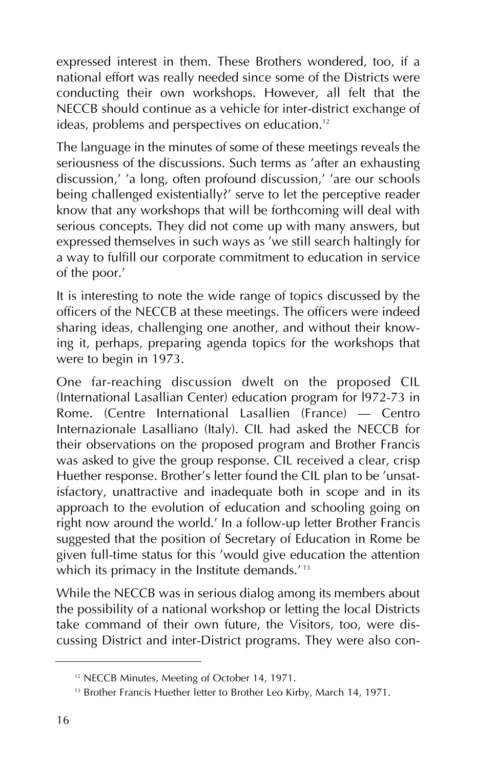expressed interest in them. These Brothers wondered, too, if a national effort was really needed since some of the Districts were conducting their own workshops. However, all felt that the NECCB should continue as a vehicle for inter-district exchange of ideas, problems and perspectives on education.[12]

The language in the minutes of some of these meetings reveals the seriousness of the discussions. Such terms as 'after an exhausting discussion,' 'a long, often profound discussion,' 'are our schools being challenged existentially?' serve to let the perceptive reader know that any workshops that will be forthcoming will deal with serious concepts. They did not come up with many answers, but expressed themselves in such ways as 'we still search haltingly for a way to fulfill our corporate commitment to education in service of the poor.'

It is interesting to note the wide range of topics discussed by the officers of the NECCB at these meetings. The officers were indeed sharing ideas, challenging one another, and without their knowing it, perhaps, preparing agenda topics for the workshops that were to begin in 1973.

One far-reaching discussion dwelt on the proposed CIL (International Lasallian Center) education program for l972-73 in Rome. (Centre International Lasallien (France) — Centro Internazionale Lasalliano (Italy). CIL had asked the NECCB for their observations on the proposed program and Brother Francis was asked to give the group response. CIL received a clear, crisp Huether response. Brother's letter found the CIL plan to be 'unsatisfactory, unattractive and inadequate both in scope and in its approach to the evolution of education and schooling going on right now around the world.' In a follow-up letter Brother Francis suggested that the position of Secretary of Education in Rome be given full-time status for this 'would give education the attention which its primacy in the Institute demands.'[13]

While the NECCB was in serious dialog among its members about the possibility of a national workshop or letting the local Districts take command of their own future, the Visitors, too, were discussing District and inter-District programs. They were also con-

[12] NECCB Minutes, Meeting of October 14, 1971.

[13] Brother Francis Huether letter to Brother Leo Kirby, March 14, 1971.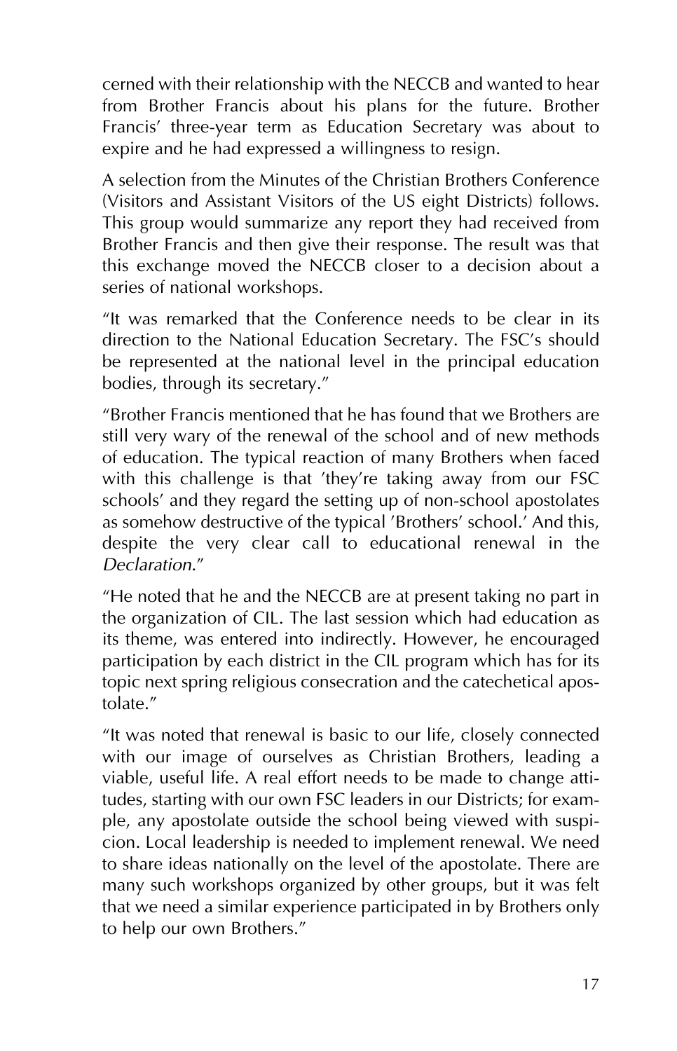cerned with their relationship with the NECCB and wanted to hear from Brother Francis about his plans for the future. Brother Francis' three-year term as Education Secretary was about to expire and he had expressed a willingness to resign.

A selection from the Minutes of the Christian Brothers Conference (Visitors and Assistant Visitors of the US eight Districts) follows. This group would summarize any report they had received from Brother Francis and then give their response. The result was that this exchange moved the NECCB closer to a decision about a series of national workshops.

"It was remarked that the Conference needs to be clear in its direction to the National Education Secretary. The FSC's should be represented at the national level in the principal education bodies, through its secretary."

"Brother Francis mentioned that he has found that we Brothers are still very wary of the renewal of the school and of new methods of education. The typical reaction of many Brothers when faced with this challenge is that 'they're taking away from our FSC schools' and they regard the setting up of non-school apostolates as somehow destructive of the typical 'Brothers' school.' And this, despite the very clear call to educational renewal in the *Declaration*."

"He noted that he and the NECCB are at present taking no part in the organization of CIL. The last session which had education as its theme, was entered into indirectly. However, he encouraged participation by each district in the CIL program which has for its topic next spring religious consecration and the catechetical apostolate."

"It was noted that renewal is basic to our life, closely connected with our image of ourselves as Christian Brothers, leading a viable, useful life. A real effort needs to be made to change attitudes, starting with our own FSC leaders in our Districts; for example, any apostolate outside the school being viewed with suspicion. Local leadership is needed to implement renewal. We need to share ideas nationally on the level of the apostolate. There are many such workshops organized by other groups, but it was felt that we need a similar experience participated in by Brothers only to help our own Brothers."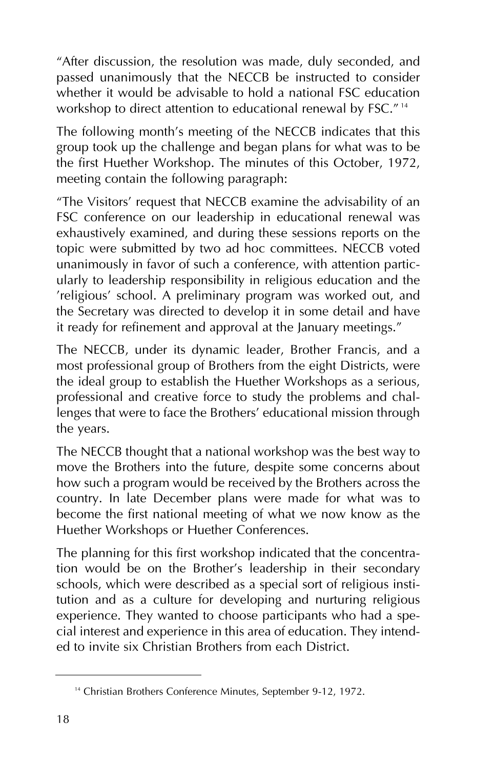"After discussion, the resolution was made, duly seconded, and passed unanimously that the NECCB be instructed to consider whether it would be advisable to hold a national FSC education workshop to direct attention to educational renewal by FSC."[14]

The following month's meeting of the NECCB indicates that this group took up the challenge and began plans for what was to be the first Huether Workshop. The minutes of this October, 1972, meeting contain the following paragraph:

"The Visitors' request that NECCB examine the advisability of an FSC conference on our leadership in educational renewal was exhaustively examined, and during these sessions reports on the topic were submitted by two ad hoc committees. NECCB voted unanimously in favor of such a conference, with attention particularly to leadership responsibility in religious education and the 'religious' school. A preliminary program was worked out, and the Secretary was directed to develop it in some detail and have it ready for refinement and approval at the January meetings."

The NECCB, under its dynamic leader, Brother Francis, and a most professional group of Brothers from the eight Districts, were the ideal group to establish the Huether Workshops as a serious, professional and creative force to study the problems and challenges that were to face the Brothers' educational mission through the years.

The NECCB thought that a national workshop was the best way to move the Brothers into the future, despite some concerns about how such a program would be received by the Brothers across the country. In late December plans were made for what was to become the first national meeting of what we now know as the Huether Workshops or Huether Conferences.

The planning for this first workshop indicated that the concentration would be on the Brother's leadership in their secondary schools, which were described as a special sort of religious institution and as a culture for developing and nurturing religious experience. They wanted to choose participants who had a special interest and experience in this area of education. They intended to invite six Christian Brothers from each District.

---

[14] Christian Brothers Conference Minutes, September 9-12, 1972.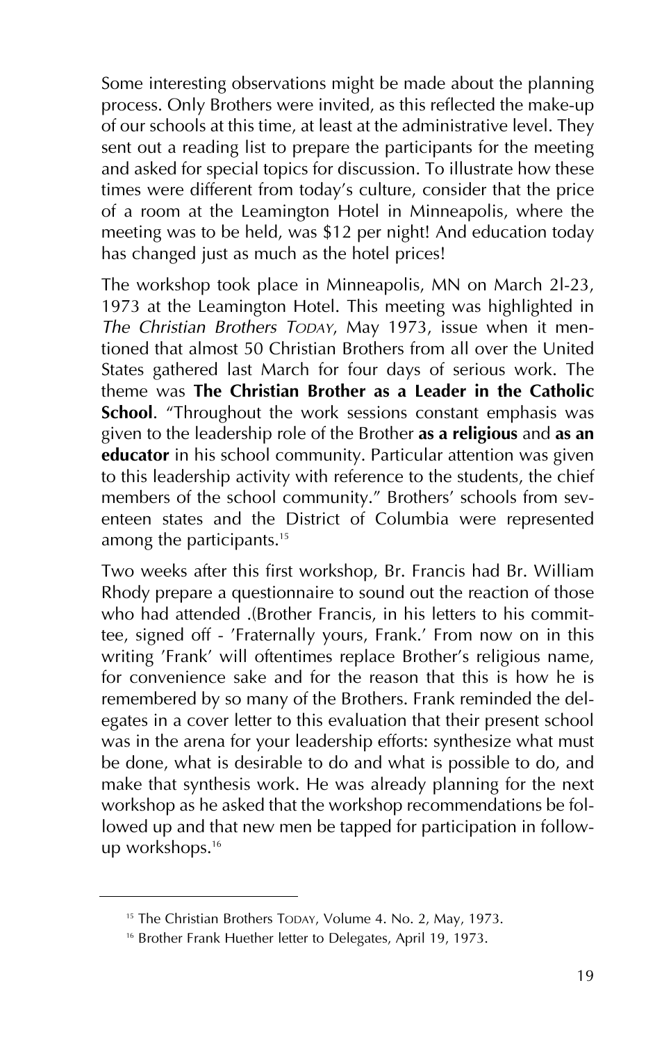Some interesting observations might be made about the planning process. Only Brothers were invited, as this reflected the make-up of our schools at this time, at least at the administrative level. They sent out a reading list to prepare the participants for the meeting and asked for special topics for discussion. To illustrate how these times were different from today's culture, consider that the price of a room at the Leamington Hotel in Minneapolis, where the meeting was to be held, was $12 per night! And education today has changed just as much as the hotel prices!

The workshop took place in Minneapolis, MN on March 2l-23, 1973 at the Leamington Hotel. This meeting was highlighted in *The Christian Brothers Today*, May 1973, issue when it mentioned that almost 50 Christian Brothers from all over the United States gathered last March for four days of serious work. The theme was **The Christian Brother as a Leader in the Catholic School**. "Throughout the work sessions constant emphasis was given to the leadership role of the Brother **as a religious** and **as an educator** in his school community. Particular attention was given to this leadership activity with reference to the students, the chief members of the school community." Brothers' schools from seventeen states and the District of Columbia were represented among the participants.[15]

Two weeks after this first workshop, Br. Francis had Br. William Rhody prepare a questionnaire to sound out the reaction of those who had attended .(Brother Francis, in his letters to his committee, signed off - 'Fraternally yours, Frank.' From now on in this writing 'Frank' will oftentimes replace Brother's religious name, for convenience sake and for the reason that this is how he is remembered by so many of the Brothers. Frank reminded the delegates in a cover letter to this evaluation that their present school was in the arena for your leadership efforts: synthesize what must be done, what is desirable to do and what is possible to do, and make that synthesis work. He was already planning for the next workshop as he asked that the workshop recommendations be followed up and that new men be tapped for participation in follow-up workshops.[16]

---

[15] The Christian Brothers Today, Volume 4. No. 2, May, 1973.

[16] Brother Frank Huether letter to Delegates, April 19, 1973.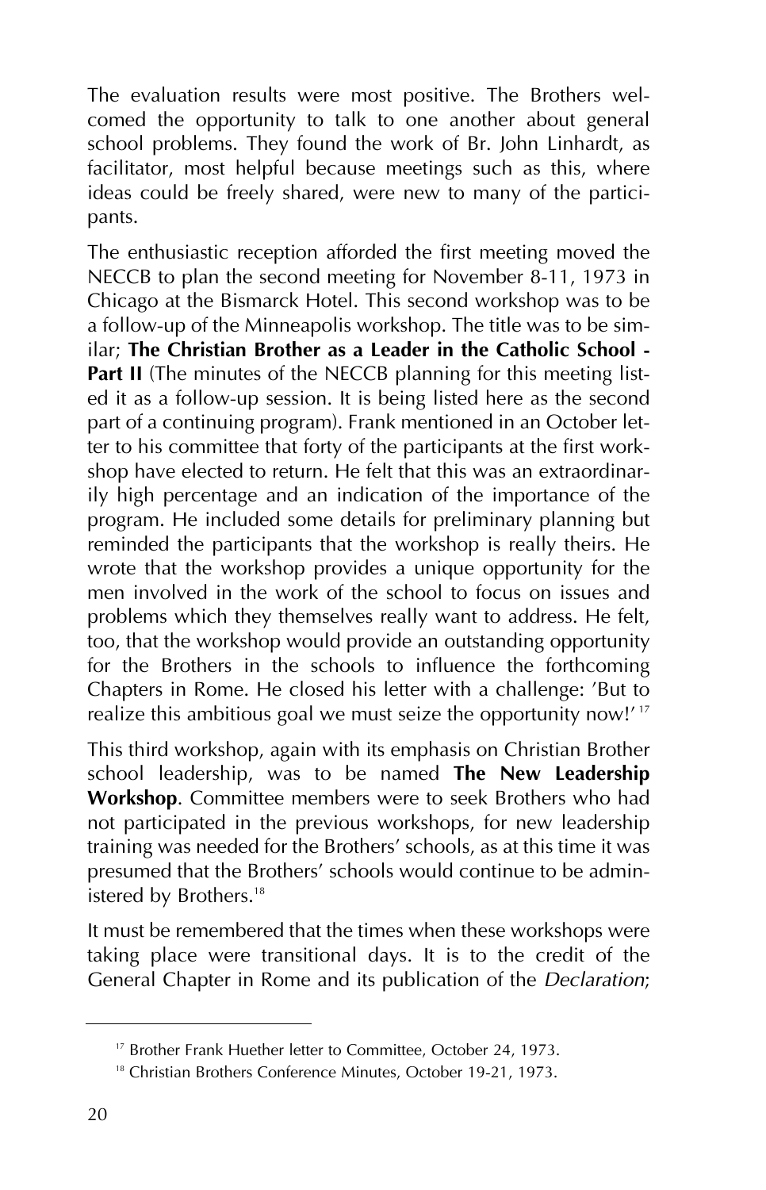The evaluation results were most positive. The Brothers welcomed the opportunity to talk to one another about general school problems. They found the work of Br. John Linhardt, as facilitator, most helpful because meetings such as this, where ideas could be freely shared, were new to many of the participants.

The enthusiastic reception afforded the first meeting moved the NECCB to plan the second meeting for November 8-11, 1973 in Chicago at the Bismarck Hotel. This second workshop was to be a follow-up of the Minneapolis workshop. The title was to be similar; **The Christian Brother as a Leader in the Catholic School - Part II** (The minutes of the NECCB planning for this meeting listed it as a follow-up session. It is being listed here as the second part of a continuing program). Frank mentioned in an October letter to his committee that forty of the participants at the first workshop have elected to return. He felt that this was an extraordinarily high percentage and an indication of the importance of the program. He included some details for preliminary planning but reminded the participants that the workshop is really theirs. He wrote that the workshop provides a unique opportunity for the men involved in the work of the school to focus on issues and problems which they themselves really want to address. He felt, too, that the workshop would provide an outstanding opportunity for the Brothers in the schools to influence the forthcoming Chapters in Rome. He closed his letter with a challenge: 'But to realize this ambitious goal we must seize the opportunity now!' [17]

This third workshop, again with its emphasis on Christian Brother school leadership, was to be named **The New Leadership Workshop**. Committee members were to seek Brothers who had not participated in the previous workshops, for new leadership training was needed for the Brothers' schools, as at this time it was presumed that the Brothers' schools would continue to be administered by Brothers.[18]

It must be remembered that the times when these workshops were taking place were transitional days. It is to the credit of the General Chapter in Rome and its publication of the *Declaration*;

---

[17] Brother Frank Huether letter to Committee, October 24, 1973.

[18] Christian Brothers Conference Minutes, October 19-21, 1973.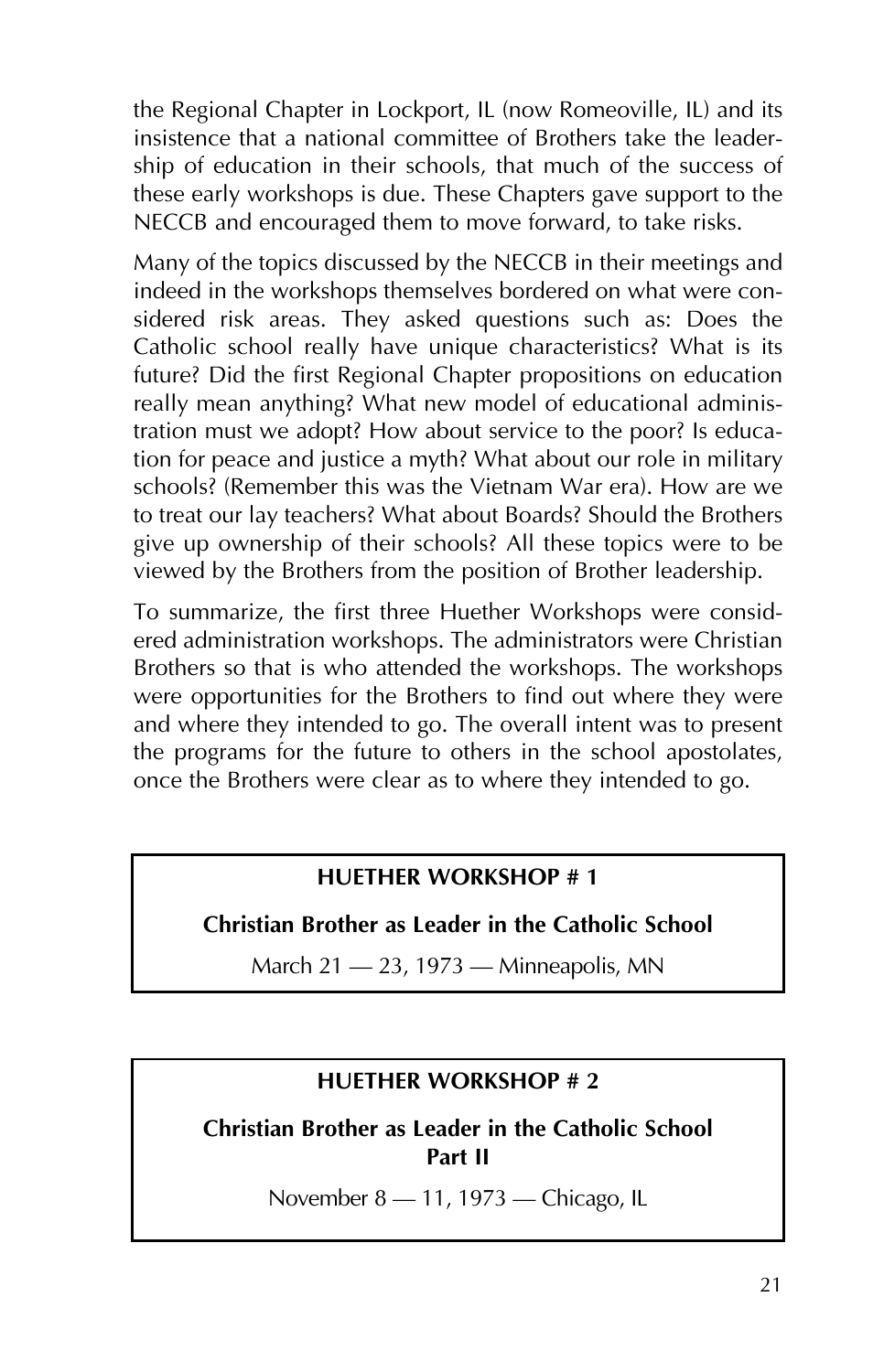the Regional Chapter in Lockport, IL (now Romeoville, IL) and its insistence that a national committee of Brothers take the leadership of education in their schools, that much of the success of these early workshops is due. These Chapters gave support to the NECCB and encouraged them to move forward, to take risks.

Many of the topics discussed by the NECCB in their meetings and indeed in the workshops themselves bordered on what were considered risk areas. They asked questions such as: Does the Catholic school really have unique characteristics? What is its future? Did the first Regional Chapter propositions on education really mean anything? What new model of educational administration must we adopt? How about service to the poor? Is education for peace and justice a myth? What about our role in military schools? (Remember this was the Vietnam War era). How are we to treat our lay teachers? What about Boards? Should the Brothers give up ownership of their schools? All these topics were to be viewed by the Brothers from the position of Brother leadership.

To summarize, the first three Huether Workshops were considered administration workshops. The administrators were Christian Brothers so that is who attended the workshops. The workshops were opportunities for the Brothers to find out where they were and where they intended to go. The overall intent was to present the programs for the future to others in the school apostolates, once the Brothers were clear as to where they intended to go.

**HUETHER WORKSHOP # 1**

**Christian Brother as Leader in the Catholic School**

March 21 — 23, 1973 — Minneapolis, MN

**HUETHER WORKSHOP # 2**

**Christian Brother as Leader in the Catholic School Part II**

November 8 — 11, 1973 — Chicago, IL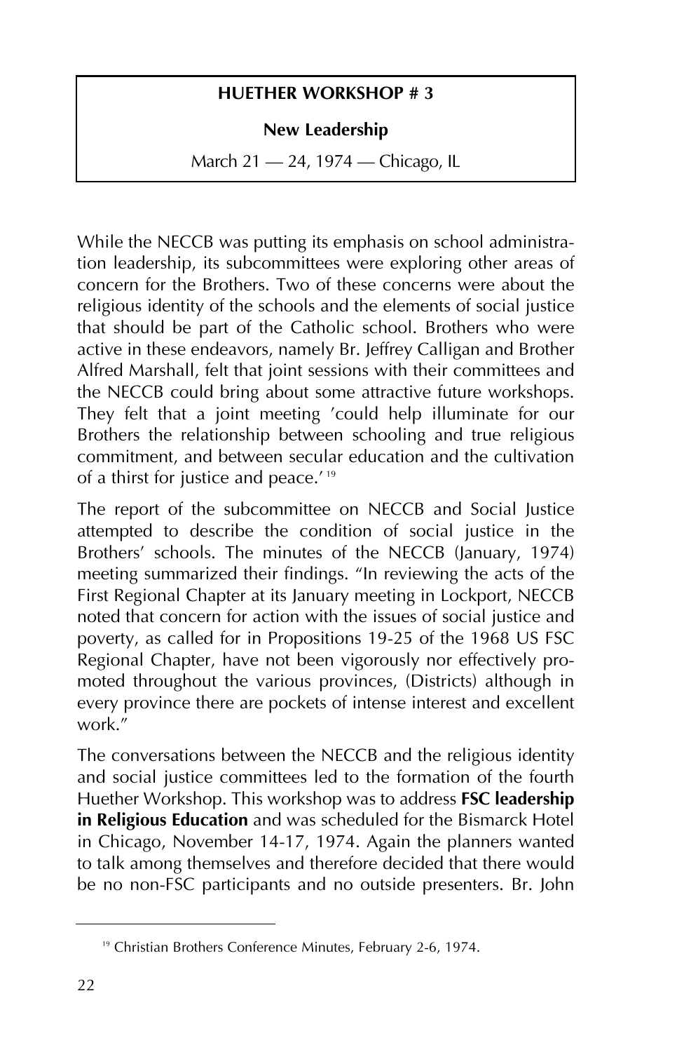**HUETHER WORKSHOP # 3**

**New Leadership**

March 21 — 24, 1974 — Chicago, IL

While the NECCB was putting its emphasis on school administration leadership, its subcommittees were exploring other areas of concern for the Brothers. Two of these concerns were about the religious identity of the schools and the elements of social justice that should be part of the Catholic school. Brothers who were active in these endeavors, namely Br. Jeffrey Calligan and Brother Alfred Marshall, felt that joint sessions with their committees and the NECCB could bring about some attractive future workshops. They felt that a joint meeting 'could help illuminate for our Brothers the relationship between schooling and true religious commitment, and between secular education and the cultivation of a thirst for justice and peace.' [19]

The report of the subcommittee on NECCB and Social Justice attempted to describe the condition of social justice in the Brothers' schools. The minutes of the NECCB (January, 1974) meeting summarized their findings. "In reviewing the acts of the First Regional Chapter at its January meeting in Lockport, NECCB noted that concern for action with the issues of social justice and poverty, as called for in Propositions 19-25 of the 1968 US FSC Regional Chapter, have not been vigorously nor effectively promoted throughout the various provinces, (Districts) although in every province there are pockets of intense interest and excellent work."

The conversations between the NECCB and the religious identity and social justice committees led to the formation of the fourth Huether Workshop. This workshop was to address **FSC leadership in Religious Education** and was scheduled for the Bismarck Hotel in Chicago, November 14-17, 1974. Again the planners wanted to talk among themselves and therefore decided that there would be no non-FSC participants and no outside presenters. Br. John

---

[19] Christian Brothers Conference Minutes, February 2-6, 1974.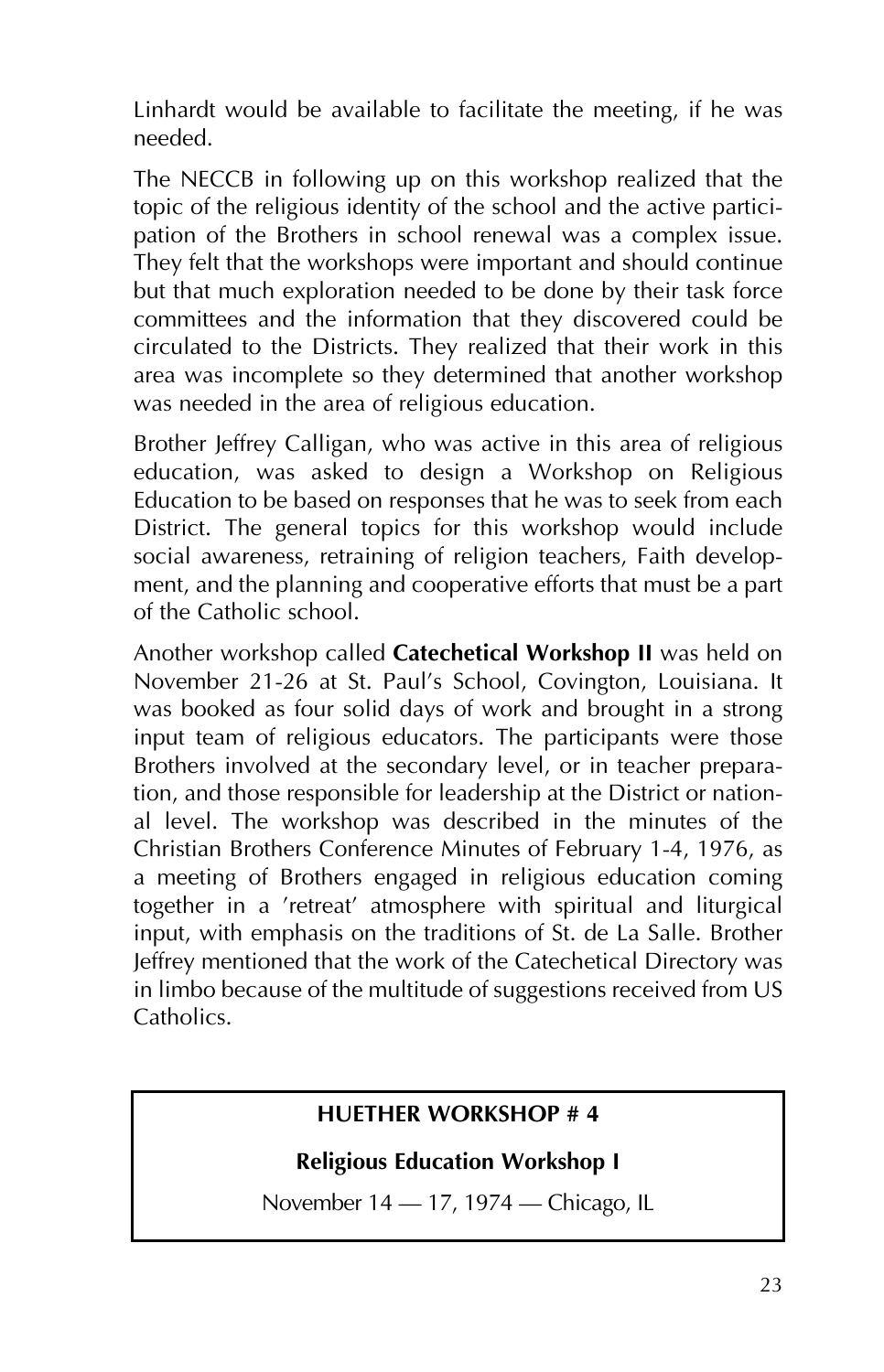Linhardt would be available to facilitate the meeting, if he was needed.

The NECCB in following up on this workshop realized that the topic of the religious identity of the school and the active participation of the Brothers in school renewal was a complex issue. They felt that the workshops were important and should continue but that much exploration needed to be done by their task force committees and the information that they discovered could be circulated to the Districts. They realized that their work in this area was incomplete so they determined that another workshop was needed in the area of religious education.

Brother Jeffrey Calligan, who was active in this area of religious education, was asked to design a Workshop on Religious Education to be based on responses that he was to seek from each District. The general topics for this workshop would include social awareness, retraining of religion teachers, Faith development, and the planning and cooperative efforts that must be a part of the Catholic school.

Another workshop called **Catechetical Workshop II** was held on November 21-26 at St. Paul's School, Covington, Louisiana. It was booked as four solid days of work and brought in a strong input team of religious educators. The participants were those Brothers involved at the secondary level, or in teacher preparation, and those responsible for leadership at the District or national level. The workshop was described in the minutes of the Christian Brothers Conference Minutes of February 1-4, 1976, as a meeting of Brothers engaged in religious education coming together in a 'retreat' atmosphere with spiritual and liturgical input, with emphasis on the traditions of St. de La Salle. Brother Jeffrey mentioned that the work of the Catechetical Directory was in limbo because of the multitude of suggestions received from US Catholics.

**HUETHER WORKSHOP # 4**

**Religious Education Workshop I**

November 14 — 17, 1974 — Chicago, IL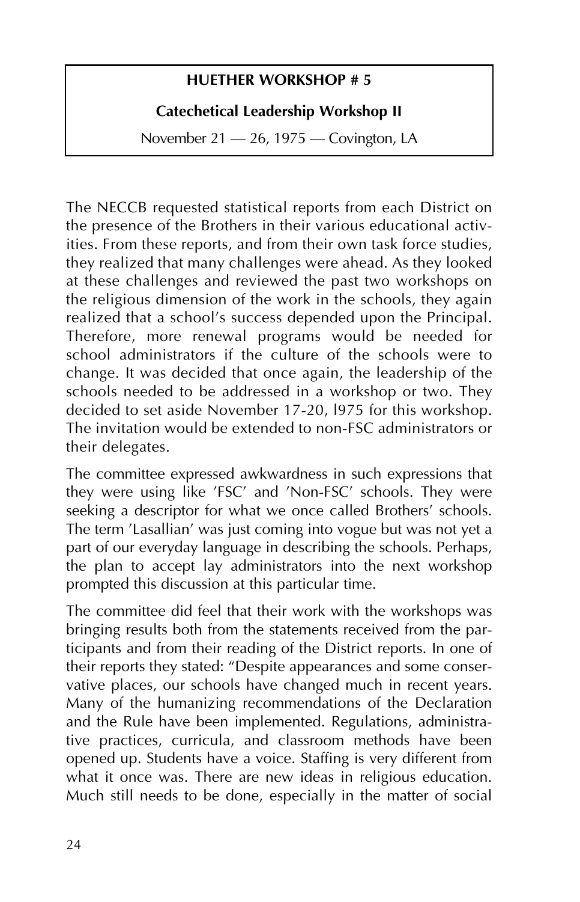**HUETHER WORKSHOP # 5**

**Catechetical Leadership Workshop II**

November 21 — 26, 1975 — Covington, LA

The NECCB requested statistical reports from each District on the presence of the Brothers in their various educational activities. From these reports, and from their own task force studies, they realized that many challenges were ahead. As they looked at these challenges and reviewed the past two workshops on the religious dimension of the work in the schools, they again realized that a school's success depended upon the Principal. Therefore, more renewal programs would be needed for school administrators if the culture of the schools were to change. It was decided that once again, the leadership of the schools needed to be addressed in a workshop or two. They decided to set aside November 17-20, l975 for this workshop. The invitation would be extended to non-FSC administrators or their delegates.

The committee expressed awkwardness in such expressions that they were using like 'FSC' and 'Non-FSC' schools. They were seeking a descriptor for what we once called Brothers' schools. The term 'Lasallian' was just coming into vogue but was not yet a part of our everyday language in describing the schools. Perhaps, the plan to accept lay administrators into the next workshop prompted this discussion at this particular time.

The committee did feel that their work with the workshops was bringing results both from the statements received from the participants and from their reading of the District reports. In one of their reports they stated: "Despite appearances and some conservative places, our schools have changed much in recent years. Many of the humanizing recommendations of the Declaration and the Rule have been implemented. Regulations, administrative practices, curricula, and classroom methods have been opened up. Students have a voice. Staffing is very different from what it once was. There are new ideas in religious education. Much still needs to be done, especially in the matter of social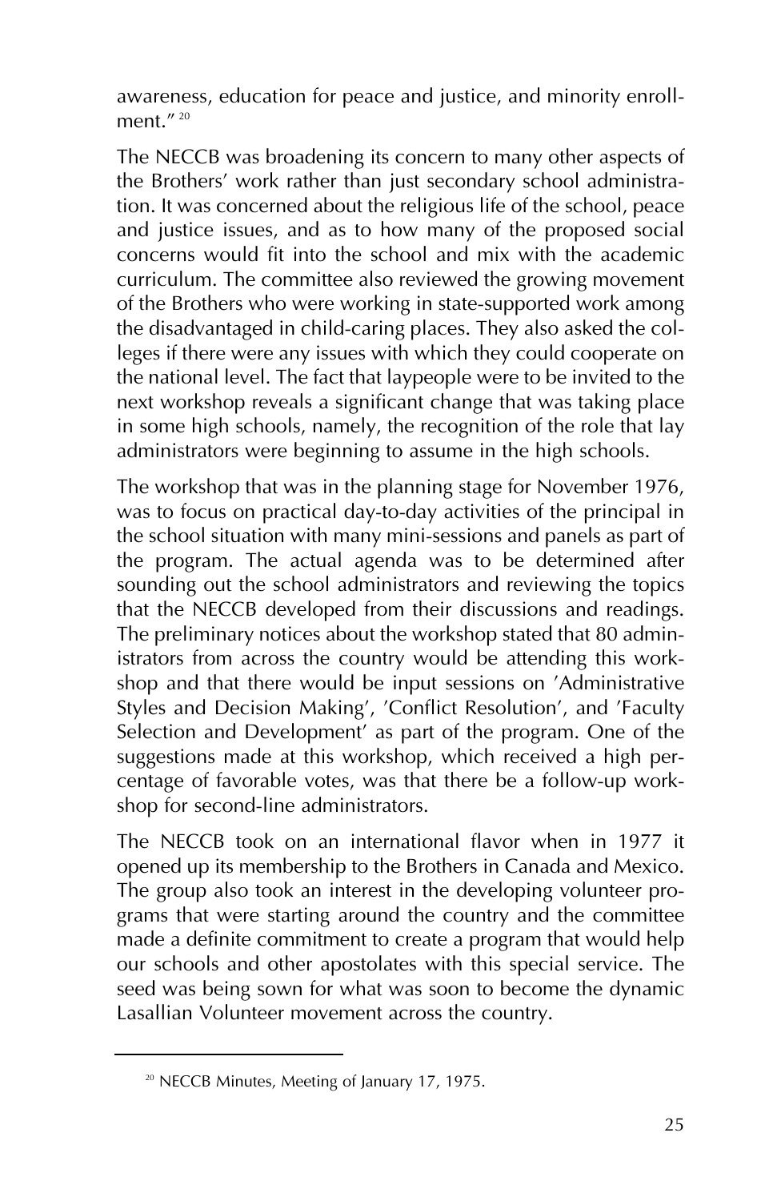awareness, education for peace and justice, and minority enrollment."[20]

The NECCB was broadening its concern to many other aspects of the Brothers' work rather than just secondary school administration. It was concerned about the religious life of the school, peace and justice issues, and as to how many of the proposed social concerns would fit into the school and mix with the academic curriculum. The committee also reviewed the growing movement of the Brothers who were working in state-supported work among the disadvantaged in child-caring places. They also asked the colleges if there were any issues with which they could cooperate on the national level. The fact that laypeople were to be invited to the next workshop reveals a significant change that was taking place in some high schools, namely, the recognition of the role that lay administrators were beginning to assume in the high schools.

The workshop that was in the planning stage for November 1976, was to focus on practical day-to-day activities of the principal in the school situation with many mini-sessions and panels as part of the program. The actual agenda was to be determined after sounding out the school administrators and reviewing the topics that the NECCB developed from their discussions and readings. The preliminary notices about the workshop stated that 80 administrators from across the country would be attending this workshop and that there would be input sessions on 'Administrative Styles and Decision Making', 'Conflict Resolution', and 'Faculty Selection and Development' as part of the program. One of the suggestions made at this workshop, which received a high percentage of favorable votes, was that there be a follow-up workshop for second-line administrators.

The NECCB took on an international flavor when in 1977 it opened up its membership to the Brothers in Canada and Mexico. The group also took an interest in the developing volunteer programs that were starting around the country and the committee made a definite commitment to create a program that would help our schools and other apostolates with this special service. The seed was being sown for what was soon to become the dynamic Lasallian Volunteer movement across the country.

---

[20] NECCB Minutes, Meeting of January 17, 1975.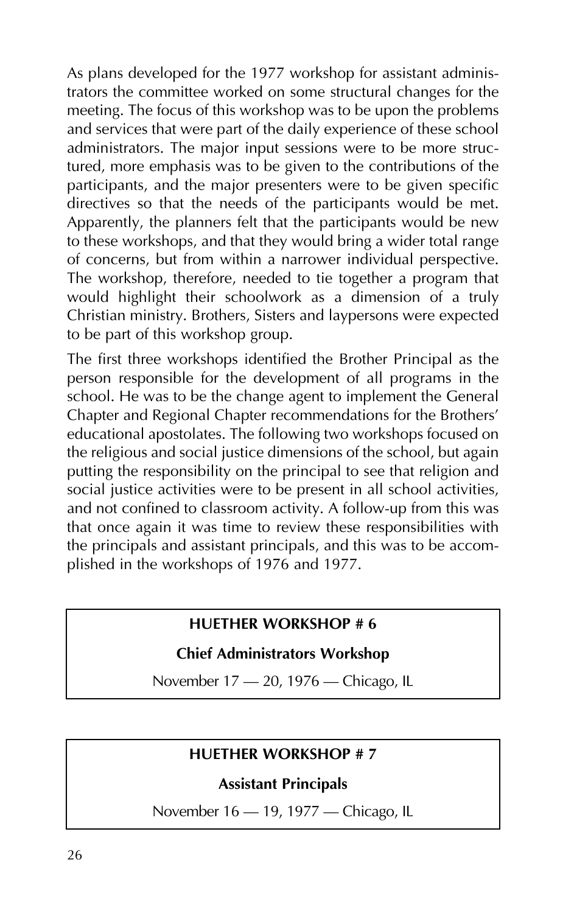As plans developed for the 1977 workshop for assistant administrators the committee worked on some structural changes for the meeting. The focus of this workshop was to be upon the problems and services that were part of the daily experience of these school administrators. The major input sessions were to be more structured, more emphasis was to be given to the contributions of the participants, and the major presenters were to be given specific directives so that the needs of the participants would be met. Apparently, the planners felt that the participants would be new to these workshops, and that they would bring a wider total range of concerns, but from within a narrower individual perspective. The workshop, therefore, needed to tie together a program that would highlight their schoolwork as a dimension of a truly Christian ministry. Brothers, Sisters and laypersons were expected to be part of this workshop group.

The first three workshops identified the Brother Principal as the person responsible for the development of all programs in the school. He was to be the change agent to implement the General Chapter and Regional Chapter recommendations for the Brothers' educational apostolates. The following two workshops focused on the religious and social justice dimensions of the school, but again putting the responsibility on the principal to see that religion and social justice activities were to be present in all school activities, and not confined to classroom activity. A follow-up from this was that once again it was time to review these responsibilities with the principals and assistant principals, and this was to be accomplished in the workshops of 1976 and 1977.

**HUETHER WORKSHOP # 6**

**Chief Administrators Workshop**

November 17 — 20, 1976 — Chicago, IL

**HUETHER WORKSHOP # 7**

**Assistant Principals**

November 16 — 19, 1977 — Chicago, IL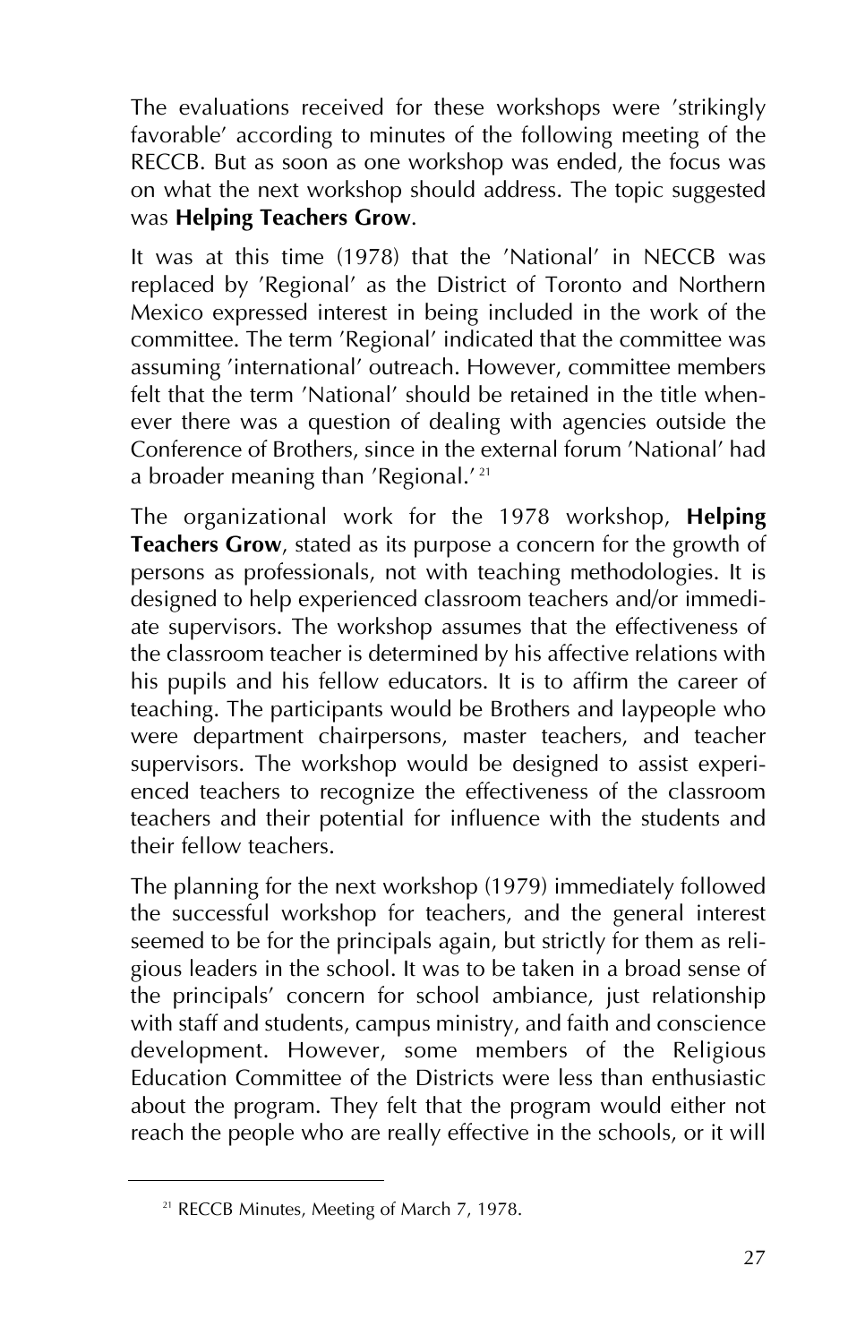The evaluations received for these workshops were 'strikingly favorable' according to minutes of the following meeting of the RECCB. But as soon as one workshop was ended, the focus was on what the next workshop should address. The topic suggested was **Helping Teachers Grow**.

It was at this time (1978) that the 'National' in NECCB was replaced by 'Regional' as the District of Toronto and Northern Mexico expressed interest in being included in the work of the committee. The term 'Regional' indicated that the committee was assuming 'international' outreach. However, committee members felt that the term 'National' should be retained in the title whenever there was a question of dealing with agencies outside the Conference of Brothers, since in the external forum 'National' had a broader meaning than 'Regional.'[21]

The organizational work for the 1978 workshop, **Helping Teachers Grow**, stated as its purpose a concern for the growth of persons as professionals, not with teaching methodologies. It is designed to help experienced classroom teachers and/or immediate supervisors. The workshop assumes that the effectiveness of the classroom teacher is determined by his affective relations with his pupils and his fellow educators. It is to affirm the career of teaching. The participants would be Brothers and laypeople who were department chairpersons, master teachers, and teacher supervisors. The workshop would be designed to assist experienced teachers to recognize the effectiveness of the classroom teachers and their potential for influence with the students and their fellow teachers.

The planning for the next workshop (1979) immediately followed the successful workshop for teachers, and the general interest seemed to be for the principals again, but strictly for them as religious leaders in the school. It was to be taken in a broad sense of the principals' concern for school ambiance, just relationship with staff and students, campus ministry, and faith and conscience development. However, some members of the Religious Education Committee of the Districts were less than enthusiastic about the program. They felt that the program would either not reach the people who are really effective in the schools, or it will

---

[21] RECCB Minutes, Meeting of March 7, 1978.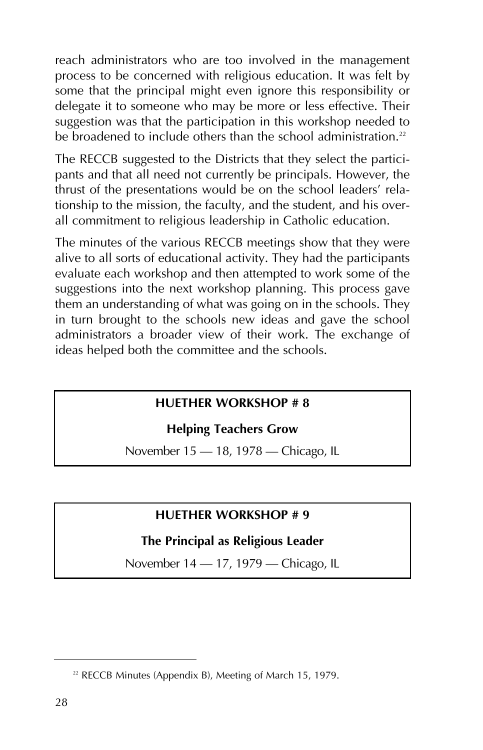reach administrators who are too involved in the management process to be concerned with religious education. It was felt by some that the principal might even ignore this responsibility or delegate it to someone who may be more or less effective. Their suggestion was that the participation in this workshop needed to be broadened to include others than the school administration.[22]

The RECCB suggested to the Districts that they select the participants and that all need not currently be principals. However, the thrust of the presentations would be on the school leaders' relationship to the mission, the faculty, and the student, and his overall commitment to religious leadership in Catholic education.

The minutes of the various RECCB meetings show that they were alive to all sorts of educational activity. They had the participants evaluate each workshop and then attempted to work some of the suggestions into the next workshop planning. This process gave them an understanding of what was going on in the schools. They in turn brought to the schools new ideas and gave the school administrators a broader view of their work. The exchange of ideas helped both the committee and the schools.

**HUETHER WORKSHOP # 8**

**Helping Teachers Grow**

November 15 — 18, 1978 — Chicago, IL

**HUETHER WORKSHOP # 9**

**The Principal as Religious Leader**

November 14 — 17, 1979 — Chicago, IL

---

[22] RECCB Minutes (Appendix B), Meeting of March 15, 1979.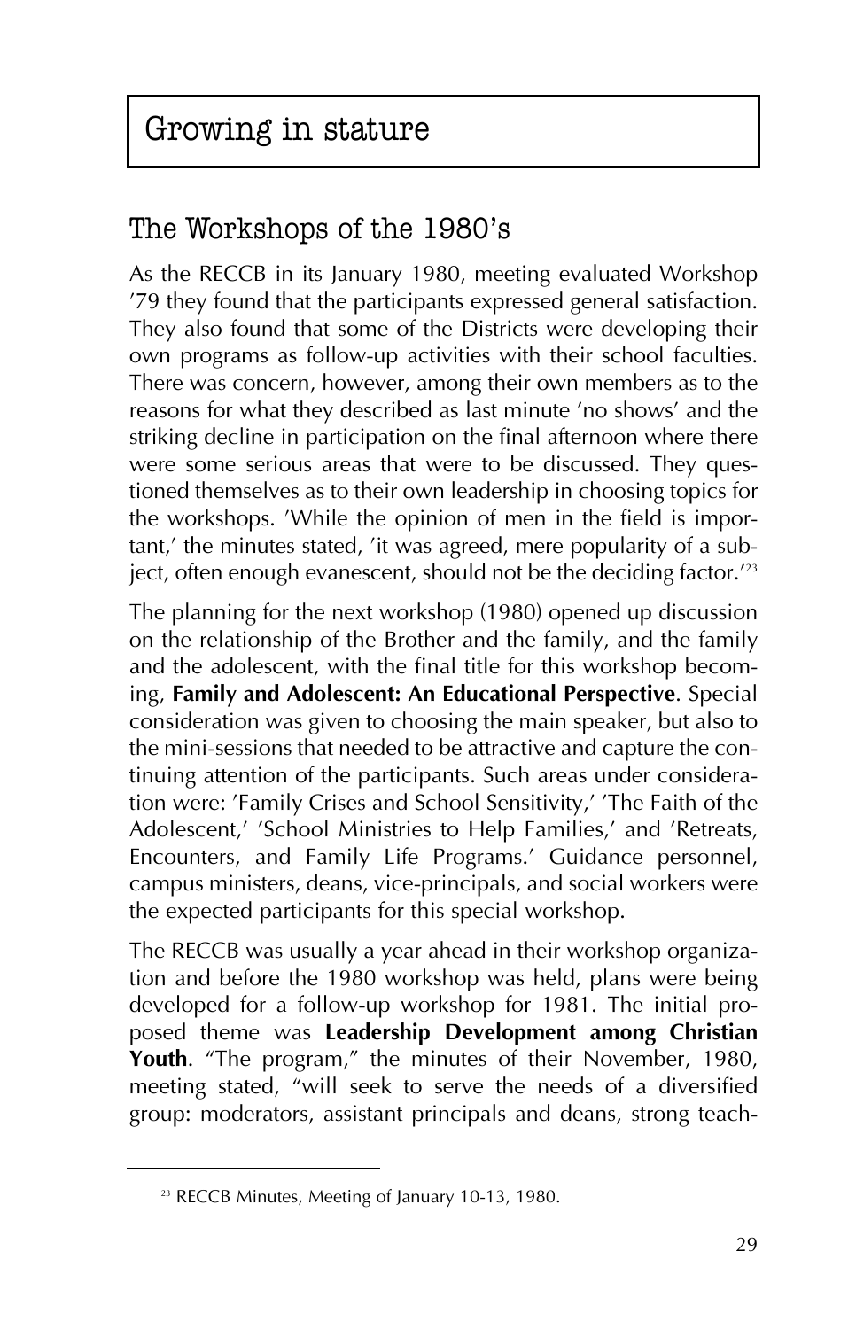# Growing in stature

## The Workshops of the 1980's

As the RECCB in its January 1980, meeting evaluated Workshop '79 they found that the participants expressed general satisfaction. They also found that some of the Districts were developing their own programs as follow-up activities with their school faculties. There was concern, however, among their own members as to the reasons for what they described as last minute 'no shows' and the striking decline in participation on the final afternoon where there were some serious areas that were to be discussed. They questioned themselves as to their own leadership in choosing topics for the workshops. 'While the opinion of men in the field is important,' the minutes stated, 'it was agreed, mere popularity of a subject, often enough evanescent, should not be the deciding factor.'[23]

The planning for the next workshop (1980) opened up discussion on the relationship of the Brother and the family, and the family and the adolescent, with the final title for this workshop becoming, **Family and Adolescent: An Educational Perspective**. Special consideration was given to choosing the main speaker, but also to the mini-sessions that needed to be attractive and capture the continuing attention of the participants. Such areas under consideration were: 'Family Crises and School Sensitivity,' 'The Faith of the Adolescent,' 'School Ministries to Help Families,' and 'Retreats, Encounters, and Family Life Programs.' Guidance personnel, campus ministers, deans, vice-principals, and social workers were the expected participants for this special workshop.

The RECCB was usually a year ahead in their workshop organization and before the 1980 workshop was held, plans were being developed for a follow-up workshop for 1981. The initial proposed theme was **Leadership Development among Christian Youth**. "The program," the minutes of their November, 1980, meeting stated, "will seek to serve the needs of a diversified group: moderators, assistant principals and deans, strong teach-

---

[23] RECCB Minutes, Meeting of January 10-13, 1980.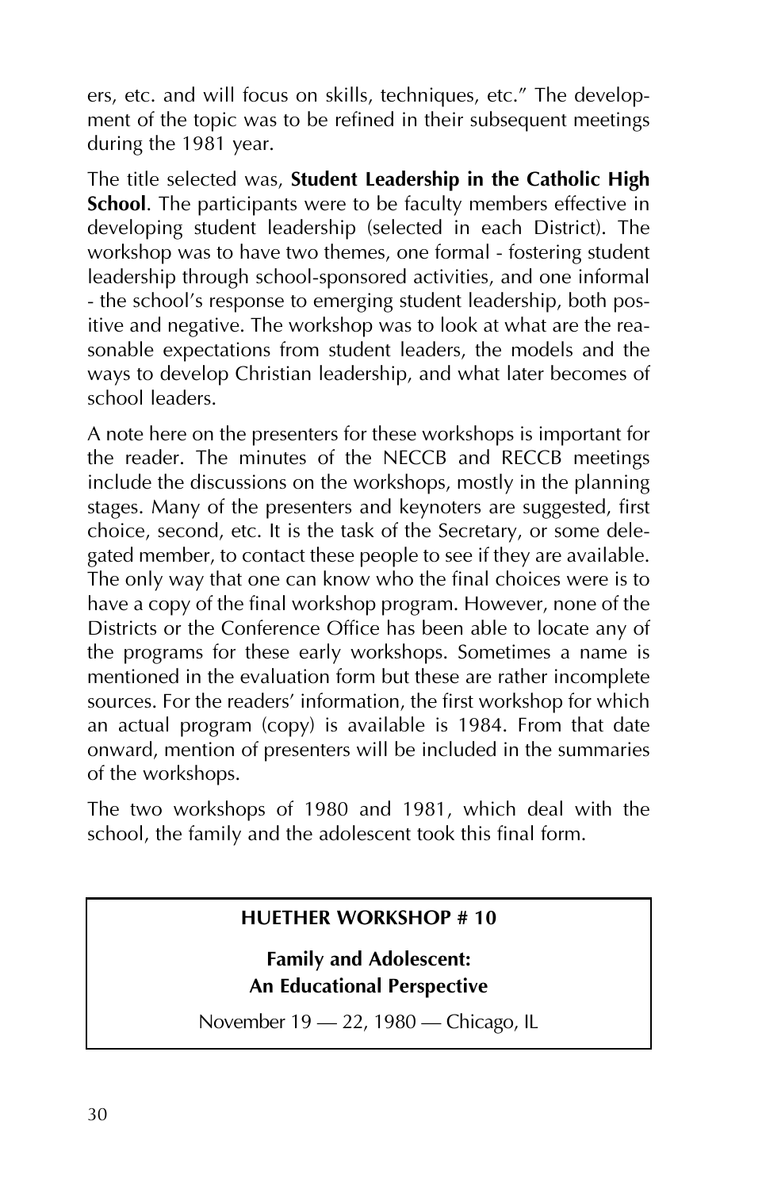ers, etc. and will focus on skills, techniques, etc." The development of the topic was to be refined in their subsequent meetings during the 1981 year.

The title selected was, **Student Leadership in the Catholic High School**. The participants were to be faculty members effective in developing student leadership (selected in each District). The workshop was to have two themes, one formal - fostering student leadership through school-sponsored activities, and one informal - the school's response to emerging student leadership, both positive and negative. The workshop was to look at what are the reasonable expectations from student leaders, the models and the ways to develop Christian leadership, and what later becomes of school leaders.

A note here on the presenters for these workshops is important for the reader. The minutes of the NECCB and RECCB meetings include the discussions on the workshops, mostly in the planning stages. Many of the presenters and keynoters are suggested, first choice, second, etc. It is the task of the Secretary, or some delegated member, to contact these people to see if they are available. The only way that one can know who the final choices were is to have a copy of the final workshop program. However, none of the Districts or the Conference Office has been able to locate any of the programs for these early workshops. Sometimes a name is mentioned in the evaluation form but these are rather incomplete sources. For the readers' information, the first workshop for which an actual program (copy) is available is 1984. From that date onward, mention of presenters will be included in the summaries of the workshops.

The two workshops of 1980 and 1981, which deal with the school, the family and the adolescent took this final form.

**HUETHER WORKSHOP # 10**

**Family and Adolescent:**
**An Educational Perspective**

November 19 — 22, 1980 — Chicago, IL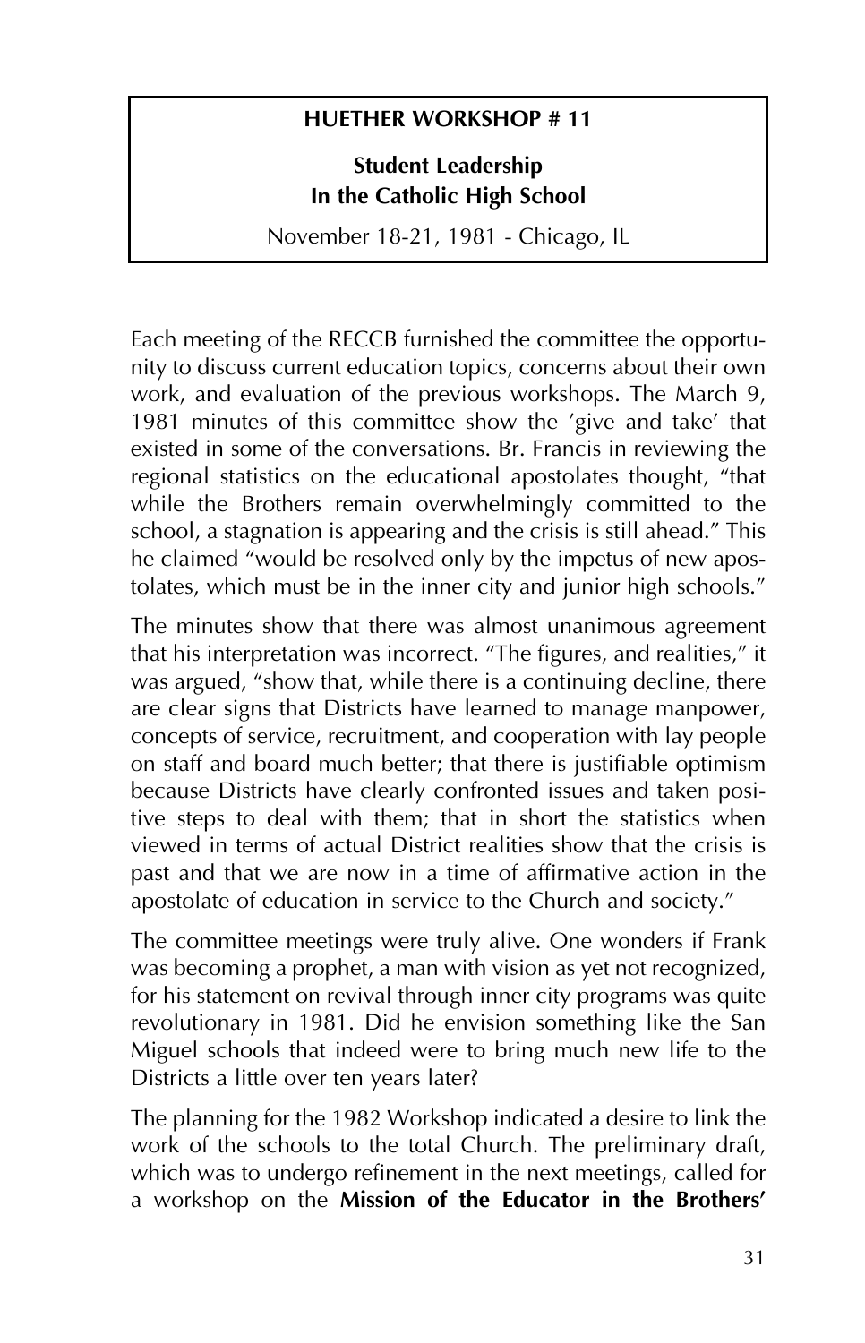**HUETHER WORKSHOP # 11**

**Student Leadership**
**In the Catholic High School**

November 18-21, 1981 - Chicago, IL

Each meeting of the RECCB furnished the committee the opportunity to discuss current education topics, concerns about their own work, and evaluation of the previous workshops. The March 9, 1981 minutes of this committee show the 'give and take' that existed in some of the conversations. Br. Francis in reviewing the regional statistics on the educational apostolates thought, "that while the Brothers remain overwhelmingly committed to the school, a stagnation is appearing and the crisis is still ahead." This he claimed "would be resolved only by the impetus of new apostolates, which must be in the inner city and junior high schools."

The minutes show that there was almost unanimous agreement that his interpretation was incorrect. "The figures, and realities," it was argued, "show that, while there is a continuing decline, there are clear signs that Districts have learned to manage manpower, concepts of service, recruitment, and cooperation with lay people on staff and board much better; that there is justifiable optimism because Districts have clearly confronted issues and taken positive steps to deal with them; that in short the statistics when viewed in terms of actual District realities show that the crisis is past and that we are now in a time of affirmative action in the apostolate of education in service to the Church and society."

The committee meetings were truly alive. One wonders if Frank was becoming a prophet, a man with vision as yet not recognized, for his statement on revival through inner city programs was quite revolutionary in 1981. Did he envision something like the San Miguel schools that indeed were to bring much new life to the Districts a little over ten years later?

The planning for the 1982 Workshop indicated a desire to link the work of the schools to the total Church. The preliminary draft, which was to undergo refinement in the next meetings, called for a workshop on the **Mission of the Educator in the Brothers'**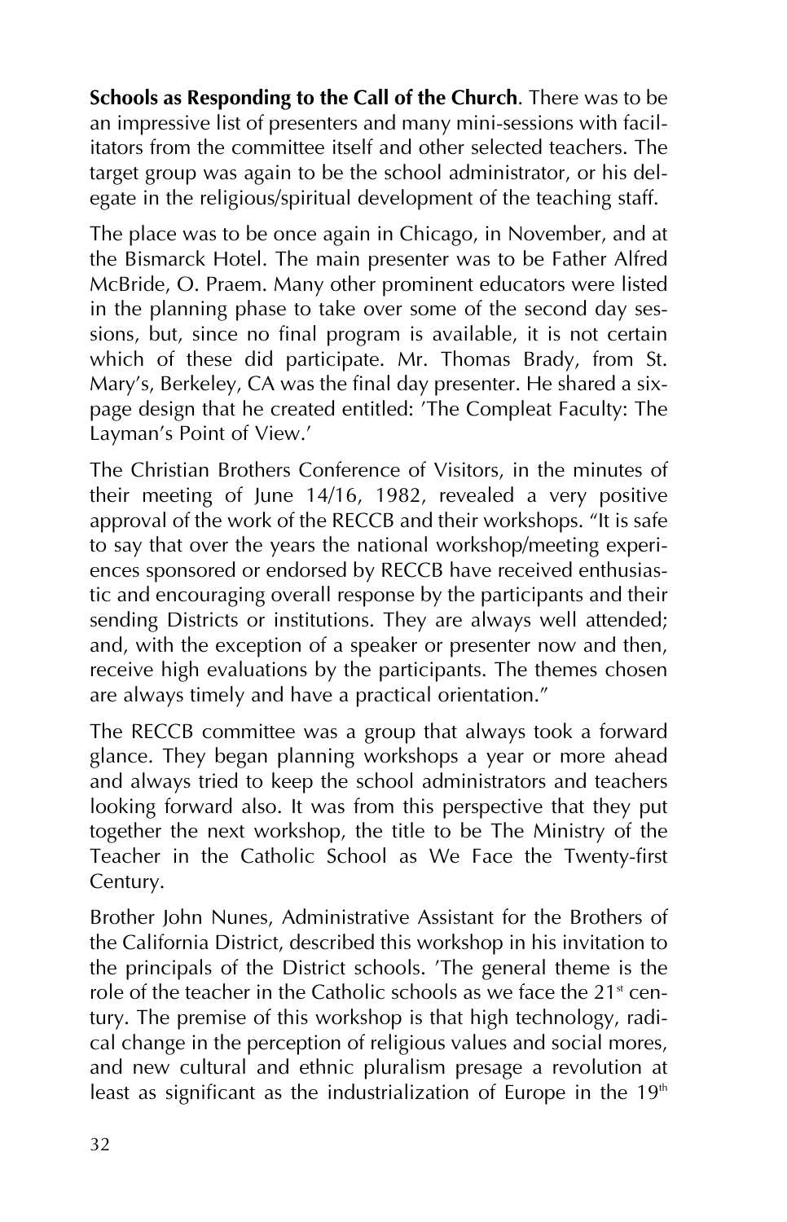**Schools as Responding to the Call of the Church**. There was to be an impressive list of presenters and many mini-sessions with facilitators from the committee itself and other selected teachers. The target group was again to be the school administrator, or his delegate in the religious/spiritual development of the teaching staff.

The place was to be once again in Chicago, in November, and at the Bismarck Hotel. The main presenter was to be Father Alfred McBride, O. Praem. Many other prominent educators were listed in the planning phase to take over some of the second day sessions, but, since no final program is available, it is not certain which of these did participate. Mr. Thomas Brady, from St. Mary's, Berkeley, CA was the final day presenter. He shared a six-page design that he created entitled: 'The Compleat Faculty: The Layman's Point of View.'

The Christian Brothers Conference of Visitors, in the minutes of their meeting of June 14/16, 1982, revealed a very positive approval of the work of the RECCB and their workshops. "It is safe to say that over the years the national workshop/meeting experiences sponsored or endorsed by RECCB have received enthusiastic and encouraging overall response by the participants and their sending Districts or institutions. They are always well attended; and, with the exception of a speaker or presenter now and then, receive high evaluations by the participants. The themes chosen are always timely and have a practical orientation."

The RECCB committee was a group that always took a forward glance. They began planning workshops a year or more ahead and always tried to keep the school administrators and teachers looking forward also. It was from this perspective that they put together the next workshop, the title to be The Ministry of the Teacher in the Catholic School as We Face the Twenty-first Century.

Brother John Nunes, Administrative Assistant for the Brothers of the California District, described this workshop in his invitation to the principals of the District schools. 'The general theme is the role of the teacher in the Catholic schools as we face the 21st century. The premise of this workshop is that high technology, radical change in the perception of religious values and social mores, and new cultural and ethnic pluralism presage a revolution at least as significant as the industrialization of Europe in the 19th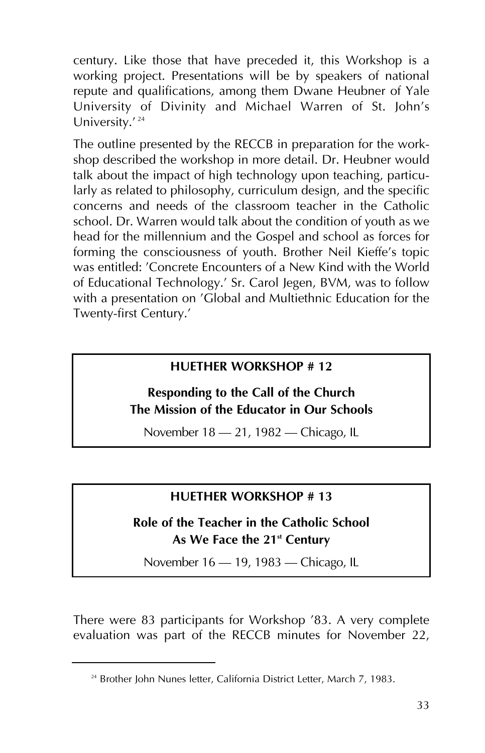century. Like those that have preceded it, this Workshop is a working project. Presentations will be by speakers of national repute and qualifications, among them Dwane Heubner of Yale University of Divinity and Michael Warren of St. John's University.'[24]

The outline presented by the RECCB in preparation for the workshop described the workshop in more detail. Dr. Heubner would talk about the impact of high technology upon teaching, particularly as related to philosophy, curriculum design, and the specific concerns and needs of the classroom teacher in the Catholic school. Dr. Warren would talk about the condition of youth as we head for the millennium and the Gospel and school as forces for forming the consciousness of youth. Brother Neil Kieffe's topic was entitled: 'Concrete Encounters of a New Kind with the World of Educational Technology.' Sr. Carol Jegen, BVM, was to follow with a presentation on 'Global and Multiethnic Education for the Twenty-first Century.'

**HUETHER WORKSHOP # 12**

**Responding to the Call of the Church**
**The Mission of the Educator in Our Schools**

November 18 — 21, 1982 — Chicago, IL

**HUETHER WORKSHOP # 13**

**Role of the Teacher in the Catholic School**
**As We Face the 21st Century**

November 16 — 19, 1983 — Chicago, IL

There were 83 participants for Workshop '83. A very complete evaluation was part of the RECCB minutes for November 22,

[24] Brother John Nunes letter, California District Letter, March 7, 1983.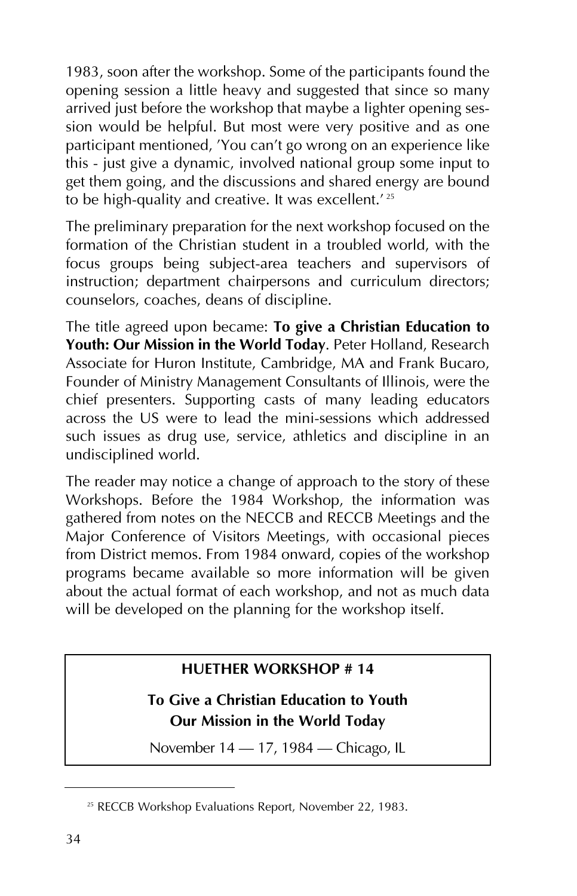1983, soon after the workshop. Some of the participants found the opening session a little heavy and suggested that since so many arrived just before the workshop that maybe a lighter opening session would be helpful. But most were very positive and as one participant mentioned, 'You can't go wrong on an experience like this - just give a dynamic, involved national group some input to get them going, and the discussions and shared energy are bound to be high-quality and creative. It was excellent.' [25]

The preliminary preparation for the next workshop focused on the formation of the Christian student in a troubled world, with the focus groups being subject-area teachers and supervisors of instruction; department chairpersons and curriculum directors; counselors, coaches, deans of discipline.

The title agreed upon became: **To give a Christian Education to Youth: Our Mission in the World Today**. Peter Holland, Research Associate for Huron Institute, Cambridge, MA and Frank Bucaro, Founder of Ministry Management Consultants of Illinois, were the chief presenters. Supporting casts of many leading educators across the US were to lead the mini-sessions which addressed such issues as drug use, service, athletics and discipline in an undisciplined world.

The reader may notice a change of approach to the story of these Workshops. Before the 1984 Workshop, the information was gathered from notes on the NECCB and RECCB Meetings and the Major Conference of Visitors Meetings, with occasional pieces from District memos. From 1984 onward, copies of the workshop programs became available so more information will be given about the actual format of each workshop, and not as much data will be developed on the planning for the workshop itself.

## HUETHER WORKSHOP # 14

### To Give a Christian Education to Youth
### Our Mission in the World Today

November 14 — 17, 1984 — Chicago, IL

---

[25] RECCB Workshop Evaluations Report, November 22, 1983.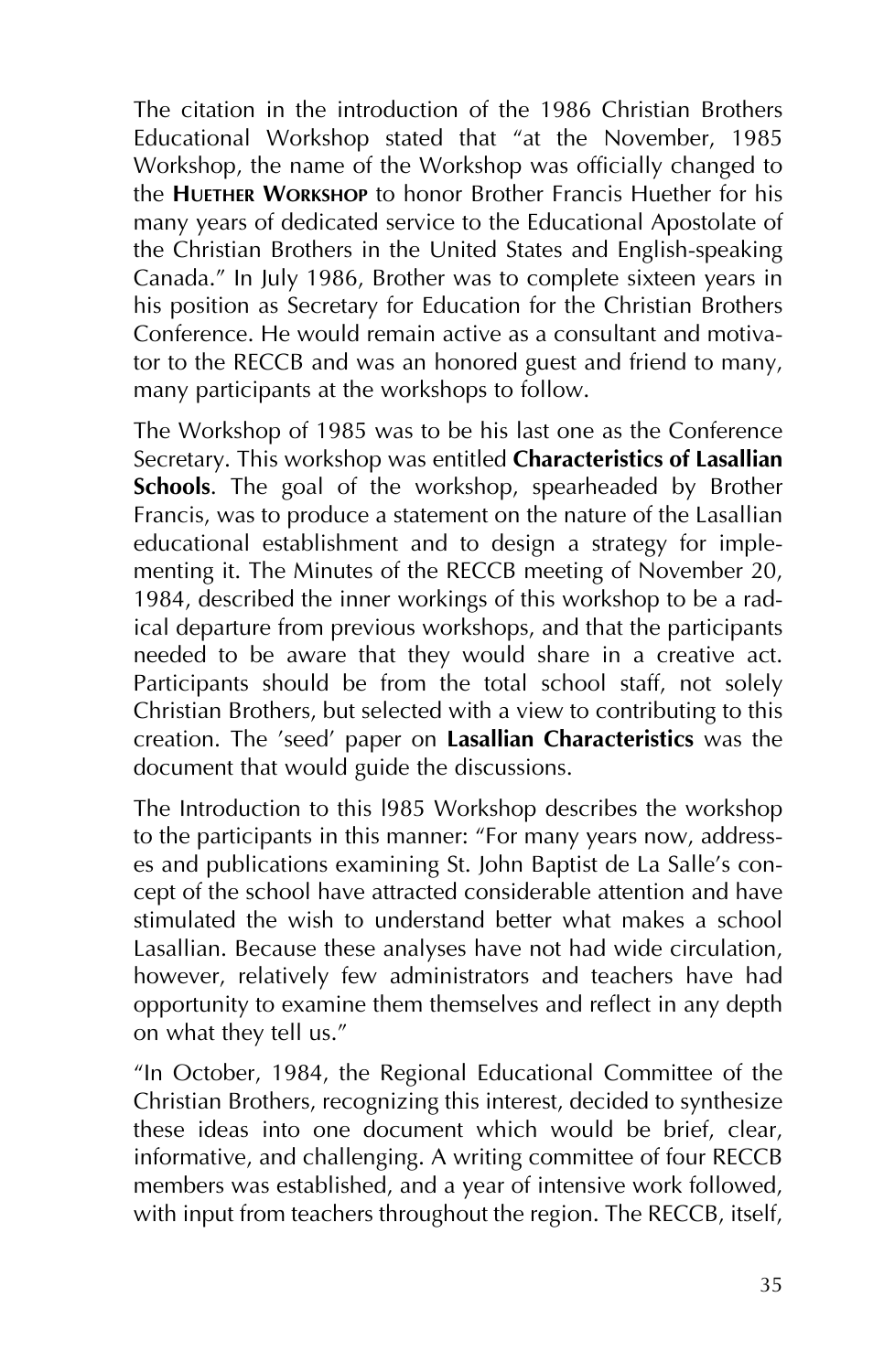The citation in the introduction of the 1986 Christian Brothers Educational Workshop stated that "at the November, 1985 Workshop, the name of the Workshop was officially changed to the **HUETHER WORKSHOP** to honor Brother Francis Huether for his many years of dedicated service to the Educational Apostolate of the Christian Brothers in the United States and English-speaking Canada." In July 1986, Brother was to complete sixteen years in his position as Secretary for Education for the Christian Brothers Conference. He would remain active as a consultant and motivator to the RECCB and was an honored guest and friend to many, many participants at the workshops to follow.

The Workshop of 1985 was to be his last one as the Conference Secretary. This workshop was entitled **Characteristics of Lasallian Schools**. The goal of the workshop, spearheaded by Brother Francis, was to produce a statement on the nature of the Lasallian educational establishment and to design a strategy for implementing it. The Minutes of the RECCB meeting of November 20, 1984, described the inner workings of this workshop to be a radical departure from previous workshops, and that the participants needed to be aware that they would share in a creative act. Participants should be from the total school staff, not solely Christian Brothers, but selected with a view to contributing to this creation. The 'seed' paper on **Lasallian Characteristics** was the document that would guide the discussions.

The Introduction to this l985 Workshop describes the workshop to the participants in this manner: "For many years now, addresses and publications examining St. John Baptist de La Salle's concept of the school have attracted considerable attention and have stimulated the wish to understand better what makes a school Lasallian. Because these analyses have not had wide circulation, however, relatively few administrators and teachers have had opportunity to examine them themselves and reflect in any depth on what they tell us."

"In October, 1984, the Regional Educational Committee of the Christian Brothers, recognizing this interest, decided to synthesize these ideas into one document which would be brief, clear, informative, and challenging. A writing committee of four RECCB members was established, and a year of intensive work followed, with input from teachers throughout the region. The RECCB, itself,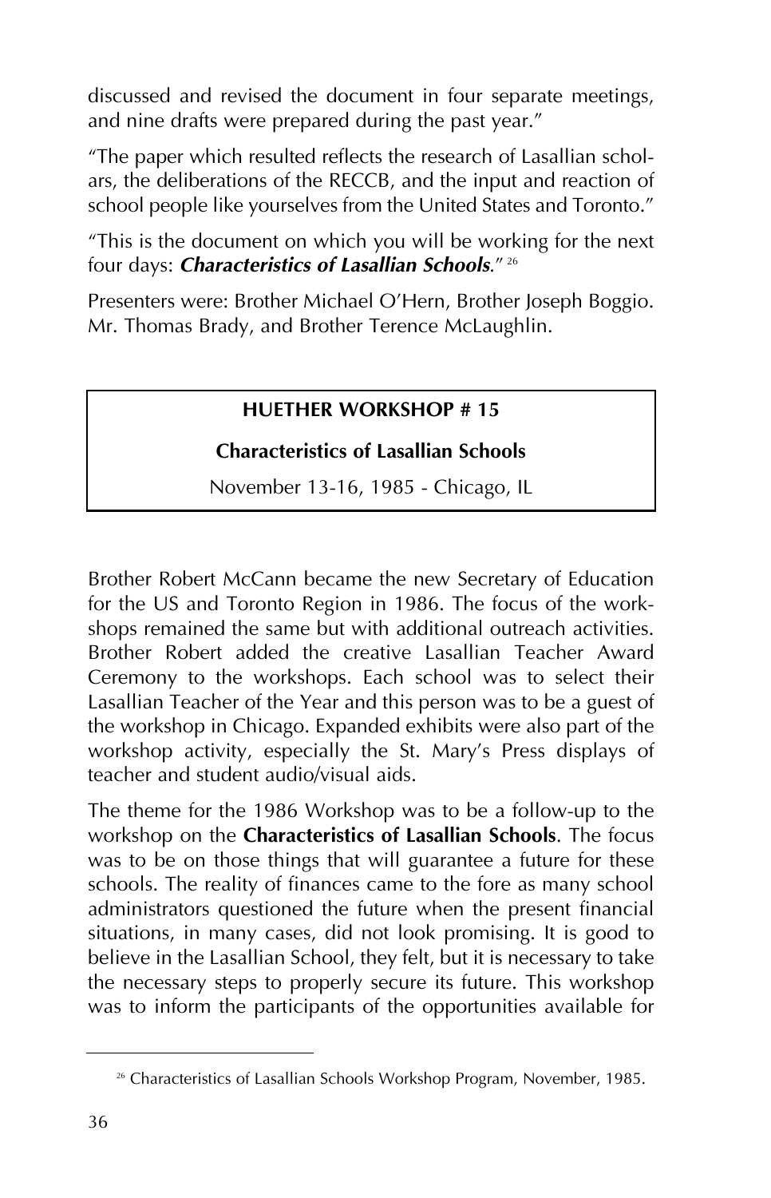discussed and revised the document in four separate meetings, and nine drafts were prepared during the past year."

"The paper which resulted reflects the research of Lasallian scholars, the deliberations of the RECCB, and the input and reaction of school people like yourselves from the United States and Toronto."

"This is the document on which you will be working for the next four days: ***Characteristics of Lasallian Schools***." [26]

Presenters were: Brother Michael O'Hern, Brother Joseph Boggio. Mr. Thomas Brady, and Brother Terence McLaughlin.

**HUETHER WORKSHOP # 15**

**Characteristics of Lasallian Schools**

November 13-16, 1985 - Chicago, IL

Brother Robert McCann became the new Secretary of Education for the US and Toronto Region in 1986. The focus of the workshops remained the same but with additional outreach activities. Brother Robert added the creative Lasallian Teacher Award Ceremony to the workshops. Each school was to select their Lasallian Teacher of the Year and this person was to be a guest of the workshop in Chicago. Expanded exhibits were also part of the workshop activity, especially the St. Mary's Press displays of teacher and student audio/visual aids.

The theme for the 1986 Workshop was to be a follow-up to the workshop on the **Characteristics of Lasallian Schools**. The focus was to be on those things that will guarantee a future for these schools. The reality of finances came to the fore as many school administrators questioned the future when the present financial situations, in many cases, did not look promising. It is good to believe in the Lasallian School, they felt, but it is necessary to take the necessary steps to properly secure its future. This workshop was to inform the participants of the opportunities available for

[26] Characteristics of Lasallian Schools Workshop Program, November, 1985.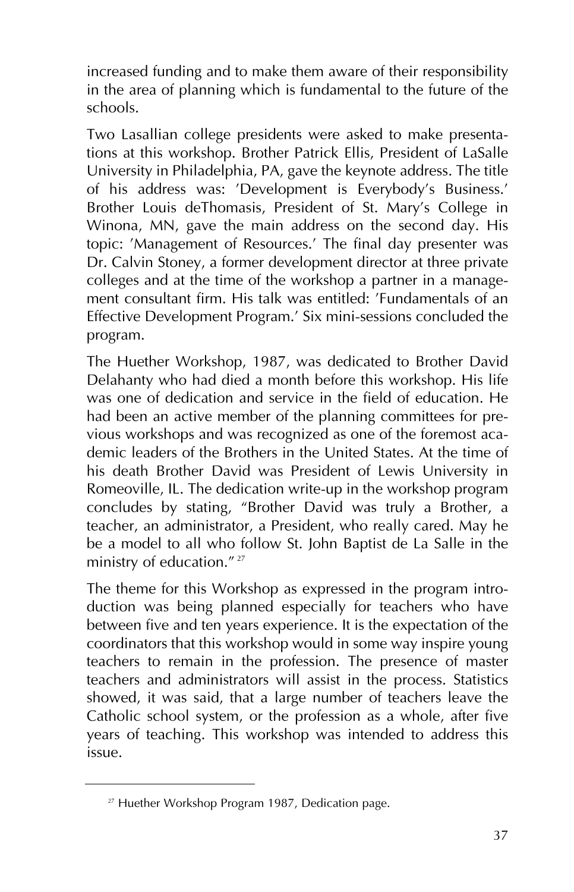increased funding and to make them aware of their responsibility in the area of planning which is fundamental to the future of the schools.

Two Lasallian college presidents were asked to make presentations at this workshop. Brother Patrick Ellis, President of LaSalle University in Philadelphia, PA, gave the keynote address. The title of his address was: 'Development is Everybody's Business.' Brother Louis deThomasis, President of St. Mary's College in Winona, MN, gave the main address on the second day. His topic: 'Management of Resources.' The final day presenter was Dr. Calvin Stoney, a former development director at three private colleges and at the time of the workshop a partner in a management consultant firm. His talk was entitled: 'Fundamentals of an Effective Development Program.' Six mini-sessions concluded the program.

The Huether Workshop, 1987, was dedicated to Brother David Delahanty who had died a month before this workshop. His life was one of dedication and service in the field of education. He had been an active member of the planning committees for previous workshops and was recognized as one of the foremost academic leaders of the Brothers in the United States. At the time of his death Brother David was President of Lewis University in Romeoville, IL. The dedication write-up in the workshop program concludes by stating, "Brother David was truly a Brother, a teacher, an administrator, a President, who really cared. May he be a model to all who follow St. John Baptist de La Salle in the ministry of education." [27]

The theme for this Workshop as expressed in the program introduction was being planned especially for teachers who have between five and ten years experience. It is the expectation of the coordinators that this workshop would in some way inspire young teachers to remain in the profession. The presence of master teachers and administrators will assist in the process. Statistics showed, it was said, that a large number of teachers leave the Catholic school system, or the profession as a whole, after five years of teaching. This workshop was intended to address this issue.

---

[27] Huether Workshop Program 1987, Dedication page.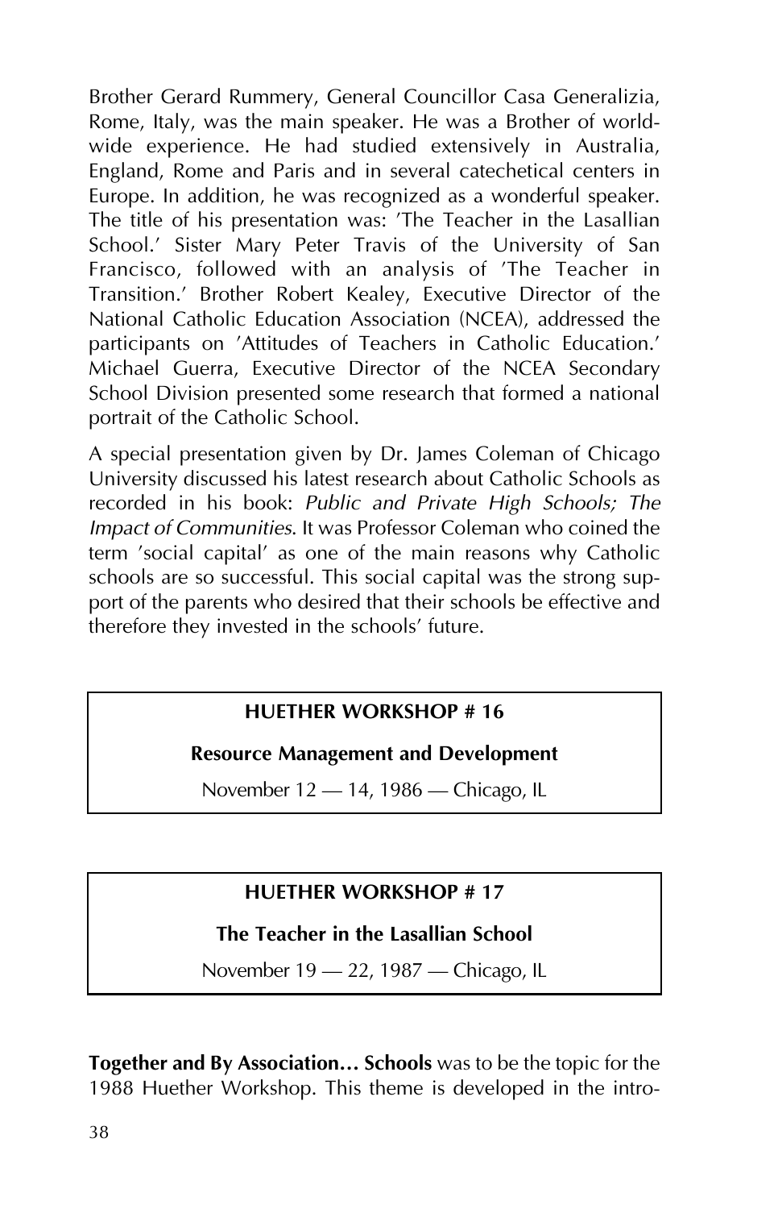Brother Gerard Rummery, General Councillor Casa Generalizia, Rome, Italy, was the main speaker. He was a Brother of world-wide experience. He had studied extensively in Australia, England, Rome and Paris and in several catechetical centers in Europe. In addition, he was recognized as a wonderful speaker. The title of his presentation was: 'The Teacher in the Lasallian School.' Sister Mary Peter Travis of the University of San Francisco, followed with an analysis of 'The Teacher in Transition.' Brother Robert Kealey, Executive Director of the National Catholic Education Association (NCEA), addressed the participants on 'Attitudes of Teachers in Catholic Education.' Michael Guerra, Executive Director of the NCEA Secondary School Division presented some research that formed a national portrait of the Catholic School.

A special presentation given by Dr. James Coleman of Chicago University discussed his latest research about Catholic Schools as recorded in his book: *Public and Private High Schools; The Impact of Communities*. It was Professor Coleman who coined the term 'social capital' as one of the main reasons why Catholic schools are so successful. This social capital was the strong support of the parents who desired that their schools be effective and therefore they invested in the schools' future.

**HUETHER WORKSHOP # 16**

**Resource Management and Development**

November 12 — 14, 1986 — Chicago, IL

**HUETHER WORKSHOP # 17**

**The Teacher in the Lasallian School**

November 19 — 22, 1987 — Chicago, IL

**Together and By Association… Schools** was to be the topic for the 1988 Huether Workshop. This theme is developed in the intro-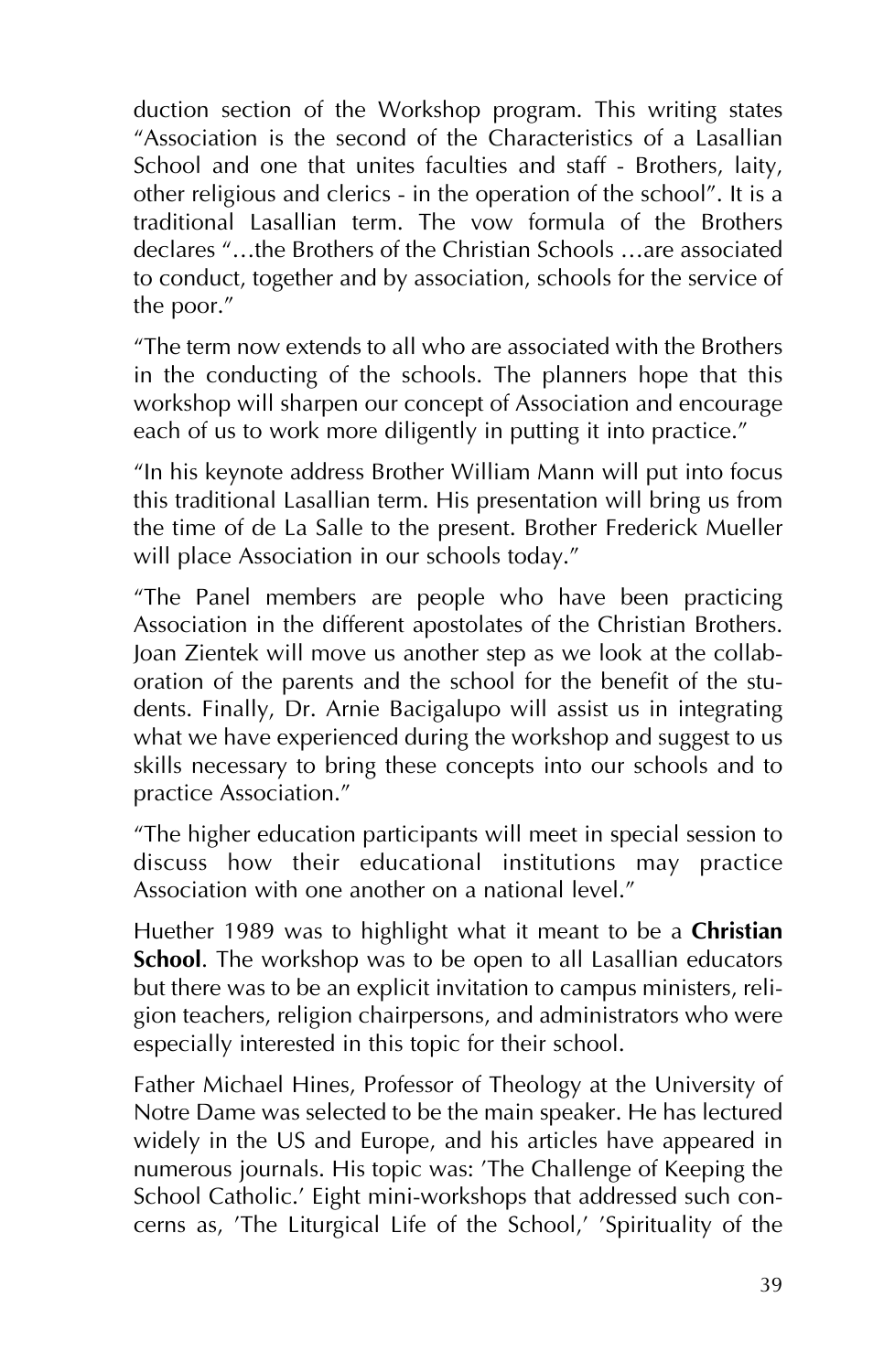duction section of the Workshop program. This writing states "Association is the second of the Characteristics of a Lasallian School and one that unites faculties and staff - Brothers, laity, other religious and clerics - in the operation of the school". It is a traditional Lasallian term. The vow formula of the Brothers declares "…the Brothers of the Christian Schools …are associated to conduct, together and by association, schools for the service of the poor."

"The term now extends to all who are associated with the Brothers in the conducting of the schools. The planners hope that this workshop will sharpen our concept of Association and encourage each of us to work more diligently in putting it into practice."

"In his keynote address Brother William Mann will put into focus this traditional Lasallian term. His presentation will bring us from the time of de La Salle to the present. Brother Frederick Mueller will place Association in our schools today."

"The Panel members are people who have been practicing Association in the different apostolates of the Christian Brothers. Joan Zientek will move us another step as we look at the collaboration of the parents and the school for the benefit of the students. Finally, Dr. Arnie Bacigalupo will assist us in integrating what we have experienced during the workshop and suggest to us skills necessary to bring these concepts into our schools and to practice Association."

"The higher education participants will meet in special session to discuss how their educational institutions may practice Association with one another on a national level."

Huether 1989 was to highlight what it meant to be a **Christian School**. The workshop was to be open to all Lasallian educators but there was to be an explicit invitation to campus ministers, religion teachers, religion chairpersons, and administrators who were especially interested in this topic for their school.

Father Michael Hines, Professor of Theology at the University of Notre Dame was selected to be the main speaker. He has lectured widely in the US and Europe, and his articles have appeared in numerous journals. His topic was: 'The Challenge of Keeping the School Catholic.' Eight mini-workshops that addressed such concerns as, 'The Liturgical Life of the School,' 'Spirituality of the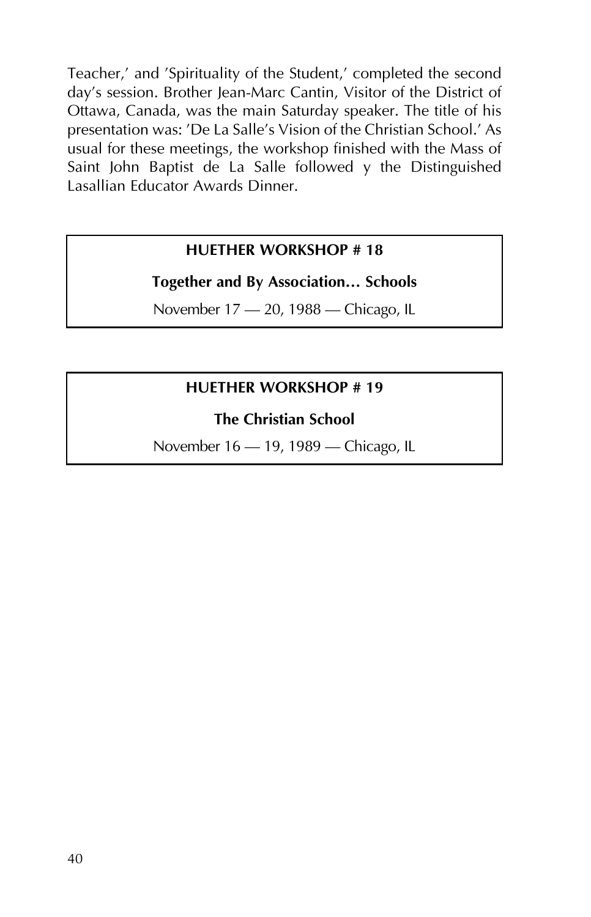Teacher,' and 'Spirituality of the Student,' completed the second day's session. Brother Jean-Marc Cantin, Visitor of the District of Ottawa, Canada, was the main Saturday speaker. The title of his presentation was: 'De La Salle's Vision of the Christian School.' As usual for these meetings, the workshop finished with the Mass of Saint John Baptist de La Salle followed y the Distinguished Lasallian Educator Awards Dinner.

**HUETHER WORKSHOP # 18**

**Together and By Association… Schools**

November 17 — 20, 1988 — Chicago, IL

**HUETHER WORKSHOP # 19**

**The Christian School**

November 16 — 19, 1989 — Chicago, IL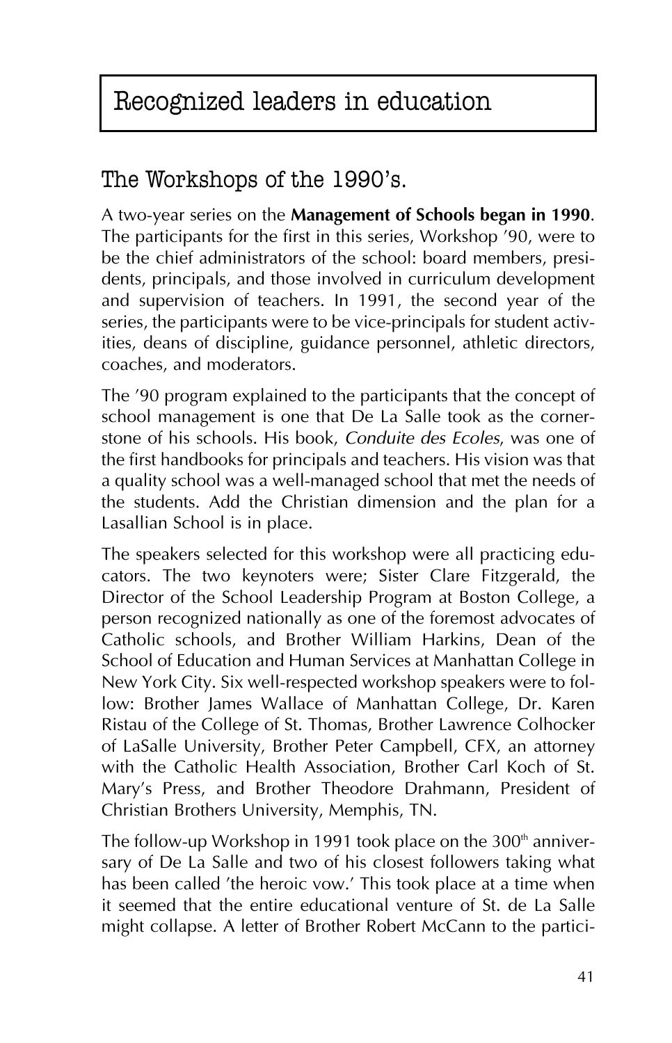# Recognized leaders in education

## The Workshops of the 1990's.

A two-year series on the **Management of Schools began in 1990**. The participants for the first in this series, Workshop '90, were to be the chief administrators of the school: board members, presidents, principals, and those involved in curriculum development and supervision of teachers. In 1991, the second year of the series, the participants were to be vice-principals for student activities, deans of discipline, guidance personnel, athletic directors, coaches, and moderators.

The '90 program explained to the participants that the concept of school management is one that De La Salle took as the cornerstone of his schools. His book, *Conduite des Ecoles*, was one of the first handbooks for principals and teachers. His vision was that a quality school was a well-managed school that met the needs of the students. Add the Christian dimension and the plan for a Lasallian School is in place.

The speakers selected for this workshop were all practicing educators. The two keynoters were; Sister Clare Fitzgerald, the Director of the School Leadership Program at Boston College, a person recognized nationally as one of the foremost advocates of Catholic schools, and Brother William Harkins, Dean of the School of Education and Human Services at Manhattan College in New York City. Six well-respected workshop speakers were to follow: Brother James Wallace of Manhattan College, Dr. Karen Ristau of the College of St. Thomas, Brother Lawrence Colhocker of LaSalle University, Brother Peter Campbell, CFX, an attorney with the Catholic Health Association, Brother Carl Koch of St. Mary's Press, and Brother Theodore Drahmann, President of Christian Brothers University, Memphis, TN.

The follow-up Workshop in 1991 took place on the 300th anniversary of De La Salle and two of his closest followers taking what has been called 'the heroic vow.' This took place at a time when it seemed that the entire educational venture of St. de La Salle might collapse. A letter of Brother Robert McCann to the partici-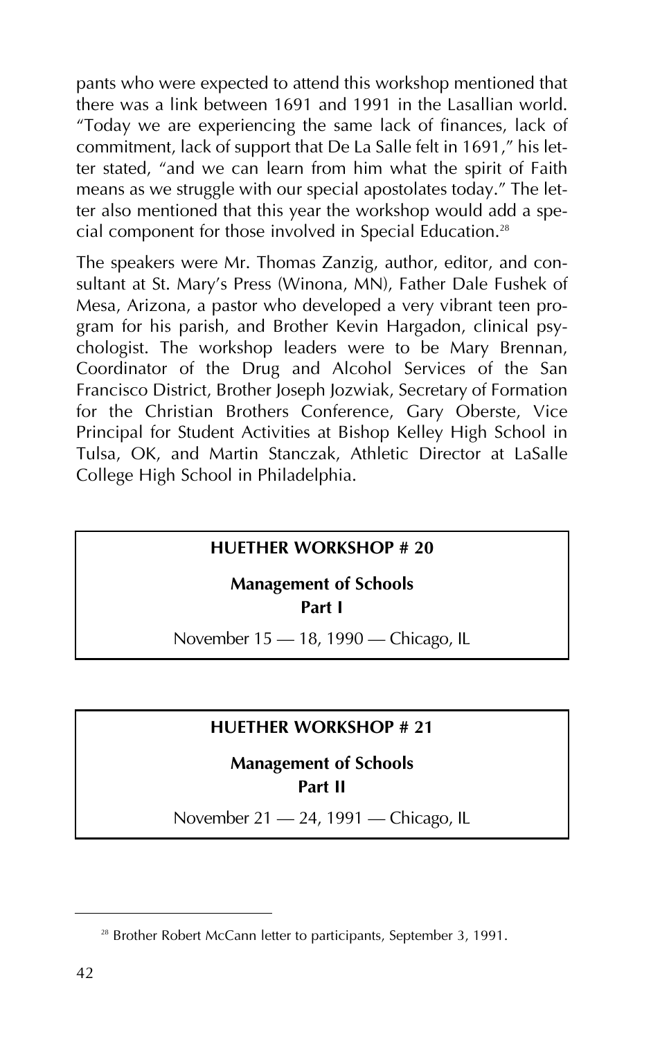pants who were expected to attend this workshop mentioned that there was a link between 1691 and 1991 in the Lasallian world. "Today we are experiencing the same lack of finances, lack of commitment, lack of support that De La Salle felt in 1691," his letter stated, "and we can learn from him what the spirit of Faith means as we struggle with our special apostolates today." The letter also mentioned that this year the workshop would add a special component for those involved in Special Education.[28]

The speakers were Mr. Thomas Zanzig, author, editor, and consultant at St. Mary's Press (Winona, MN), Father Dale Fushek of Mesa, Arizona, a pastor who developed a very vibrant teen program for his parish, and Brother Kevin Hargadon, clinical psychologist. The workshop leaders were to be Mary Brennan, Coordinator of the Drug and Alcohol Services of the San Francisco District, Brother Joseph Jozwiak, Secretary of Formation for the Christian Brothers Conference, Gary Oberste, Vice Principal for Student Activities at Bishop Kelley High School in Tulsa, OK, and Martin Stanczak, Athletic Director at LaSalle College High School in Philadelphia.

## HUETHER WORKSHOP # 20

**Management of Schools**
**Part I**

November 15 — 18, 1990 — Chicago, IL

## HUETHER WORKSHOP # 21

**Management of Schools**
**Part II**

November 21 — 24, 1991 — Chicago, IL

---

[28] Brother Robert McCann letter to participants, September 3, 1991.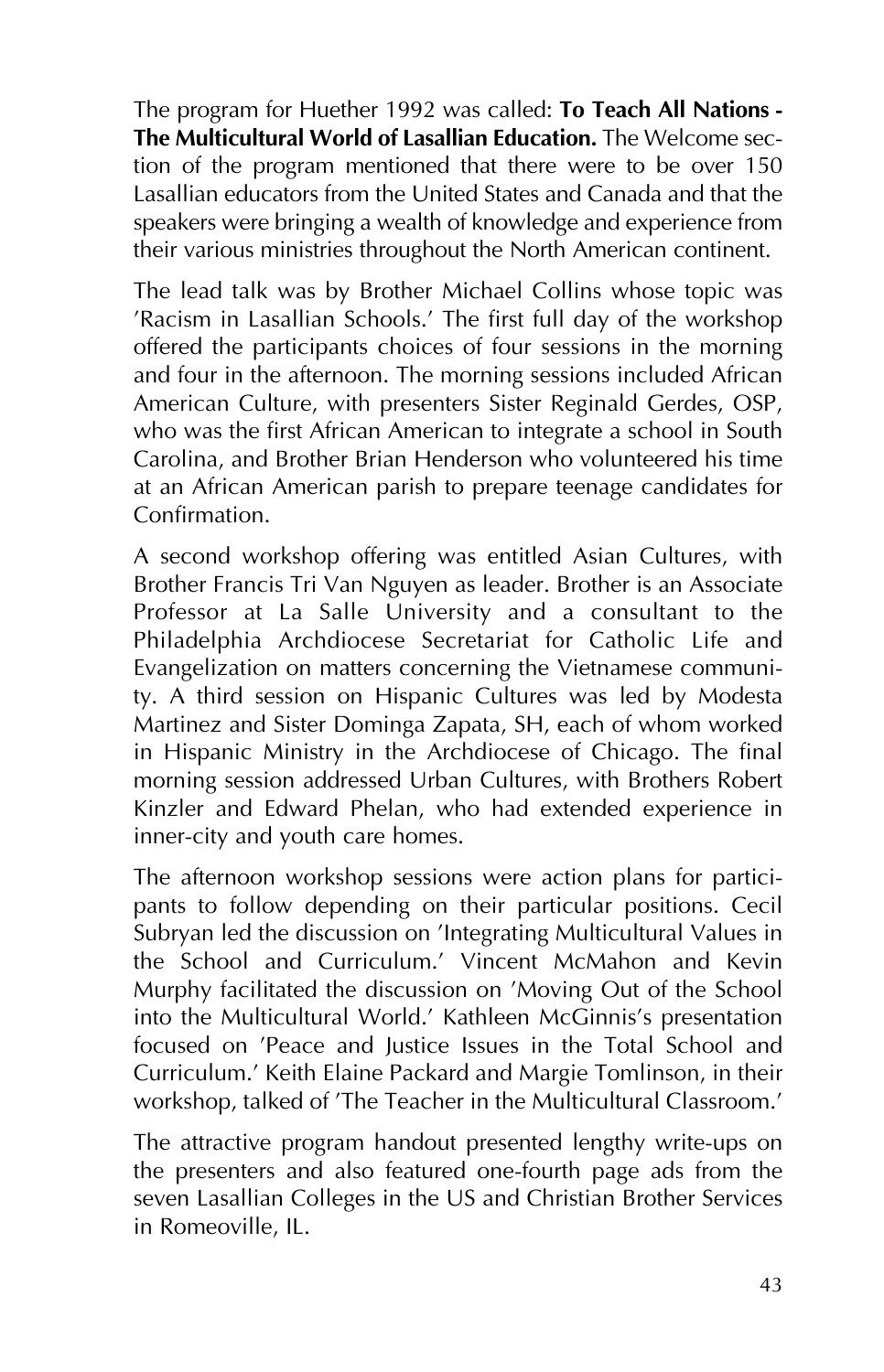The program for Huether 1992 was called: **To Teach All Nations - The Multicultural World of Lasallian Education.** The Welcome section of the program mentioned that there were to be over 150 Lasallian educators from the United States and Canada and that the speakers were bringing a wealth of knowledge and experience from their various ministries throughout the North American continent.

The lead talk was by Brother Michael Collins whose topic was 'Racism in Lasallian Schools.' The first full day of the workshop offered the participants choices of four sessions in the morning and four in the afternoon. The morning sessions included African American Culture, with presenters Sister Reginald Gerdes, OSP, who was the first African American to integrate a school in South Carolina, and Brother Brian Henderson who volunteered his time at an African American parish to prepare teenage candidates for Confirmation.

A second workshop offering was entitled Asian Cultures, with Brother Francis Tri Van Nguyen as leader. Brother is an Associate Professor at La Salle University and a consultant to the Philadelphia Archdiocese Secretariat for Catholic Life and Evangelization on matters concerning the Vietnamese community. A third session on Hispanic Cultures was led by Modesta Martinez and Sister Dominga Zapata, SH, each of whom worked in Hispanic Ministry in the Archdiocese of Chicago. The final morning session addressed Urban Cultures, with Brothers Robert Kinzler and Edward Phelan, who had extended experience in inner-city and youth care homes.

The afternoon workshop sessions were action plans for participants to follow depending on their particular positions. Cecil Subryan led the discussion on 'Integrating Multicultural Values in the School and Curriculum.' Vincent McMahon and Kevin Murphy facilitated the discussion on 'Moving Out of the School into the Multicultural World.' Kathleen McGinnis's presentation focused on 'Peace and Justice Issues in the Total School and Curriculum.' Keith Elaine Packard and Margie Tomlinson, in their workshop, talked of 'The Teacher in the Multicultural Classroom.'

The attractive program handout presented lengthy write-ups on the presenters and also featured one-fourth page ads from the seven Lasallian Colleges in the US and Christian Brother Services in Romeoville, IL.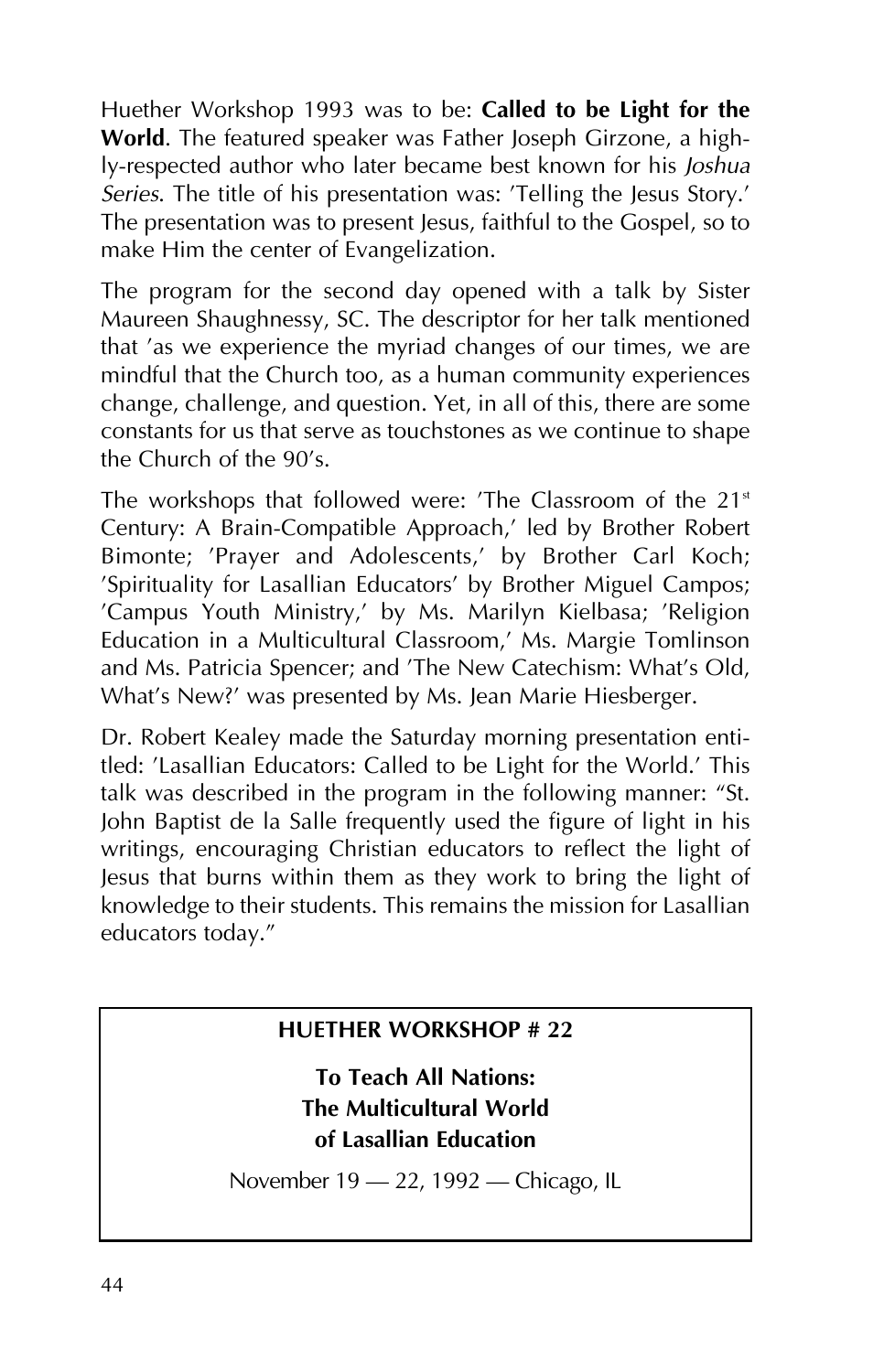Huether Workshop 1993 was to be: **Called to be Light for the World**. The featured speaker was Father Joseph Girzone, a highly-respected author who later became best known for his *Joshua Series*. The title of his presentation was: 'Telling the Jesus Story.' The presentation was to present Jesus, faithful to the Gospel, so to make Him the center of Evangelization.

The program for the second day opened with a talk by Sister Maureen Shaughnessy, SC. The descriptor for her talk mentioned that 'as we experience the myriad changes of our times, we are mindful that the Church too, as a human community experiences change, challenge, and question. Yet, in all of this, there are some constants for us that serve as touchstones as we continue to shape the Church of the 90's.

The workshops that followed were: 'The Classroom of the 21st Century: A Brain-Compatible Approach,' led by Brother Robert Bimonte; 'Prayer and Adolescents,' by Brother Carl Koch; 'Spirituality for Lasallian Educators' by Brother Miguel Campos; 'Campus Youth Ministry,' by Ms. Marilyn Kielbasa; 'Religion Education in a Multicultural Classroom,' Ms. Margie Tomlinson and Ms. Patricia Spencer; and 'The New Catechism: What's Old, What's New?' was presented by Ms. Jean Marie Hiesberger.

Dr. Robert Kealey made the Saturday morning presentation entitled: 'Lasallian Educators: Called to be Light for the World.' This talk was described in the program in the following manner: "St. John Baptist de la Salle frequently used the figure of light in his writings, encouraging Christian educators to reflect the light of Jesus that burns within them as they work to bring the light of knowledge to their students. This remains the mission for Lasallian educators today."

**HUETHER WORKSHOP # 22**

**To Teach All Nations: The Multicultural World of Lasallian Education**

November 19 — 22, 1992 — Chicago, IL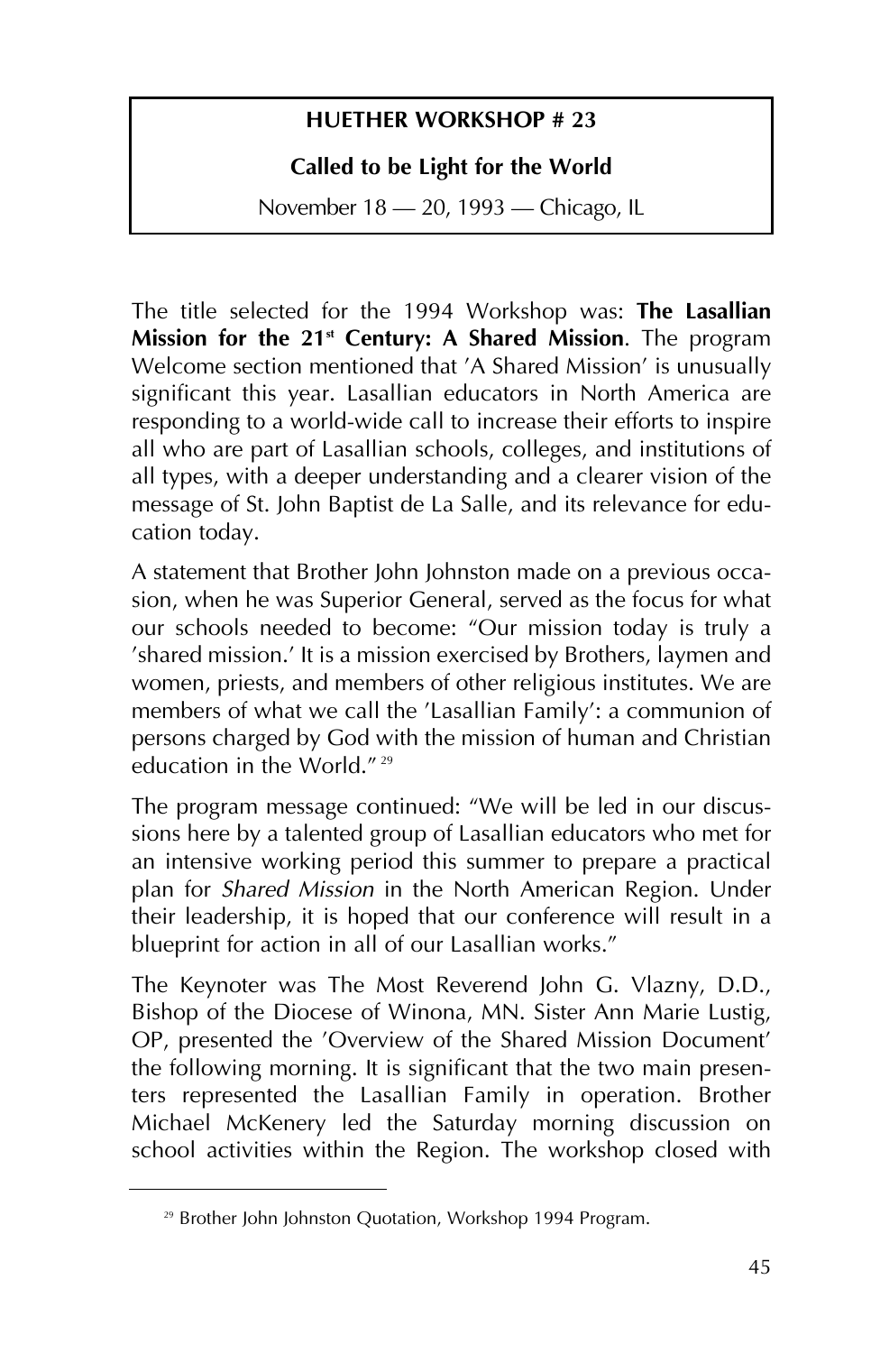**HUETHER WORKSHOP # 23**

**Called to be Light for the World**

November 18 — 20, 1993 — Chicago, IL

The title selected for the 1994 Workshop was: **The Lasallian Mission for the 21st Century: A Shared Mission**. The program Welcome section mentioned that 'A Shared Mission' is unusually significant this year. Lasallian educators in North America are responding to a world-wide call to increase their efforts to inspire all who are part of Lasallian schools, colleges, and institutions of all types, with a deeper understanding and a clearer vision of the message of St. John Baptist de La Salle, and its relevance for education today.

A statement that Brother John Johnston made on a previous occasion, when he was Superior General, served as the focus for what our schools needed to become: "Our mission today is truly a 'shared mission.' It is a mission exercised by Brothers, laymen and women, priests, and members of other religious institutes. We are members of what we call the 'Lasallian Family': a communion of persons charged by God with the mission of human and Christian education in the World." [29]

The program message continued: "We will be led in our discussions here by a talented group of Lasallian educators who met for an intensive working period this summer to prepare a practical plan for *Shared Mission* in the North American Region. Under their leadership, it is hoped that our conference will result in a blueprint for action in all of our Lasallian works."

The Keynoter was The Most Reverend John G. Vlazny, D.D., Bishop of the Diocese of Winona, MN. Sister Ann Marie Lustig, OP, presented the 'Overview of the Shared Mission Document' the following morning. It is significant that the two main presenters represented the Lasallian Family in operation. Brother Michael McKenery led the Saturday morning discussion on school activities within the Region. The workshop closed with

[29] Brother John Johnston Quotation, Workshop 1994 Program.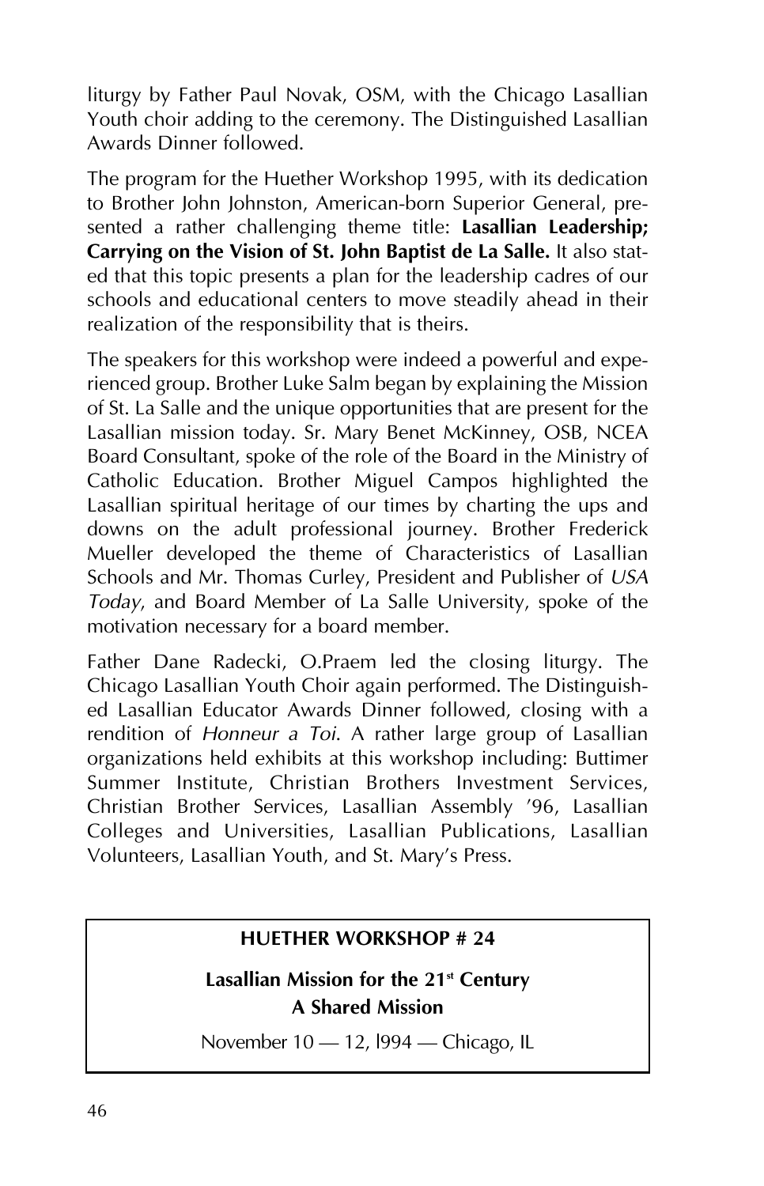liturgy by Father Paul Novak, OSM, with the Chicago Lasallian Youth choir adding to the ceremony. The Distinguished Lasallian Awards Dinner followed.

The program for the Huether Workshop 1995, with its dedication to Brother John Johnston, American-born Superior General, presented a rather challenging theme title: **Lasallian Leadership; Carrying on the Vision of St. John Baptist de La Salle.** It also stated that this topic presents a plan for the leadership cadres of our schools and educational centers to move steadily ahead in their realization of the responsibility that is theirs.

The speakers for this workshop were indeed a powerful and experienced group. Brother Luke Salm began by explaining the Mission of St. La Salle and the unique opportunities that are present for the Lasallian mission today. Sr. Mary Benet McKinney, OSB, NCEA Board Consultant, spoke of the role of the Board in the Ministry of Catholic Education. Brother Miguel Campos highlighted the Lasallian spiritual heritage of our times by charting the ups and downs on the adult professional journey. Brother Frederick Mueller developed the theme of Characteristics of Lasallian Schools and Mr. Thomas Curley, President and Publisher of *USA Today*, and Board Member of La Salle University, spoke of the motivation necessary for a board member.

Father Dane Radecki, O.Praem led the closing liturgy. The Chicago Lasallian Youth Choir again performed. The Distinguished Lasallian Educator Awards Dinner followed, closing with a rendition of *Honneur a Toi*. A rather large group of Lasallian organizations held exhibits at this workshop including: Buttimer Summer Institute, Christian Brothers Investment Services, Christian Brother Services, Lasallian Assembly '96, Lasallian Colleges and Universities, Lasallian Publications, Lasallian Volunteers, Lasallian Youth, and St. Mary's Press.

## HUETHER WORKSHOP # 24

**Lasallian Mission for the 21st Century**
**A Shared Mission**

November 10 — 12, l994 — Chicago, IL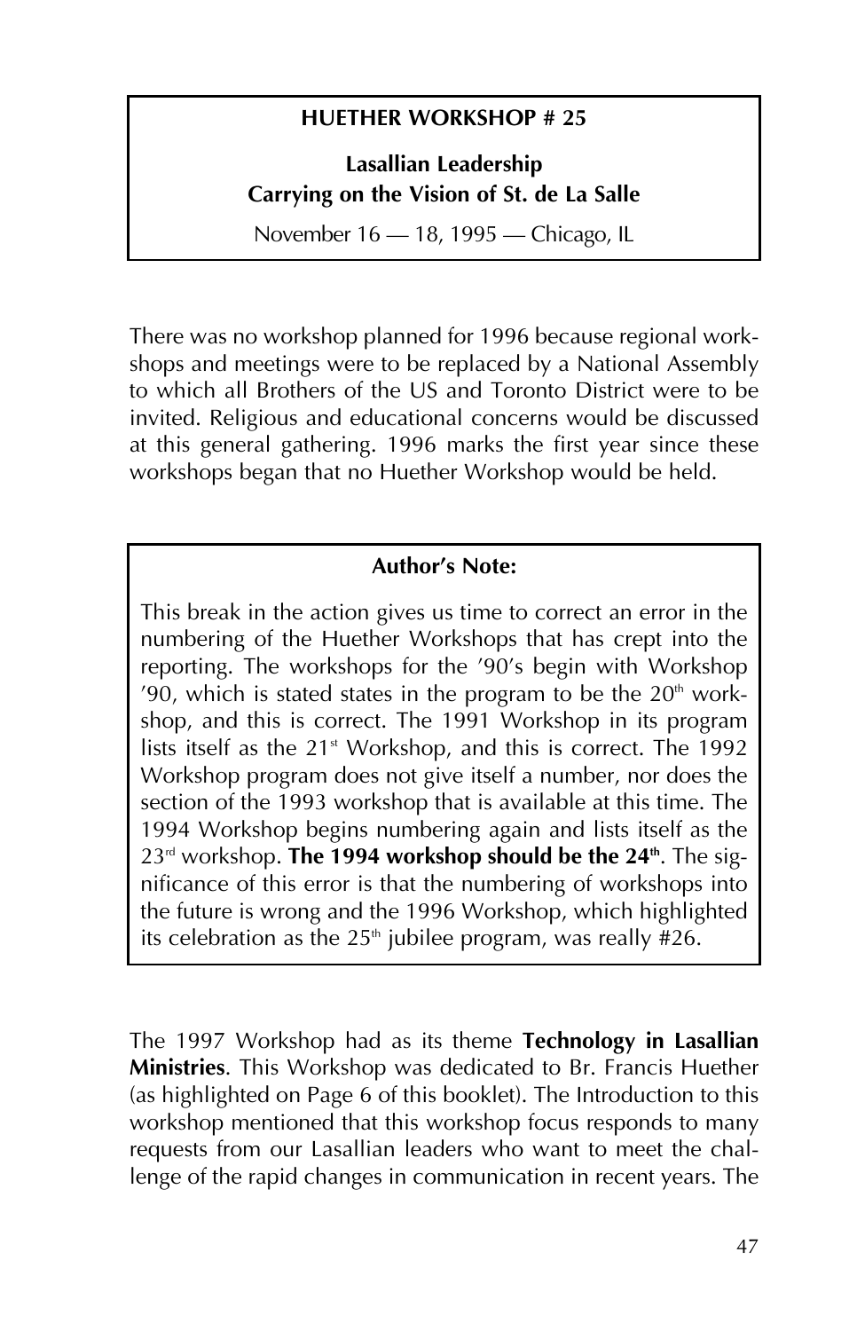**HUETHER WORKSHOP # 25**

**Lasallian Leadership**
**Carrying on the Vision of St. de La Salle**

November 16 — 18, 1995 — Chicago, IL

There was no workshop planned for 1996 because regional workshops and meetings were to be replaced by a National Assembly to which all Brothers of the US and Toronto District were to be invited. Religious and educational concerns would be discussed at this general gathering. 1996 marks the first year since these workshops began that no Huether Workshop would be held.

**Author's Note:**

This break in the action gives us time to correct an error in the numbering of the Huether Workshops that has crept into the reporting. The workshops for the '90's begin with Workshop '90, which is stated states in the program to be the 20th workshop, and this is correct. The 1991 Workshop in its program lists itself as the 21st Workshop, and this is correct. The 1992 Workshop program does not give itself a number, nor does the section of the 1993 workshop that is available at this time. The 1994 Workshop begins numbering again and lists itself as the 23rd workshop. **The 1994 workshop should be the 24th**. The significance of this error is that the numbering of workshops into the future is wrong and the 1996 Workshop, which highlighted its celebration as the 25th jubilee program, was really #26.

The 1997 Workshop had as its theme **Technology in Lasallian Ministries**. This Workshop was dedicated to Br. Francis Huether (as highlighted on Page 6 of this booklet). The Introduction to this workshop mentioned that this workshop focus responds to many requests from our Lasallian leaders who want to meet the challenge of the rapid changes in communication in recent years. The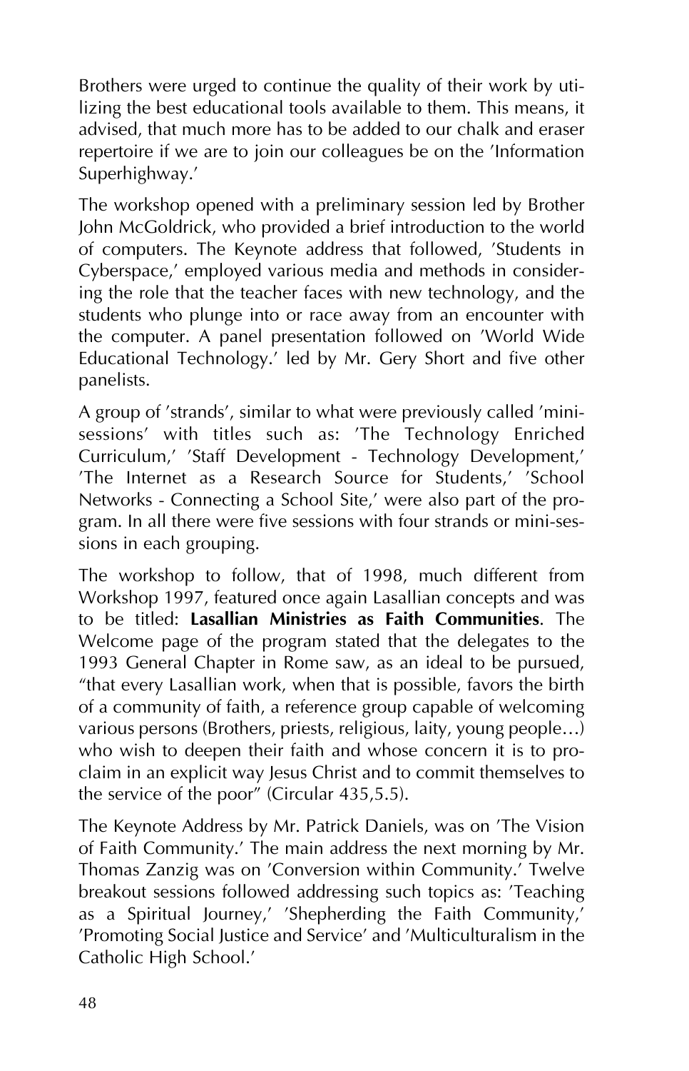Brothers were urged to continue the quality of their work by utilizing the best educational tools available to them. This means, it advised, that much more has to be added to our chalk and eraser repertoire if we are to join our colleagues be on the 'Information Superhighway.'

The workshop opened with a preliminary session led by Brother John McGoldrick, who provided a brief introduction to the world of computers. The Keynote address that followed, 'Students in Cyberspace,' employed various media and methods in considering the role that the teacher faces with new technology, and the students who plunge into or race away from an encounter with the computer. A panel presentation followed on 'World Wide Educational Technology.' led by Mr. Gery Short and five other panelists.

A group of 'strands', similar to what were previously called 'mini-sessions' with titles such as: 'The Technology Enriched Curriculum,' 'Staff Development - Technology Development,' 'The Internet as a Research Source for Students,' 'School Networks - Connecting a School Site,' were also part of the program. In all there were five sessions with four strands or mini-sessions in each grouping.

The workshop to follow, that of 1998, much different from Workshop 1997, featured once again Lasallian concepts and was to be titled: **Lasallian Ministries as Faith Communities**. The Welcome page of the program stated that the delegates to the 1993 General Chapter in Rome saw, as an ideal to be pursued, "that every Lasallian work, when that is possible, favors the birth of a community of faith, a reference group capable of welcoming various persons (Brothers, priests, religious, laity, young people…) who wish to deepen their faith and whose concern it is to proclaim in an explicit way Jesus Christ and to commit themselves to the service of the poor" (Circular 435,5.5).

The Keynote Address by Mr. Patrick Daniels, was on 'The Vision of Faith Community.' The main address the next morning by Mr. Thomas Zanzig was on 'Conversion within Community.' Twelve breakout sessions followed addressing such topics as: 'Teaching as a Spiritual Journey,' 'Shepherding the Faith Community,' 'Promoting Social Justice and Service' and 'Multiculturalism in the Catholic High School.'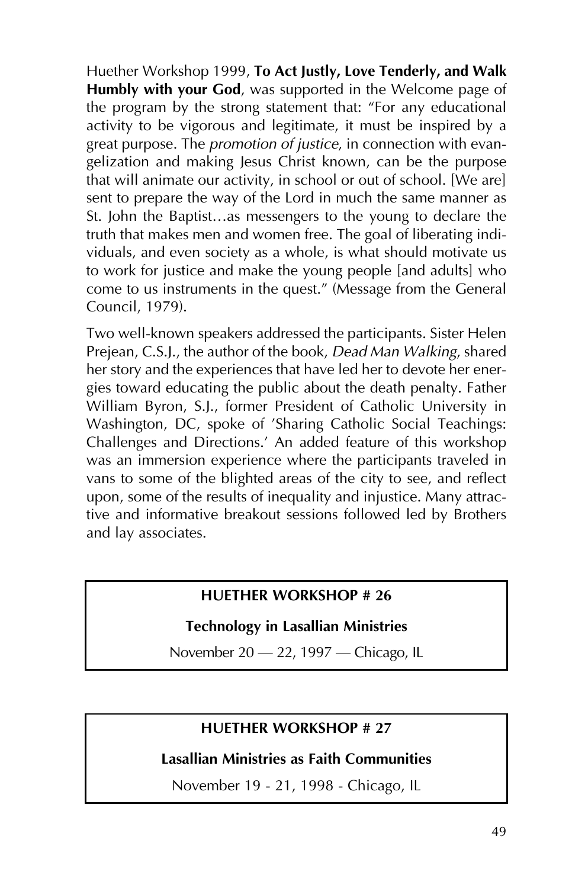Huether Workshop 1999, **To Act Justly, Love Tenderly, and Walk Humbly with your God**, was supported in the Welcome page of the program by the strong statement that: "For any educational activity to be vigorous and legitimate, it must be inspired by a great purpose. The *promotion of justice*, in connection with evangelization and making Jesus Christ known, can be the purpose that will animate our activity, in school or out of school. [We are] sent to prepare the way of the Lord in much the same manner as St. John the Baptist…as messengers to the young to declare the truth that makes men and women free. The goal of liberating individuals, and even society as a whole, is what should motivate us to work for justice and make the young people [and adults] who come to us instruments in the quest." (Message from the General Council, 1979).

Two well-known speakers addressed the participants. Sister Helen Prejean, C.S.J., the author of the book, *Dead Man Walking*, shared her story and the experiences that have led her to devote her energies toward educating the public about the death penalty. Father William Byron, S.J., former President of Catholic University in Washington, DC, spoke of 'Sharing Catholic Social Teachings: Challenges and Directions.' An added feature of this workshop was an immersion experience where the participants traveled in vans to some of the blighted areas of the city to see, and reflect upon, some of the results of inequality and injustice. Many attractive and informative breakout sessions followed led by Brothers and lay associates.

**HUETHER WORKSHOP # 26**

**Technology in Lasallian Ministries**

November 20 — 22, 1997 — Chicago, IL

**HUETHER WORKSHOP # 27**

**Lasallian Ministries as Faith Communities**

November 19 - 21, 1998 - Chicago, IL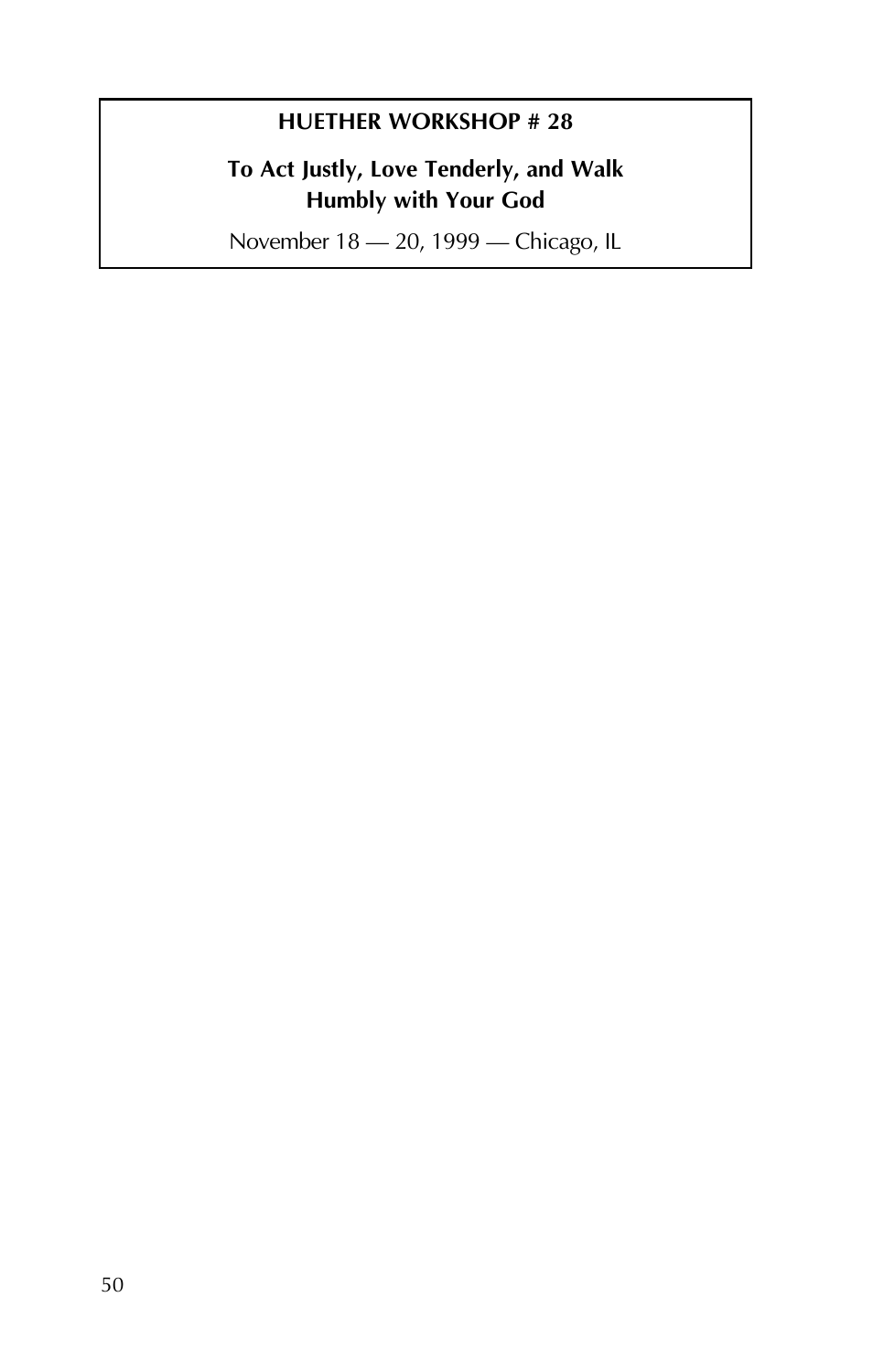**HUETHER WORKSHOP # 28**

**To Act Justly, Love Tenderly, and Walk Humbly with Your God**

November 18 — 20, 1999 — Chicago, IL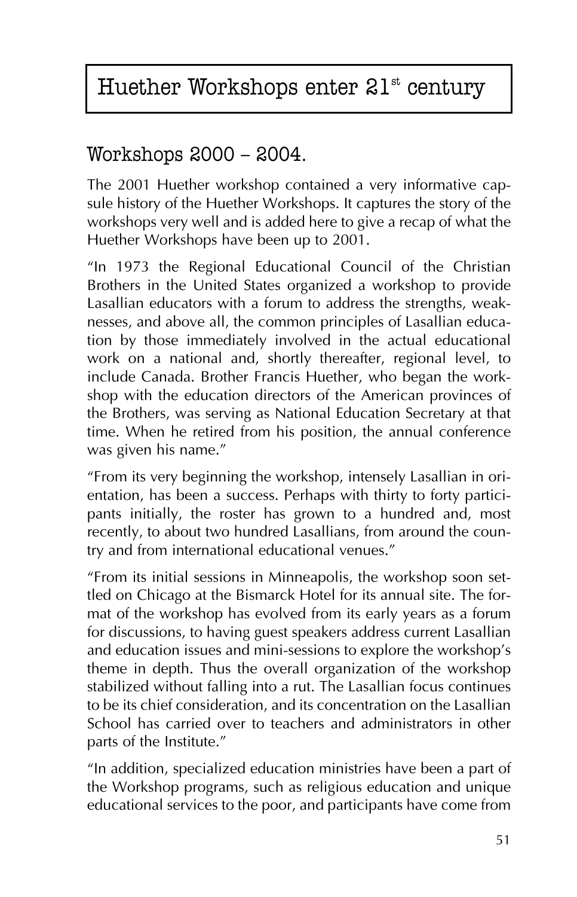# Huether Workshops enter 21st century

## Workshops 2000 – 2004.

The 2001 Huether workshop contained a very informative capsule history of the Huether Workshops. It captures the story of the workshops very well and is added here to give a recap of what the Huether Workshops have been up to 2001.

"In 1973 the Regional Educational Council of the Christian Brothers in the United States organized a workshop to provide Lasallian educators with a forum to address the strengths, weaknesses, and above all, the common principles of Lasallian education by those immediately involved in the actual educational work on a national and, shortly thereafter, regional level, to include Canada. Brother Francis Huether, who began the workshop with the education directors of the American provinces of the Brothers, was serving as National Education Secretary at that time. When he retired from his position, the annual conference was given his name."

"From its very beginning the workshop, intensely Lasallian in orientation, has been a success. Perhaps with thirty to forty participants initially, the roster has grown to a hundred and, most recently, to about two hundred Lasallians, from around the country and from international educational venues."

"From its initial sessions in Minneapolis, the workshop soon settled on Chicago at the Bismarck Hotel for its annual site. The format of the workshop has evolved from its early years as a forum for discussions, to having guest speakers address current Lasallian and education issues and mini-sessions to explore the workshop's theme in depth. Thus the overall organization of the workshop stabilized without falling into a rut. The Lasallian focus continues to be its chief consideration, and its concentration on the Lasallian School has carried over to teachers and administrators in other parts of the Institute."

"In addition, specialized education ministries have been a part of the Workshop programs, such as religious education and unique educational services to the poor, and participants have come from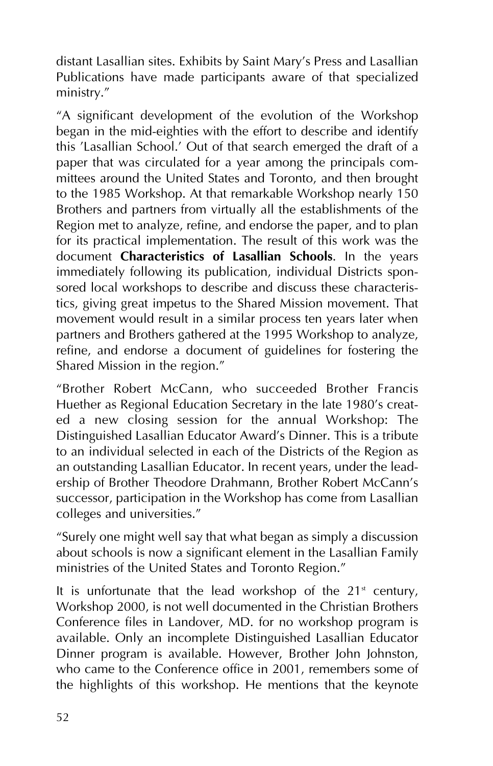distant Lasallian sites. Exhibits by Saint Mary's Press and Lasallian Publications have made participants aware of that specialized ministry."

"A significant development of the evolution of the Workshop began in the mid-eighties with the effort to describe and identify this 'Lasallian School.' Out of that search emerged the draft of a paper that was circulated for a year among the principals committees around the United States and Toronto, and then brought to the 1985 Workshop. At that remarkable Workshop nearly 150 Brothers and partners from virtually all the establishments of the Region met to analyze, refine, and endorse the paper, and to plan for its practical implementation. The result of this work was the document **Characteristics of Lasallian Schools**. In the years immediately following its publication, individual Districts sponsored local workshops to describe and discuss these characteristics, giving great impetus to the Shared Mission movement. That movement would result in a similar process ten years later when partners and Brothers gathered at the 1995 Workshop to analyze, refine, and endorse a document of guidelines for fostering the Shared Mission in the region."

"Brother Robert McCann, who succeeded Brother Francis Huether as Regional Education Secretary in the late 1980's created a new closing session for the annual Workshop: The Distinguished Lasallian Educator Award's Dinner. This is a tribute to an individual selected in each of the Districts of the Region as an outstanding Lasallian Educator. In recent years, under the leadership of Brother Theodore Drahmann, Brother Robert McCann's successor, participation in the Workshop has come from Lasallian colleges and universities."

"Surely one might well say that what began as simply a discussion about schools is now a significant element in the Lasallian Family ministries of the United States and Toronto Region."

It is unfortunate that the lead workshop of the 21st century, Workshop 2000, is not well documented in the Christian Brothers Conference files in Landover, MD. for no workshop program is available. Only an incomplete Distinguished Lasallian Educator Dinner program is available. However, Brother John Johnston, who came to the Conference office in 2001, remembers some of the highlights of this workshop. He mentions that the keynote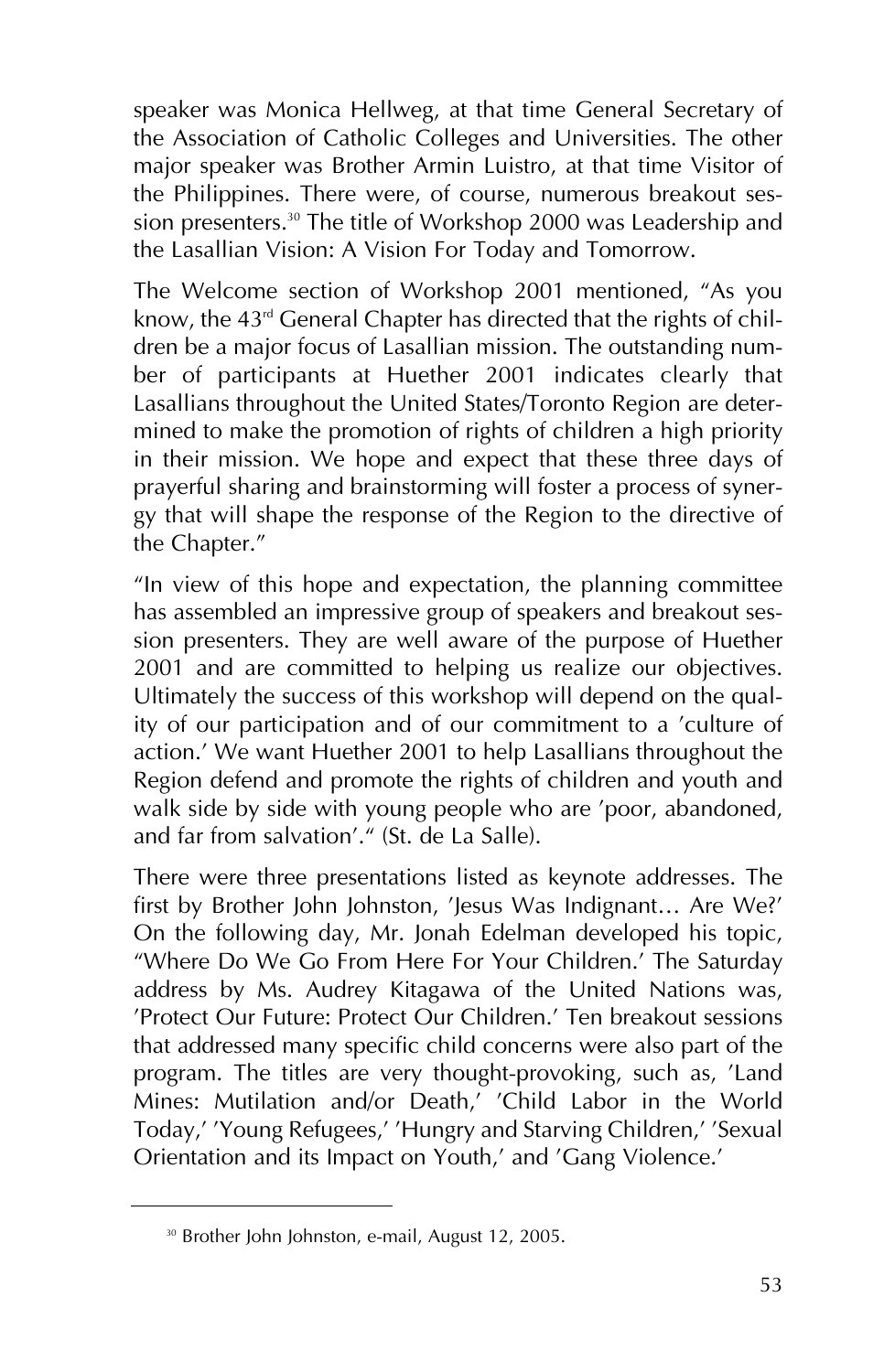speaker was Monica Hellweg, at that time General Secretary of the Association of Catholic Colleges and Universities. The other major speaker was Brother Armin Luistro, at that time Visitor of the Philippines. There were, of course, numerous breakout session presenters.[30] The title of Workshop 2000 was Leadership and the Lasallian Vision: A Vision For Today and Tomorrow.

The Welcome section of Workshop 2001 mentioned, "As you know, the 43rd General Chapter has directed that the rights of children be a major focus of Lasallian mission. The outstanding number of participants at Huether 2001 indicates clearly that Lasallians throughout the United States/Toronto Region are determined to make the promotion of rights of children a high priority in their mission. We hope and expect that these three days of prayerful sharing and brainstorming will foster a process of synergy that will shape the response of the Region to the directive of the Chapter."

"In view of this hope and expectation, the planning committee has assembled an impressive group of speakers and breakout session presenters. They are well aware of the purpose of Huether 2001 and are committed to helping us realize our objectives. Ultimately the success of this workshop will depend on the quality of our participation and of our commitment to a 'culture of action.' We want Huether 2001 to help Lasallians throughout the Region defend and promote the rights of children and youth and walk side by side with young people who are 'poor, abandoned, and far from salvation'." (St. de La Salle).

There were three presentations listed as keynote addresses. The first by Brother John Johnston, 'Jesus Was Indignant… Are We?' On the following day, Mr. Jonah Edelman developed his topic, "Where Do We Go From Here For Your Children.' The Saturday address by Ms. Audrey Kitagawa of the United Nations was, 'Protect Our Future: Protect Our Children.' Ten breakout sessions that addressed many specific child concerns were also part of the program. The titles are very thought-provoking, such as, 'Land Mines: Mutilation and/or Death,' 'Child Labor in the World Today,' 'Young Refugees,' 'Hungry and Starving Children,' 'Sexual Orientation and its Impact on Youth,' and 'Gang Violence.'

---

[30] Brother John Johnston, e-mail, August 12, 2005.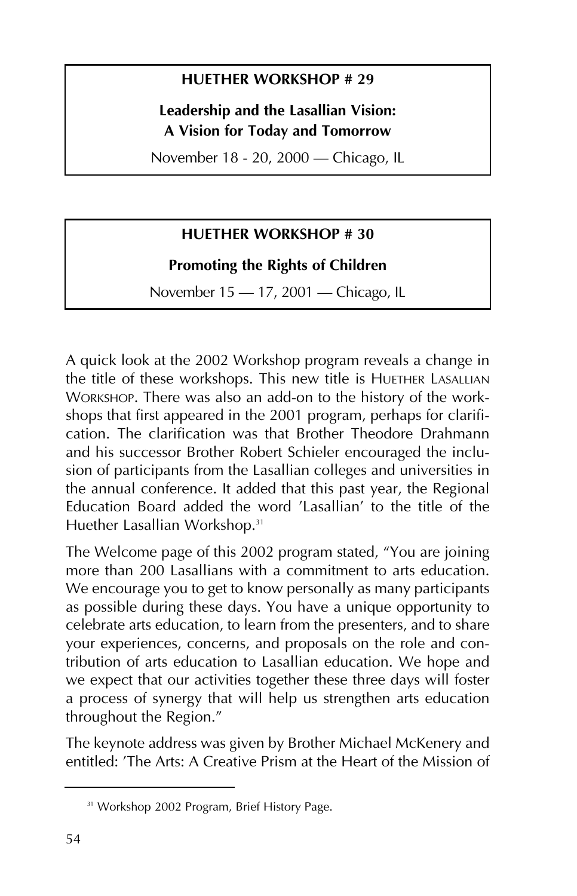**HUETHER WORKSHOP # 29**

**Leadership and the Lasallian Vision:**
**A Vision for Today and Tomorrow**

November 18 - 20, 2000 — Chicago, IL

**HUETHER WORKSHOP # 30**

**Promoting the Rights of Children**

November 15 — 17, 2001 — Chicago, IL

A quick look at the 2002 Workshop program reveals a change in the title of these workshops. This new title is HUETHER LASALLIAN WORKSHOP. There was also an add-on to the history of the workshops that first appeared in the 2001 program, perhaps for clarification. The clarification was that Brother Theodore Drahmann and his successor Brother Robert Schieler encouraged the inclusion of participants from the Lasallian colleges and universities in the annual conference. It added that this past year, the Regional Education Board added the word 'Lasallian' to the title of the Huether Lasallian Workshop.[31]

The Welcome page of this 2002 program stated, "You are joining more than 200 Lasallians with a commitment to arts education. We encourage you to get to know personally as many participants as possible during these days. You have a unique opportunity to celebrate arts education, to learn from the presenters, and to share your experiences, concerns, and proposals on the role and contribution of arts education to Lasallian education. We hope and we expect that our activities together these three days will foster a process of synergy that will help us strengthen arts education throughout the Region."

The keynote address was given by Brother Michael McKenery and entitled: 'The Arts: A Creative Prism at the Heart of the Mission of

[31] Workshop 2002 Program, Brief History Page.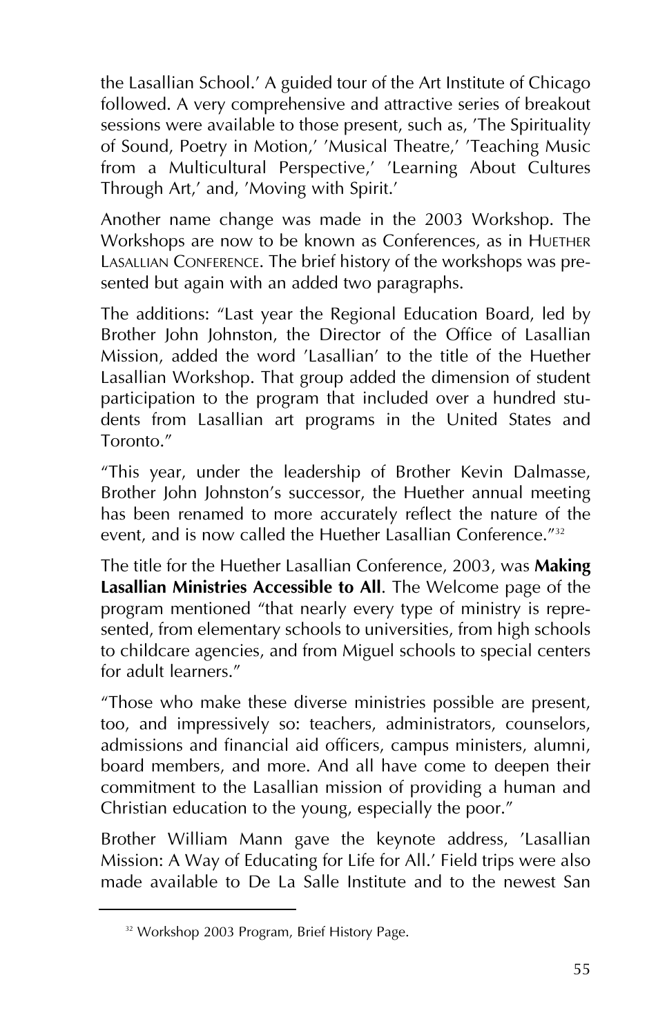the Lasallian School.' A guided tour of the Art Institute of Chicago followed. A very comprehensive and attractive series of breakout sessions were available to those present, such as, 'The Spirituality of Sound, Poetry in Motion,' 'Musical Theatre,' 'Teaching Music from a Multicultural Perspective,' 'Learning About Cultures Through Art,' and, 'Moving with Spirit.'

Another name change was made in the 2003 Workshop. The Workshops are now to be known as Conferences, as in HUETHER LASALLIAN CONFERENCE. The brief history of the workshops was presented but again with an added two paragraphs.

The additions: "Last year the Regional Education Board, led by Brother John Johnston, the Director of the Office of Lasallian Mission, added the word 'Lasallian' to the title of the Huether Lasallian Workshop. That group added the dimension of student participation to the program that included over a hundred students from Lasallian art programs in the United States and Toronto."

"This year, under the leadership of Brother Kevin Dalmasse, Brother John Johnston's successor, the Huether annual meeting has been renamed to more accurately reflect the nature of the event, and is now called the Huether Lasallian Conference."[32]

The title for the Huether Lasallian Conference, 2003, was **Making Lasallian Ministries Accessible to All**. The Welcome page of the program mentioned "that nearly every type of ministry is represented, from elementary schools to universities, from high schools to childcare agencies, and from Miguel schools to special centers for adult learners."

"Those who make these diverse ministries possible are present, too, and impressively so: teachers, administrators, counselors, admissions and financial aid officers, campus ministers, alumni, board members, and more. And all have come to deepen their commitment to the Lasallian mission of providing a human and Christian education to the young, especially the poor."

Brother William Mann gave the keynote address, 'Lasallian Mission: A Way of Educating for Life for All.' Field trips were also made available to De La Salle Institute and to the newest San

[32] Workshop 2003 Program, Brief History Page.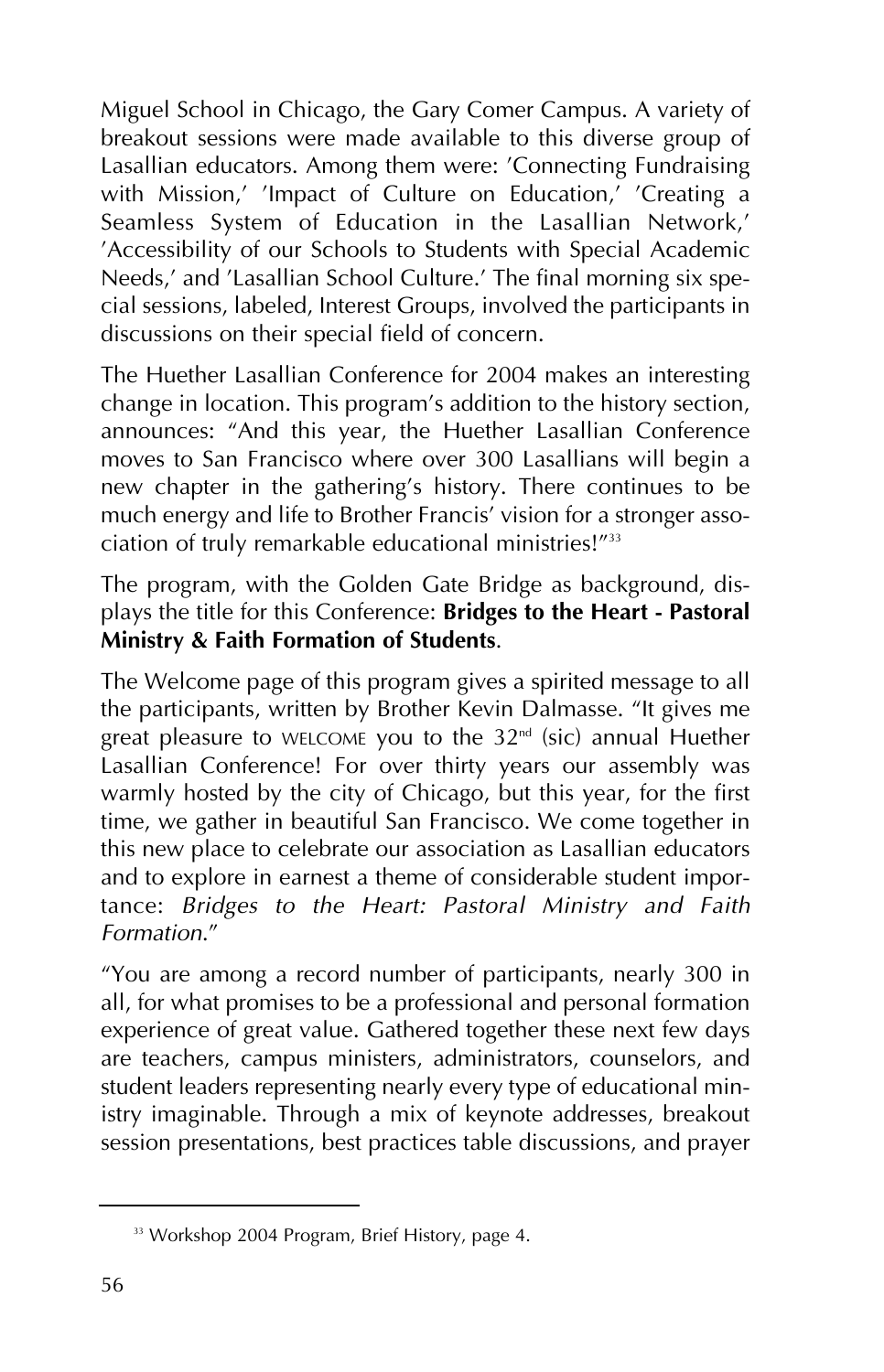Miguel School in Chicago, the Gary Comer Campus. A variety of breakout sessions were made available to this diverse group of Lasallian educators. Among them were: 'Connecting Fundraising with Mission,' 'Impact of Culture on Education,' 'Creating a Seamless System of Education in the Lasallian Network,' 'Accessibility of our Schools to Students with Special Academic Needs,' and 'Lasallian School Culture.' The final morning six special sessions, labeled, Interest Groups, involved the participants in discussions on their special field of concern.

The Huether Lasallian Conference for 2004 makes an interesting change in location. This program's addition to the history section, announces: "And this year, the Huether Lasallian Conference moves to San Francisco where over 300 Lasallians will begin a new chapter in the gathering's history. There continues to be much energy and life to Brother Francis' vision for a stronger association of truly remarkable educational ministries!"[33]

The program, with the Golden Gate Bridge as background, displays the title for this Conference: **Bridges to the Heart - Pastoral Ministry & Faith Formation of Students**.

The Welcome page of this program gives a spirited message to all the participants, written by Brother Kevin Dalmasse. "It gives me great pleasure to WELCOME you to the 32nd (sic) annual Huether Lasallian Conference! For over thirty years our assembly was warmly hosted by the city of Chicago, but this year, for the first time, we gather in beautiful San Francisco. We come together in this new place to celebrate our association as Lasallian educators and to explore in earnest a theme of considerable student importance: *Bridges to the Heart: Pastoral Ministry and Faith Formation*."

"You are among a record number of participants, nearly 300 in all, for what promises to be a professional and personal formation experience of great value. Gathered together these next few days are teachers, campus ministers, administrators, counselors, and student leaders representing nearly every type of educational ministry imaginable. Through a mix of keynote addresses, breakout session presentations, best practices table discussions, and prayer

---

[33] Workshop 2004 Program, Brief History, page 4.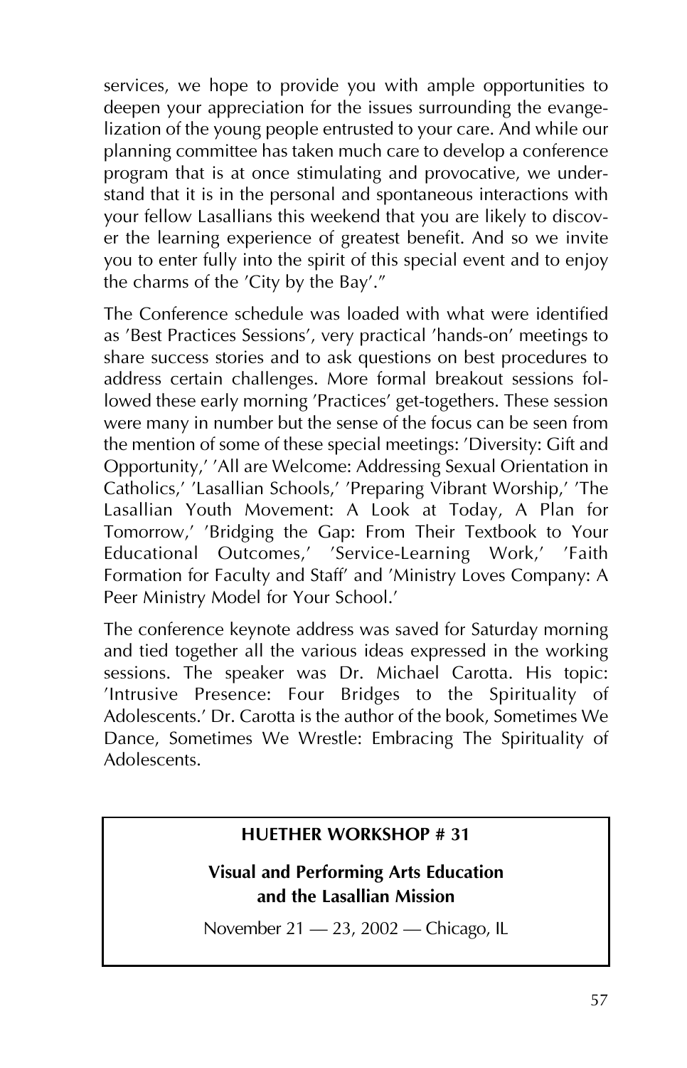services, we hope to provide you with ample opportunities to deepen your appreciation for the issues surrounding the evangelization of the young people entrusted to your care. And while our planning committee has taken much care to develop a conference program that is at once stimulating and provocative, we understand that it is in the personal and spontaneous interactions with your fellow Lasallians this weekend that you are likely to discover the learning experience of greatest benefit. And so we invite you to enter fully into the spirit of this special event and to enjoy the charms of the 'City by the Bay'."

The Conference schedule was loaded with what were identified as 'Best Practices Sessions', very practical 'hands-on' meetings to share success stories and to ask questions on best procedures to address certain challenges. More formal breakout sessions followed these early morning 'Practices' get-togethers. These session were many in number but the sense of the focus can be seen from the mention of some of these special meetings: 'Diversity: Gift and Opportunity,' 'All are Welcome: Addressing Sexual Orientation in Catholics,' 'Lasallian Schools,' 'Preparing Vibrant Worship,' 'The Lasallian Youth Movement: A Look at Today, A Plan for Tomorrow,' 'Bridging the Gap: From Their Textbook to Your Educational Outcomes,' 'Service-Learning Work,' 'Faith Formation for Faculty and Staff' and 'Ministry Loves Company: A Peer Ministry Model for Your School.'

The conference keynote address was saved for Saturday morning and tied together all the various ideas expressed in the working sessions. The speaker was Dr. Michael Carotta. His topic: 'Intrusive Presence: Four Bridges to the Spirituality of Adolescents.' Dr. Carotta is the author of the book, Sometimes We Dance, Sometimes We Wrestle: Embracing The Spirituality of Adolescents.

**HUETHER WORKSHOP # 31**

**Visual and Performing Arts Education and the Lasallian Mission**

November 21 — 23, 2002 — Chicago, IL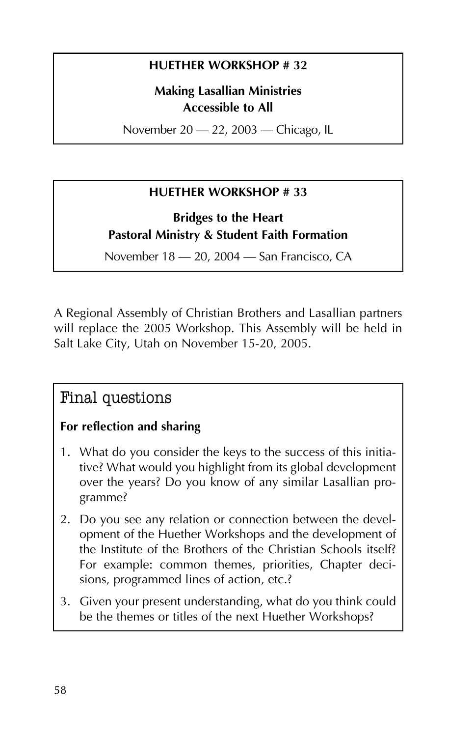**HUETHER WORKSHOP # 32**

**Making Lasallian Ministries Accessible to All**

November 20 — 22, 2003 — Chicago, IL

**HUETHER WORKSHOP # 33**

**Bridges to the Heart**
**Pastoral Ministry & Student Faith Formation**

November 18 — 20, 2004 — San Francisco, CA

A Regional Assembly of Christian Brothers and Lasallian partners will replace the 2005 Workshop. This Assembly will be held in Salt Lake City, Utah on November 15-20, 2005.

## Final questions

**For reflection and sharing**

1. What do you consider the keys to the success of this initiative? What would you highlight from its global development over the years? Do you know of any similar Lasallian programme?
2. Do you see any relation or connection between the development of the Huether Workshops and the development of the Institute of the Brothers of the Christian Schools itself? For example: common themes, priorities, Chapter decisions, programmed lines of action, etc.?
3. Given your present understanding, what do you think could be the themes or titles of the next Huether Workshops?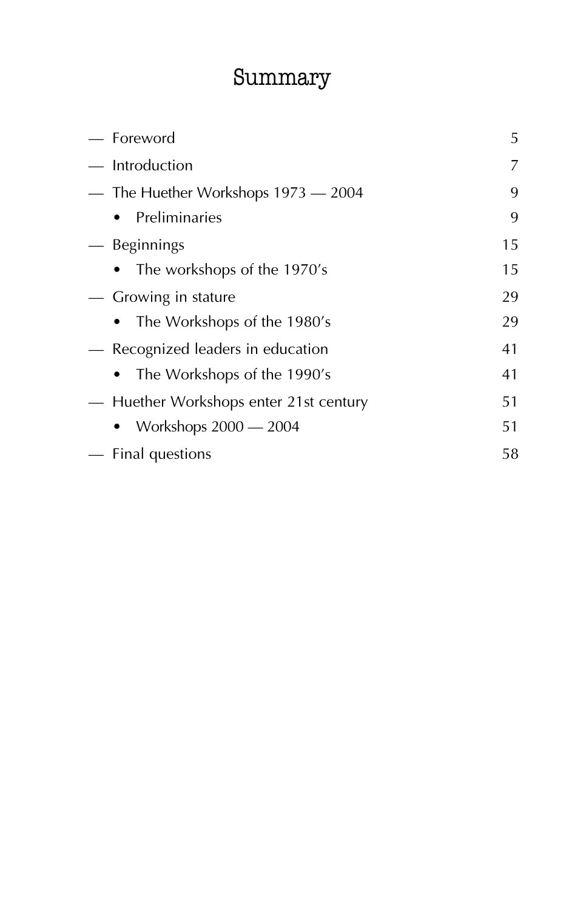# Summary

| | |
|---|---|
| — Foreword | 5 |
| — Introduction | 7 |
| — The Huether Workshops 1973 — 2004 | 9 |
| • Preliminaries | 9 |
| — Beginnings | 15 |
| • The workshops of the 1970's | 15 |
| — Growing in stature | 29 |
| • The Workshops of the 1980's | 29 |
| — Recognized leaders in education | 41 |
| • The Workshops of the 1990's | 41 |
| — Huether Workshops enter 21st century | 51 |
| • Workshops 2000 — 2004 | 51 |
| — Final questions | 58 |